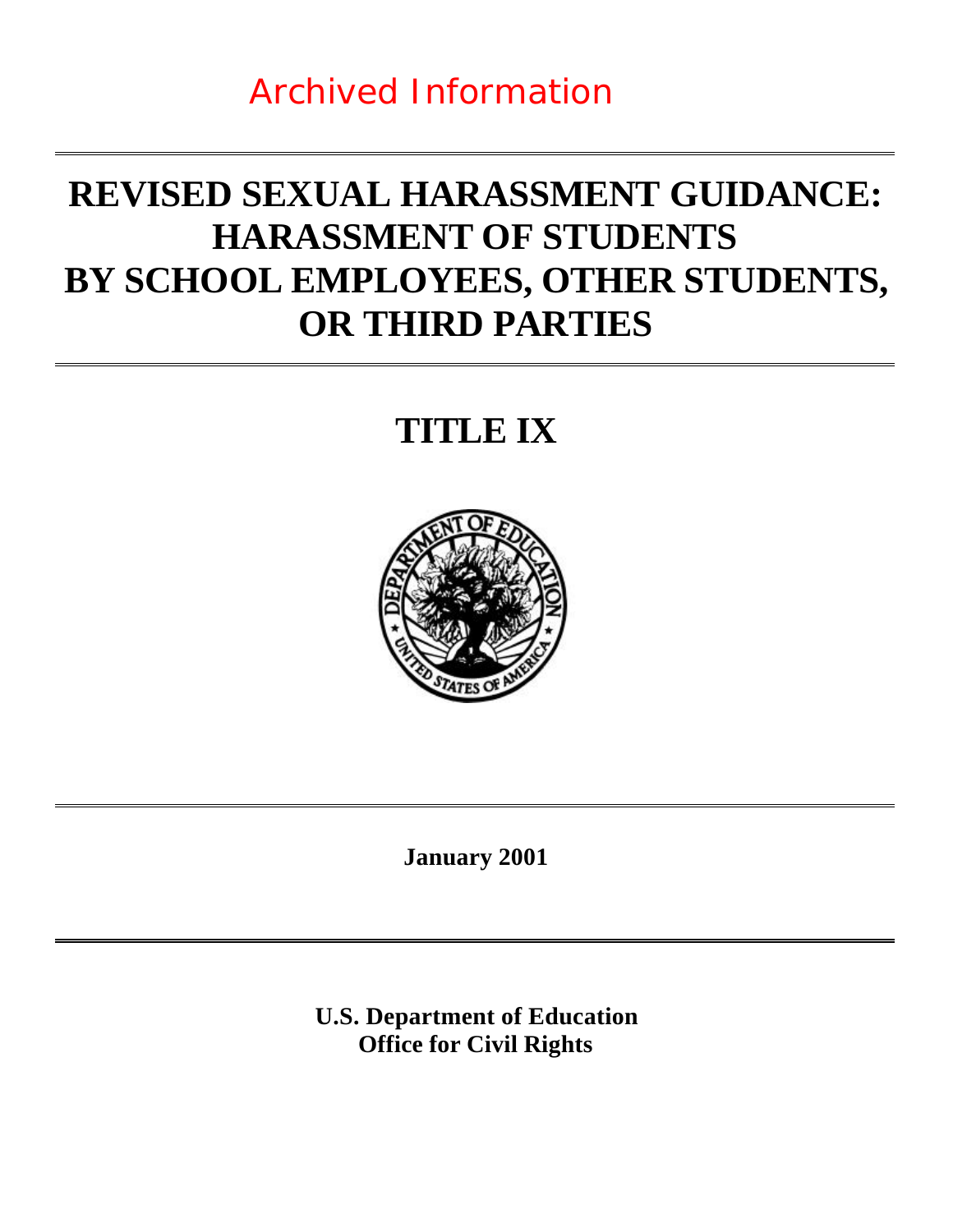Archived Information

# REVISED SEXUAL HARASSMENT GUIDANCE: HARASSMENT OF STUDENTS BY SCHOOL EMPLOYEES, OTHER STUDENTS, OR THIRD PARTIES

# TITLE IX

**January 2001**

**U.S. Department of Education**
**Office for Civil Rights**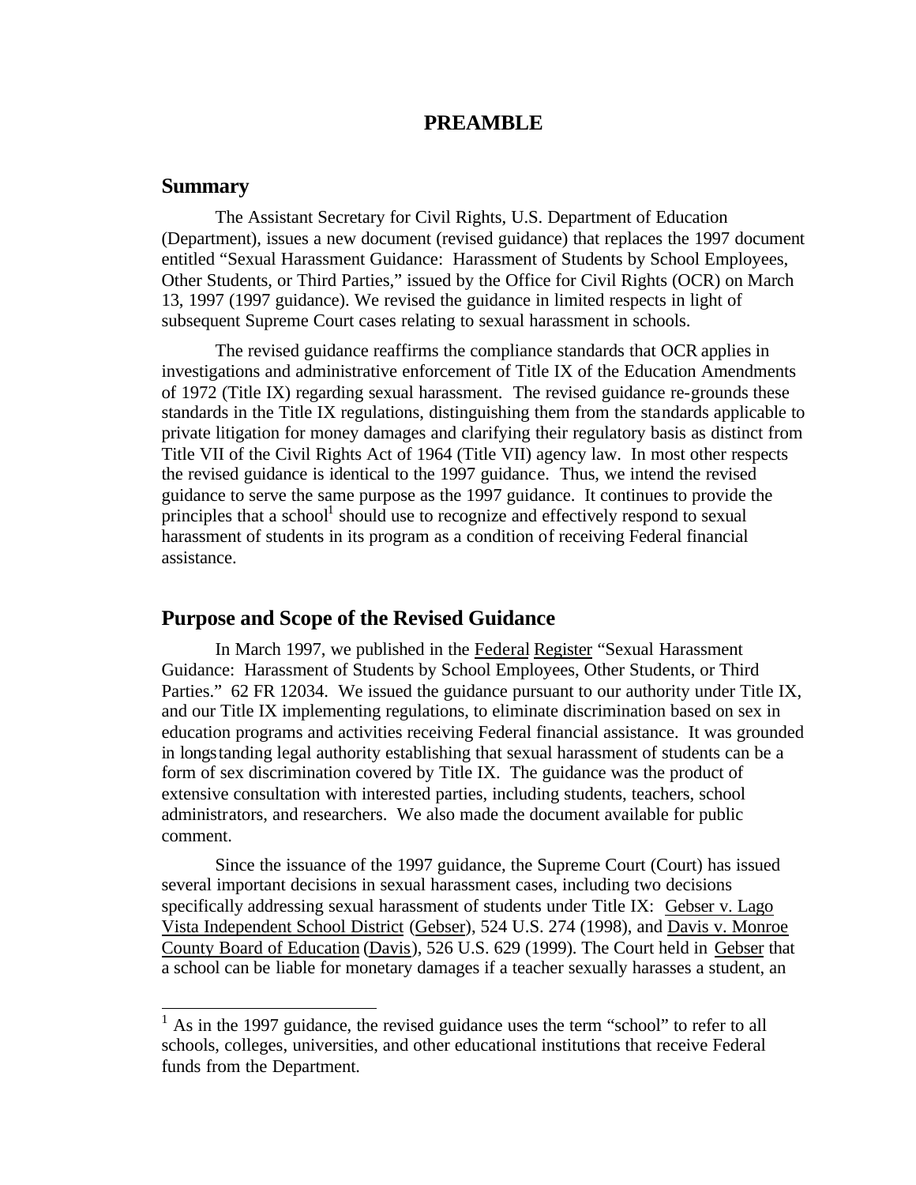# PREAMBLE

## Summary

The Assistant Secretary for Civil Rights, U.S. Department of Education (Department), issues a new document (revised guidance) that replaces the 1997 document entitled "Sexual Harassment Guidance: Harassment of Students by School Employees, Other Students, or Third Parties," issued by the Office for Civil Rights (OCR) on March 13, 1997 (1997 guidance). We revised the guidance in limited respects in light of subsequent Supreme Court cases relating to sexual harassment in schools.

The revised guidance reaffirms the compliance standards that OCR applies in investigations and administrative enforcement of Title IX of the Education Amendments of 1972 (Title IX) regarding sexual harassment. The revised guidance re-grounds these standards in the Title IX regulations, distinguishing them from the standards applicable to private litigation for money damages and clarifying their regulatory basis as distinct from Title VII of the Civil Rights Act of 1964 (Title VII) agency law. In most other respects the revised guidance is identical to the 1997 guidance. Thus, we intend the revised guidance to serve the same purpose as the 1997 guidance. It continues to provide the principles that a school[1] should use to recognize and effectively respond to sexual harassment of students in its program as a condition of receiving Federal financial assistance.

## Purpose and Scope of the Revised Guidance

In March 1997, we published in the Federal Register "Sexual Harassment Guidance: Harassment of Students by School Employees, Other Students, or Third Parties." 62 FR 12034. We issued the guidance pursuant to our authority under Title IX, and our Title IX implementing regulations, to eliminate discrimination based on sex in education programs and activities receiving Federal financial assistance. It was grounded in longstanding legal authority establishing that sexual harassment of students can be a form of sex discrimination covered by Title IX. The guidance was the product of extensive consultation with interested parties, including students, teachers, school administrators, and researchers. We also made the document available for public comment.

Since the issuance of the 1997 guidance, the Supreme Court (Court) has issued several important decisions in sexual harassment cases, including two decisions specifically addressing sexual harassment of students under Title IX: Gebser v. Lago Vista Independent School District (Gebser), 524 U.S. 274 (1998), and Davis v. Monroe County Board of Education (Davis), 526 U.S. 629 (1999). The Court held in Gebser that a school can be liable for monetary damages if a teacher sexually harasses a student, an

[1] As in the 1997 guidance, the revised guidance uses the term "school" to refer to all schools, colleges, universities, and other educational institutions that receive Federal funds from the Department.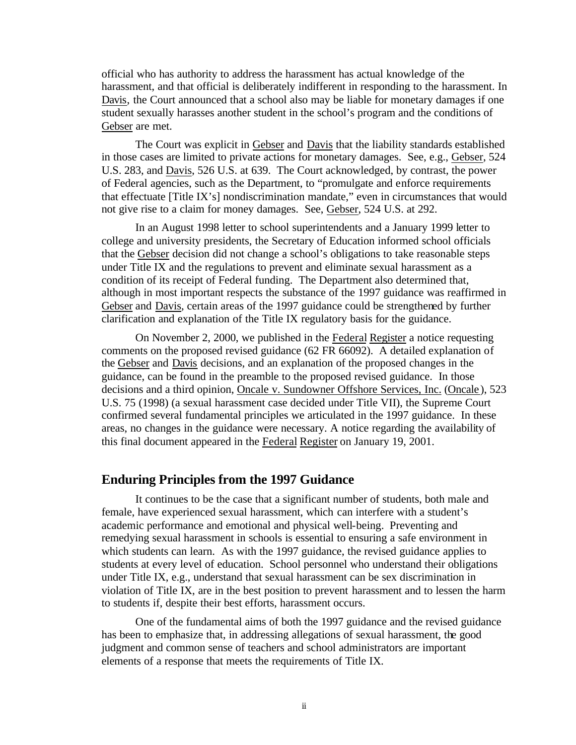official who has authority to address the harassment has actual knowledge of the harassment, and that official is deliberately indifferent in responding to the harassment. In Davis, the Court announced that a school also may be liable for monetary damages if one student sexually harasses another student in the school's program and the conditions of Gebser are met.

The Court was explicit in Gebser and Davis that the liability standards established in those cases are limited to private actions for monetary damages. See, e.g., Gebser, 524 U.S. 283, and Davis, 526 U.S. at 639. The Court acknowledged, by contrast, the power of Federal agencies, such as the Department, to "promulgate and enforce requirements that effectuate [Title IX's] nondiscrimination mandate," even in circumstances that would not give rise to a claim for money damages. See, Gebser, 524 U.S. at 292.

In an August 1998 letter to school superintendents and a January 1999 letter to college and university presidents, the Secretary of Education informed school officials that the Gebser decision did not change a school's obligations to take reasonable steps under Title IX and the regulations to prevent and eliminate sexual harassment as a condition of its receipt of Federal funding. The Department also determined that, although in most important respects the substance of the 1997 guidance was reaffirmed in Gebser and Davis, certain areas of the 1997 guidance could be strengthened by further clarification and explanation of the Title IX regulatory basis for the guidance.

On November 2, 2000, we published in the Federal Register a notice requesting comments on the proposed revised guidance (62 FR 66092). A detailed explanation of the Gebser and Davis decisions, and an explanation of the proposed changes in the guidance, can be found in the preamble to the proposed revised guidance. In those decisions and a third opinion, Oncale v. Sundowner Offshore Services, Inc. (Oncale), 523 U.S. 75 (1998) (a sexual harassment case decided under Title VII), the Supreme Court confirmed several fundamental principles we articulated in the 1997 guidance. In these areas, no changes in the guidance were necessary. A notice regarding the availability of this final document appeared in the Federal Register on January 19, 2001.

## Enduring Principles from the 1997 Guidance

It continues to be the case that a significant number of students, both male and female, have experienced sexual harassment, which can interfere with a student's academic performance and emotional and physical well-being. Preventing and remedying sexual harassment in schools is essential to ensuring a safe environment in which students can learn. As with the 1997 guidance, the revised guidance applies to students at every level of education. School personnel who understand their obligations under Title IX, e.g., understand that sexual harassment can be sex discrimination in violation of Title IX, are in the best position to prevent harassment and to lessen the harm to students if, despite their best efforts, harassment occurs.

One of the fundamental aims of both the 1997 guidance and the revised guidance has been to emphasize that, in addressing allegations of sexual harassment, the good judgment and common sense of teachers and school administrators are important elements of a response that meets the requirements of Title IX.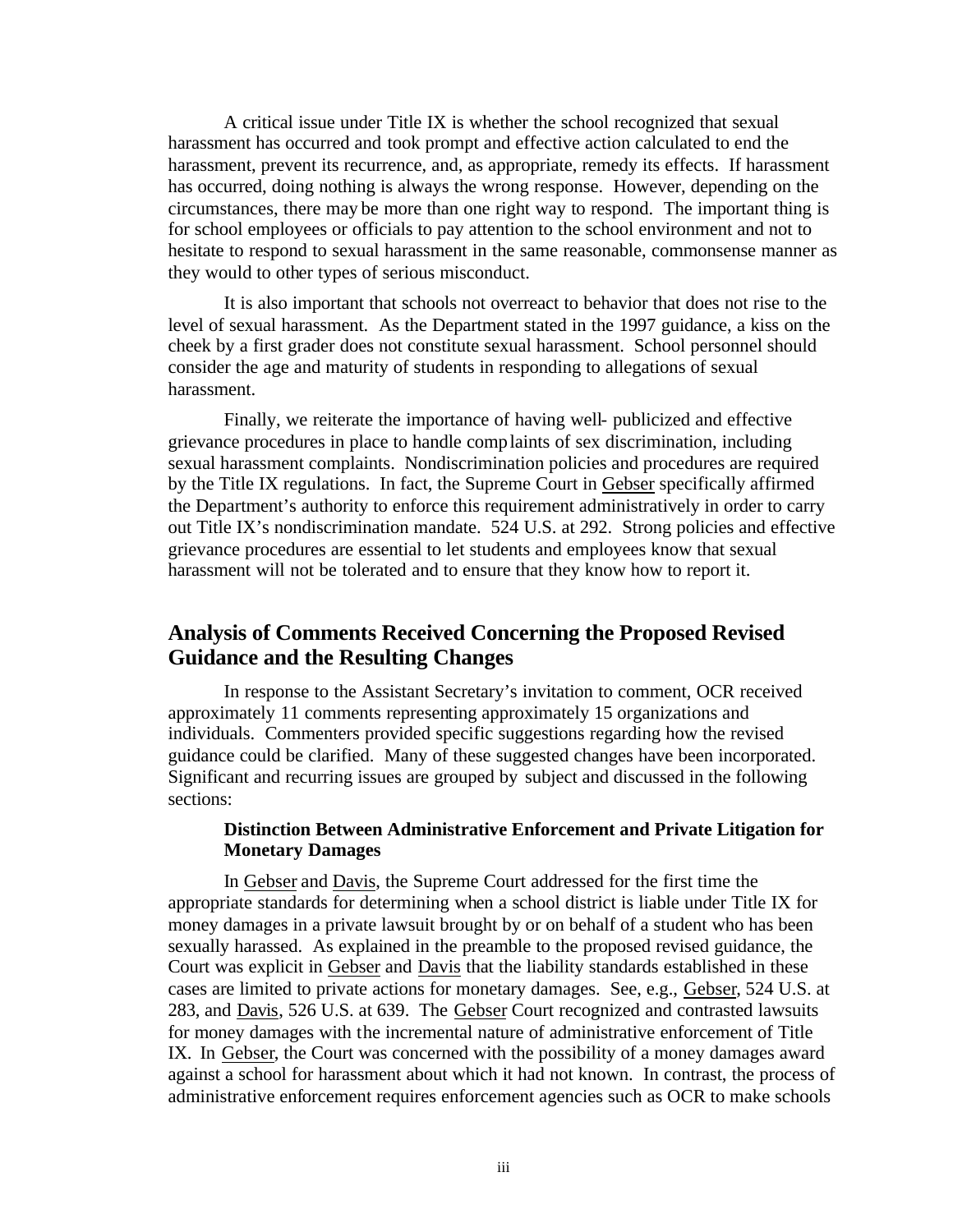A critical issue under Title IX is whether the school recognized that sexual harassment has occurred and took prompt and effective action calculated to end the harassment, prevent its recurrence, and, as appropriate, remedy its effects. If harassment has occurred, doing nothing is always the wrong response. However, depending on the circumstances, there may be more than one right way to respond. The important thing is for school employees or officials to pay attention to the school environment and not to hesitate to respond to sexual harassment in the same reasonable, commonsense manner as they would to other types of serious misconduct.

It is also important that schools not overreact to behavior that does not rise to the level of sexual harassment. As the Department stated in the 1997 guidance, a kiss on the cheek by a first grader does not constitute sexual harassment. School personnel should consider the age and maturity of students in responding to allegations of sexual harassment.

Finally, we reiterate the importance of having well- publicized and effective grievance procedures in place to handle complaints of sex discrimination, including sexual harassment complaints. Nondiscrimination policies and procedures are required by the Title IX regulations. In fact, the Supreme Court in Gebser specifically affirmed the Department's authority to enforce this requirement administratively in order to carry out Title IX's nondiscrimination mandate. 524 U.S. at 292. Strong policies and effective grievance procedures are essential to let students and employees know that sexual harassment will not be tolerated and to ensure that they know how to report it.

## Analysis of Comments Received Concerning the Proposed Revised Guidance and the Resulting Changes

In response to the Assistant Secretary's invitation to comment, OCR received approximately 11 comments representing approximately 15 organizations and individuals. Commenters provided specific suggestions regarding how the revised guidance could be clarified. Many of these suggested changes have been incorporated. Significant and recurring issues are grouped by subject and discussed in the following sections:

### Distinction Between Administrative Enforcement and Private Litigation for Monetary Damages

In Gebser and Davis, the Supreme Court addressed for the first time the appropriate standards for determining when a school district is liable under Title IX for money damages in a private lawsuit brought by or on behalf of a student who has been sexually harassed. As explained in the preamble to the proposed revised guidance, the Court was explicit in Gebser and Davis that the liability standards established in these cases are limited to private actions for monetary damages. See, e.g., Gebser, 524 U.S. at 283, and Davis, 526 U.S. at 639. The Gebser Court recognized and contrasted lawsuits for money damages with the incremental nature of administrative enforcement of Title IX. In Gebser, the Court was concerned with the possibility of a money damages award against a school for harassment about which it had not known. In contrast, the process of administrative enforcement requires enforcement agencies such as OCR to make schools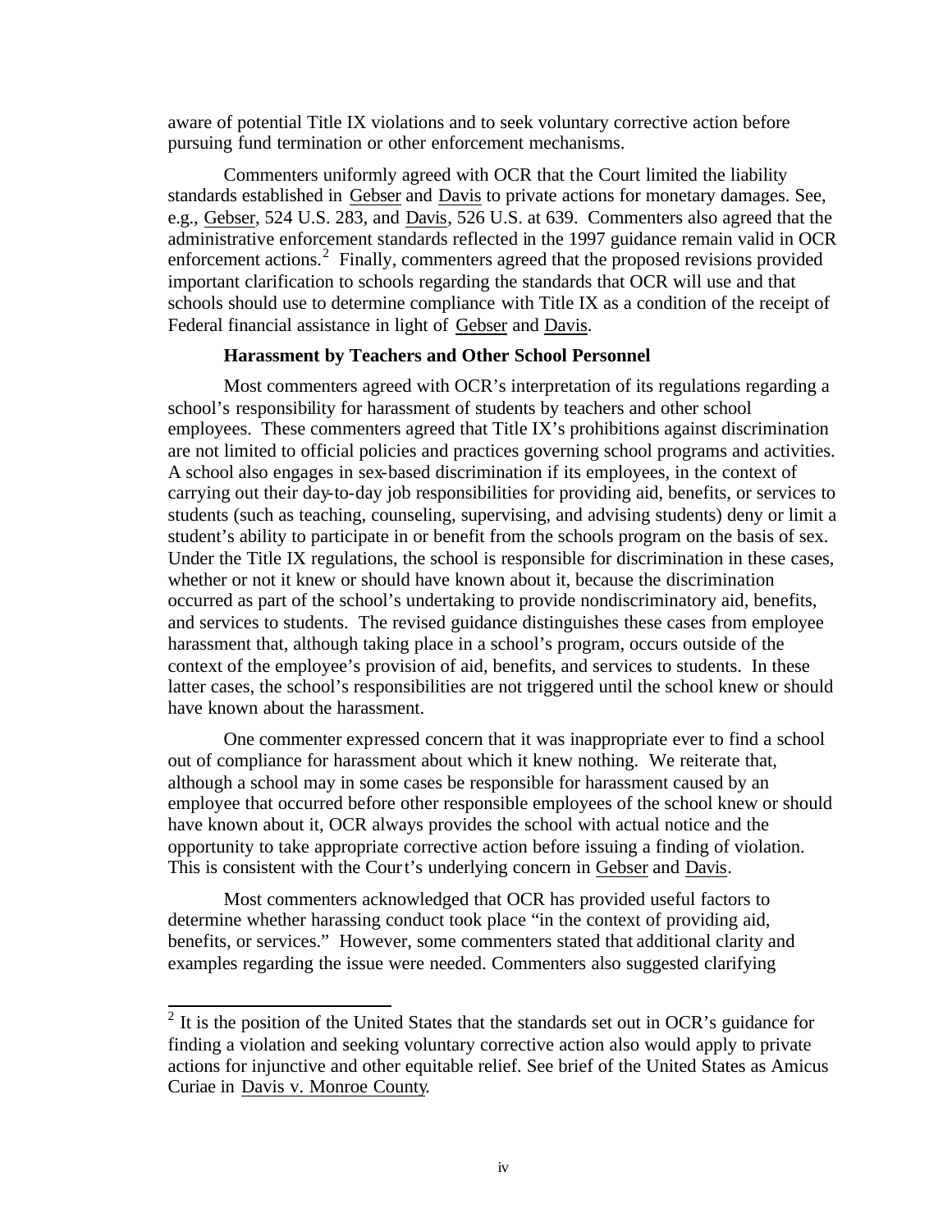aware of potential Title IX violations and to seek voluntary corrective action before pursuing fund termination or other enforcement mechanisms.

Commenters uniformly agreed with OCR that the Court limited the liability standards established in Gebser and Davis to private actions for monetary damages. See, e.g., Gebser, 524 U.S. 283, and Davis, 526 U.S. at 639. Commenters also agreed that the administrative enforcement standards reflected in the 1997 guidance remain valid in OCR enforcement actions.[2] Finally, commenters agreed that the proposed revisions provided important clarification to schools regarding the standards that OCR will use and that schools should use to determine compliance with Title IX as a condition of the receipt of Federal financial assistance in light of Gebser and Davis.

**Harassment by Teachers and Other School Personnel**

Most commenters agreed with OCR's interpretation of its regulations regarding a school's responsibility for harassment of students by teachers and other school employees. These commenters agreed that Title IX's prohibitions against discrimination are not limited to official policies and practices governing school programs and activities. A school also engages in sex-based discrimination if its employees, in the context of carrying out their day-to-day job responsibilities for providing aid, benefits, or services to students (such as teaching, counseling, supervising, and advising students) deny or limit a student's ability to participate in or benefit from the schools program on the basis of sex. Under the Title IX regulations, the school is responsible for discrimination in these cases, whether or not it knew or should have known about it, because the discrimination occurred as part of the school's undertaking to provide nondiscriminatory aid, benefits, and services to students. The revised guidance distinguishes these cases from employee harassment that, although taking place in a school's program, occurs outside of the context of the employee's provision of aid, benefits, and services to students. In these latter cases, the school's responsibilities are not triggered until the school knew or should have known about the harassment.

One commenter expressed concern that it was inappropriate ever to find a school out of compliance for harassment about which it knew nothing. We reiterate that, although a school may in some cases be responsible for harassment caused by an employee that occurred before other responsible employees of the school knew or should have known about it, OCR always provides the school with actual notice and the opportunity to take appropriate corrective action before issuing a finding of violation. This is consistent with the Court's underlying concern in Gebser and Davis.

Most commenters acknowledged that OCR has provided useful factors to determine whether harassing conduct took place "in the context of providing aid, benefits, or services." However, some commenters stated that additional clarity and examples regarding the issue were needed. Commenters also suggested clarifying

[2] It is the position of the United States that the standards set out in OCR's guidance for finding a violation and seeking voluntary corrective action also would apply to private actions for injunctive and other equitable relief. See brief of the United States as Amicus Curiae in Davis v. Monroe County.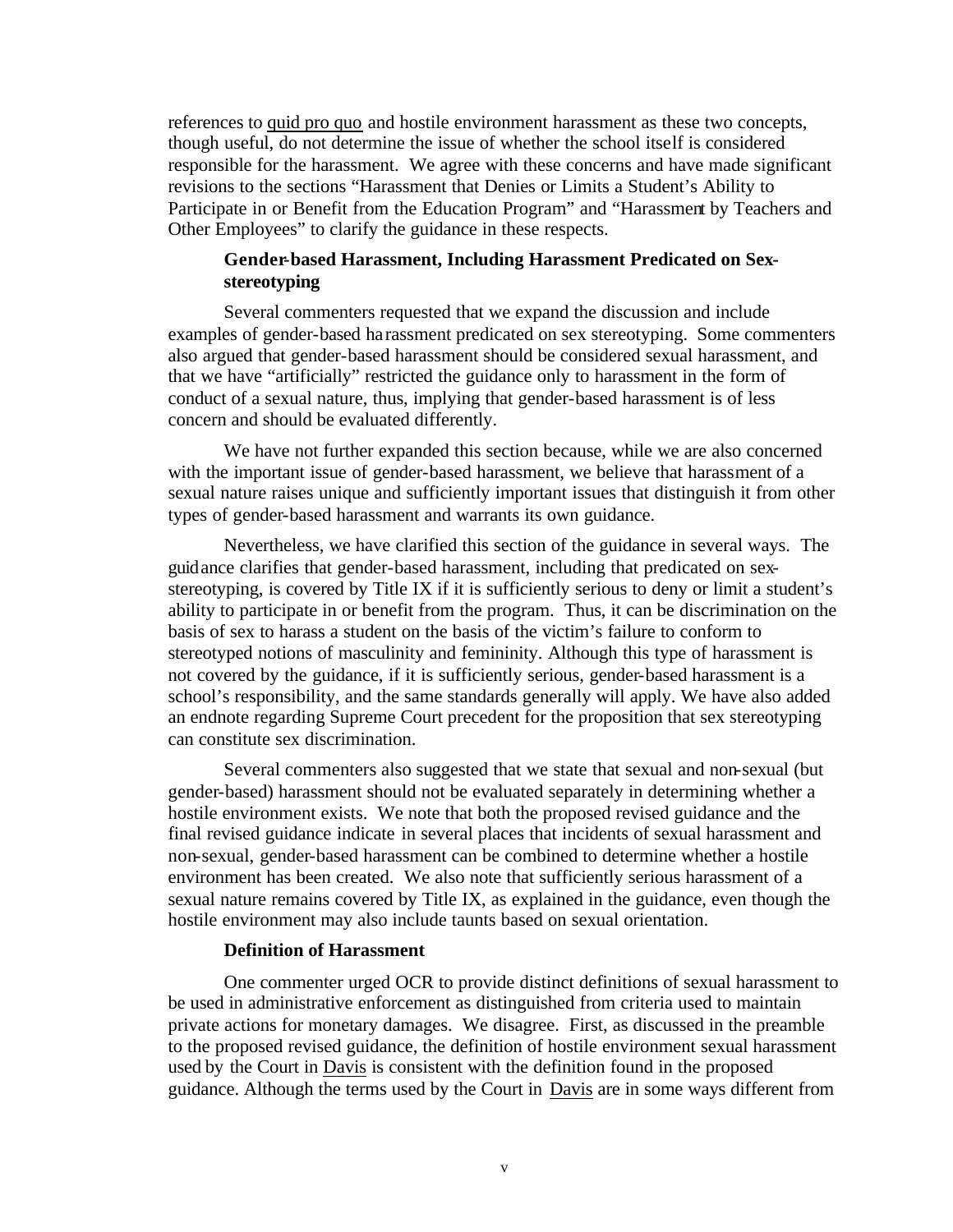references to quid pro quo and hostile environment harassment as these two concepts, though useful, do not determine the issue of whether the school itself is considered responsible for the harassment. We agree with these concerns and have made significant revisions to the sections "Harassment that Denies or Limits a Student's Ability to Participate in or Benefit from the Education Program" and "Harassment by Teachers and Other Employees" to clarify the guidance in these respects.

### Gender-based Harassment, Including Harassment Predicated on Sex-stereotyping

Several commenters requested that we expand the discussion and include examples of gender-based harassment predicated on sex stereotyping. Some commenters also argued that gender-based harassment should be considered sexual harassment, and that we have "artificially" restricted the guidance only to harassment in the form of conduct of a sexual nature, thus, implying that gender-based harassment is of less concern and should be evaluated differently.

We have not further expanded this section because, while we are also concerned with the important issue of gender-based harassment, we believe that harassment of a sexual nature raises unique and sufficiently important issues that distinguish it from other types of gender-based harassment and warrants its own guidance.

Nevertheless, we have clarified this section of the guidance in several ways. The guidance clarifies that gender-based harassment, including that predicated on sex-stereotyping, is covered by Title IX if it is sufficiently serious to deny or limit a student's ability to participate in or benefit from the program. Thus, it can be discrimination on the basis of sex to harass a student on the basis of the victim's failure to conform to stereotyped notions of masculinity and femininity. Although this type of harassment is not covered by the guidance, if it is sufficiently serious, gender-based harassment is a school's responsibility, and the same standards generally will apply. We have also added an endnote regarding Supreme Court precedent for the proposition that sex stereotyping can constitute sex discrimination.

Several commenters also suggested that we state that sexual and non-sexual (but gender-based) harassment should not be evaluated separately in determining whether a hostile environment exists. We note that both the proposed revised guidance and the final revised guidance indicate in several places that incidents of sexual harassment and non-sexual, gender-based harassment can be combined to determine whether a hostile environment has been created. We also note that sufficiently serious harassment of a sexual nature remains covered by Title IX, as explained in the guidance, even though the hostile environment may also include taunts based on sexual orientation.

### Definition of Harassment

One commenter urged OCR to provide distinct definitions of sexual harassment to be used in administrative enforcement as distinguished from criteria used to maintain private actions for monetary damages. We disagree. First, as discussed in the preamble to the proposed revised guidance, the definition of hostile environment sexual harassment used by the Court in Davis is consistent with the definition found in the proposed guidance. Although the terms used by the Court in Davis are in some ways different from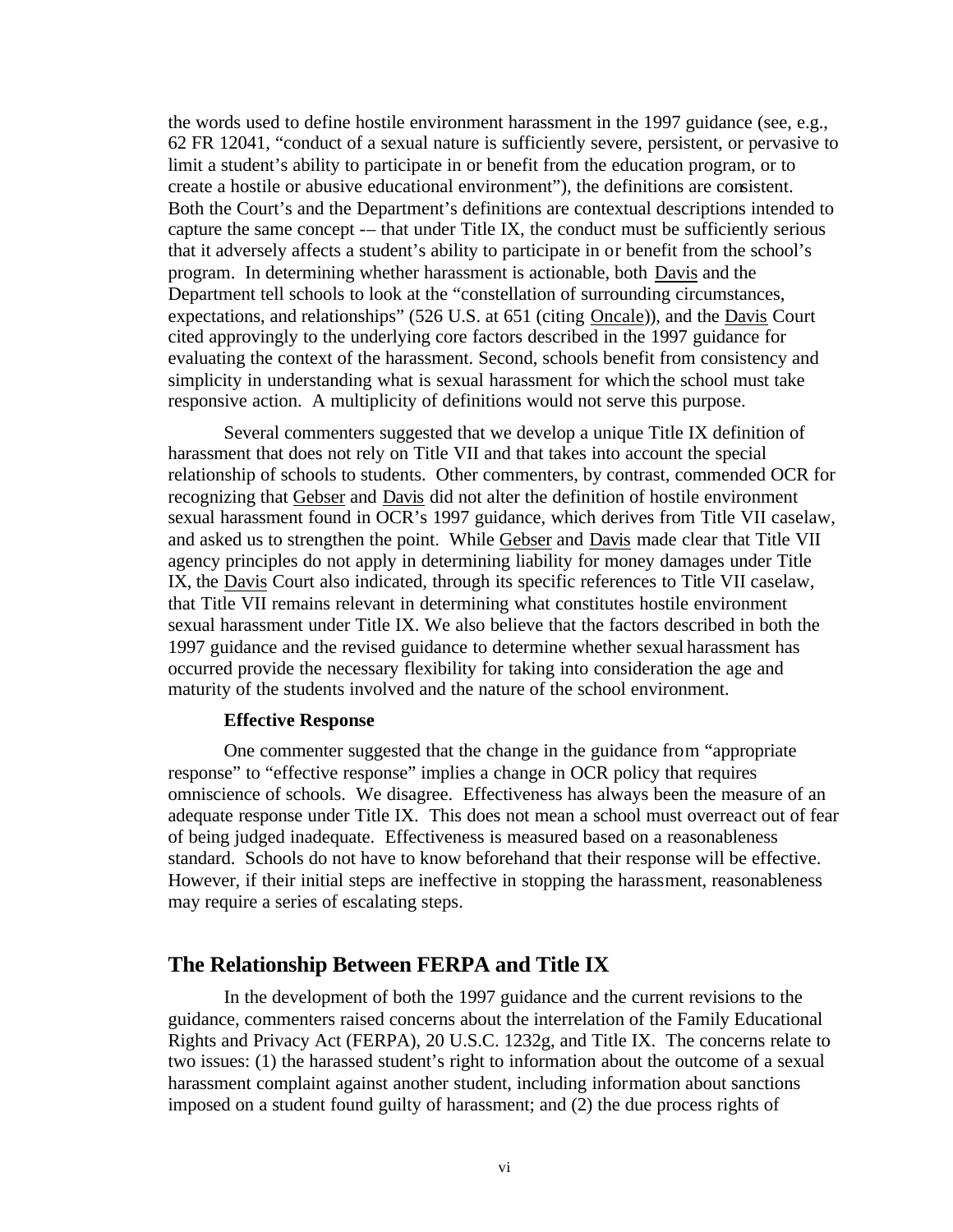the words used to define hostile environment harassment in the 1997 guidance (see, e.g., 62 FR 12041, "conduct of a sexual nature is sufficiently severe, persistent, or pervasive to limit a student's ability to participate in or benefit from the education program, or to create a hostile or abusive educational environment"), the definitions are consistent. Both the Court's and the Department's definitions are contextual descriptions intended to capture the same concept -– that under Title IX, the conduct must be sufficiently serious that it adversely affects a student's ability to participate in or benefit from the school's program. In determining whether harassment is actionable, both Davis and the Department tell schools to look at the "constellation of surrounding circumstances, expectations, and relationships" (526 U.S. at 651 (citing Oncale)), and the Davis Court cited approvingly to the underlying core factors described in the 1997 guidance for evaluating the context of the harassment. Second, schools benefit from consistency and simplicity in understanding what is sexual harassment for which the school must take responsive action. A multiplicity of definitions would not serve this purpose.

Several commenters suggested that we develop a unique Title IX definition of harassment that does not rely on Title VII and that takes into account the special relationship of schools to students. Other commenters, by contrast, commended OCR for recognizing that Gebser and Davis did not alter the definition of hostile environment sexual harassment found in OCR's 1997 guidance, which derives from Title VII caselaw, and asked us to strengthen the point. While Gebser and Davis made clear that Title VII agency principles do not apply in determining liability for money damages under Title IX, the Davis Court also indicated, through its specific references to Title VII caselaw, that Title VII remains relevant in determining what constitutes hostile environment sexual harassment under Title IX. We also believe that the factors described in both the 1997 guidance and the revised guidance to determine whether sexual harassment has occurred provide the necessary flexibility for taking into consideration the age and maturity of the students involved and the nature of the school environment.

**Effective Response**

One commenter suggested that the change in the guidance from "appropriate response" to "effective response" implies a change in OCR policy that requires omniscience of schools. We disagree. Effectiveness has always been the measure of an adequate response under Title IX. This does not mean a school must overreact out of fear of being judged inadequate. Effectiveness is measured based on a reasonableness standard. Schools do not have to know beforehand that their response will be effective. However, if their initial steps are ineffective in stopping the harassment, reasonableness may require a series of escalating steps.

## The Relationship Between FERPA and Title IX

In the development of both the 1997 guidance and the current revisions to the guidance, commenters raised concerns about the interrelation of the Family Educational Rights and Privacy Act (FERPA), 20 U.S.C. 1232g, and Title IX. The concerns relate to two issues: (1) the harassed student's right to information about the outcome of a sexual harassment complaint against another student, including information about sanctions imposed on a student found guilty of harassment; and (2) the due process rights of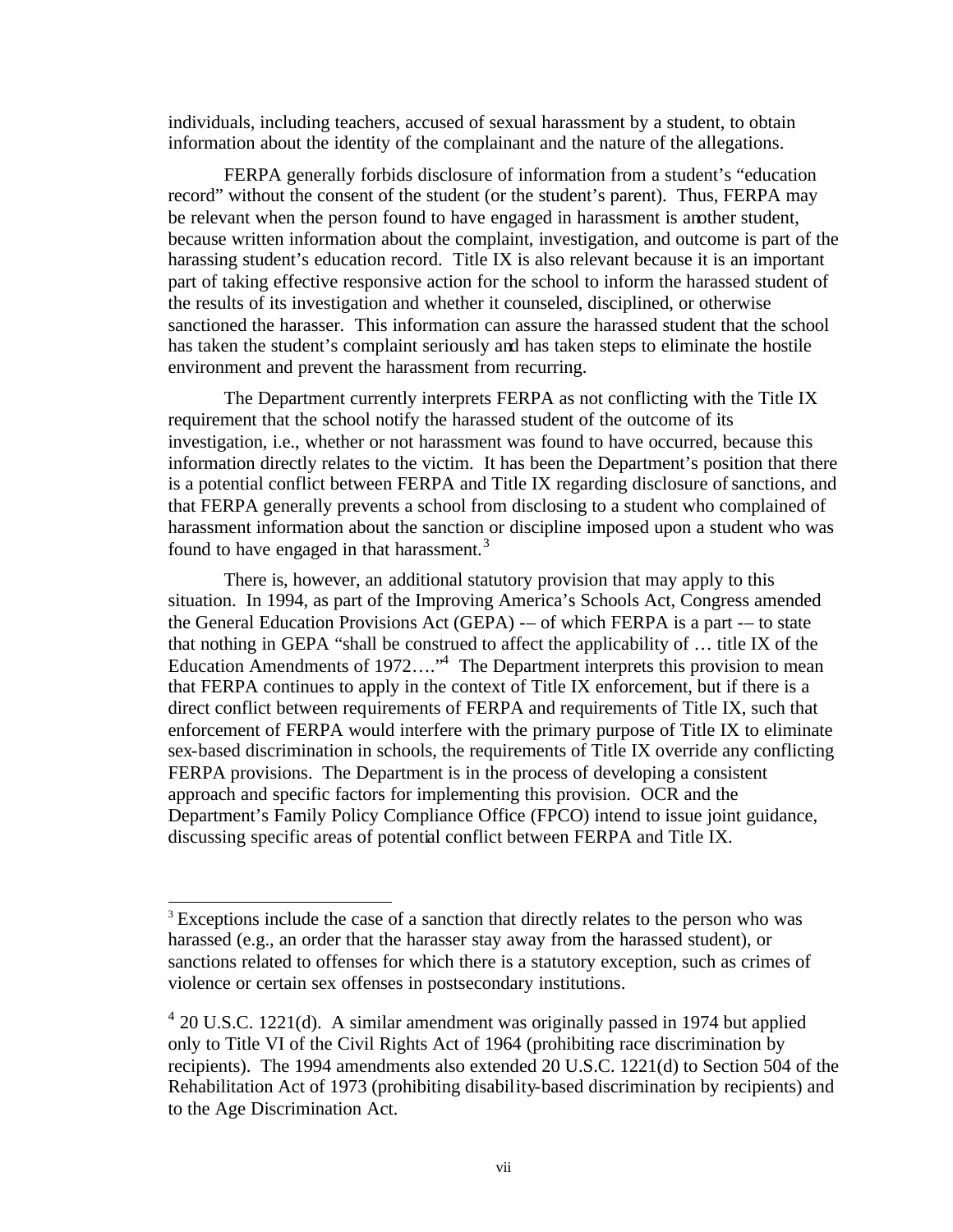individuals, including teachers, accused of sexual harassment by a student, to obtain information about the identity of the complainant and the nature of the allegations.

FERPA generally forbids disclosure of information from a student's "education record" without the consent of the student (or the student's parent). Thus, FERPA may be relevant when the person found to have engaged in harassment is another student, because written information about the complaint, investigation, and outcome is part of the harassing student's education record. Title IX is also relevant because it is an important part of taking effective responsive action for the school to inform the harassed student of the results of its investigation and whether it counseled, disciplined, or otherwise sanctioned the harasser. This information can assure the harassed student that the school has taken the student's complaint seriously and has taken steps to eliminate the hostile environment and prevent the harassment from recurring.

The Department currently interprets FERPA as not conflicting with the Title IX requirement that the school notify the harassed student of the outcome of its investigation, i.e., whether or not harassment was found to have occurred, because this information directly relates to the victim. It has been the Department's position that there is a potential conflict between FERPA and Title IX regarding disclosure of sanctions, and that FERPA generally prevents a school from disclosing to a student who complained of harassment information about the sanction or discipline imposed upon a student who was found to have engaged in that harassment.[3]

There is, however, an additional statutory provision that may apply to this situation. In 1994, as part of the Improving America's Schools Act, Congress amended the General Education Provisions Act (GEPA) -– of which FERPA is a part -– to state that nothing in GEPA "shall be construed to affect the applicability of … title IX of the Education Amendments of 1972…."[4] The Department interprets this provision to mean that FERPA continues to apply in the context of Title IX enforcement, but if there is a direct conflict between requirements of FERPA and requirements of Title IX, such that enforcement of FERPA would interfere with the primary purpose of Title IX to eliminate sex-based discrimination in schools, the requirements of Title IX override any conflicting FERPA provisions. The Department is in the process of developing a consistent approach and specific factors for implementing this provision. OCR and the Department's Family Policy Compliance Office (FPCO) intend to issue joint guidance, discussing specific areas of potential conflict between FERPA and Title IX.

---

[3] Exceptions include the case of a sanction that directly relates to the person who was harassed (e.g., an order that the harasser stay away from the harassed student), or sanctions related to offenses for which there is a statutory exception, such as crimes of violence or certain sex offenses in postsecondary institutions.

[4] 20 U.S.C. 1221(d). A similar amendment was originally passed in 1974 but applied only to Title VI of the Civil Rights Act of 1964 (prohibiting race discrimination by recipients). The 1994 amendments also extended 20 U.S.C. 1221(d) to Section 504 of the Rehabilitation Act of 1973 (prohibiting disability-based discrimination by recipients) and to the Age Discrimination Act.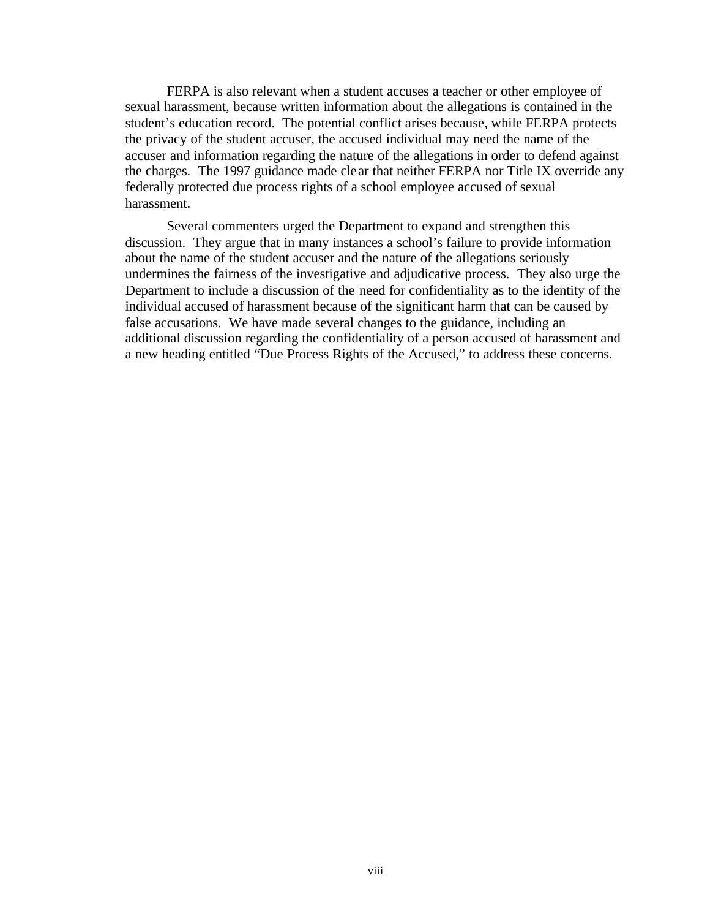FERPA is also relevant when a student accuses a teacher or other employee of sexual harassment, because written information about the allegations is contained in the student's education record. The potential conflict arises because, while FERPA protects the privacy of the student accuser, the accused individual may need the name of the accuser and information regarding the nature of the allegations in order to defend against the charges. The 1997 guidance made clear that neither FERPA nor Title IX override any federally protected due process rights of a school employee accused of sexual harassment.

Several commenters urged the Department to expand and strengthen this discussion. They argue that in many instances a school's failure to provide information about the name of the student accuser and the nature of the allegations seriously undermines the fairness of the investigative and adjudicative process. They also urge the Department to include a discussion of the need for confidentiality as to the identity of the individual accused of harassment because of the significant harm that can be caused by false accusations. We have made several changes to the guidance, including an additional discussion regarding the confidentiality of a person accused of harassment and a new heading entitled "Due Process Rights of the Accused," to address these concerns.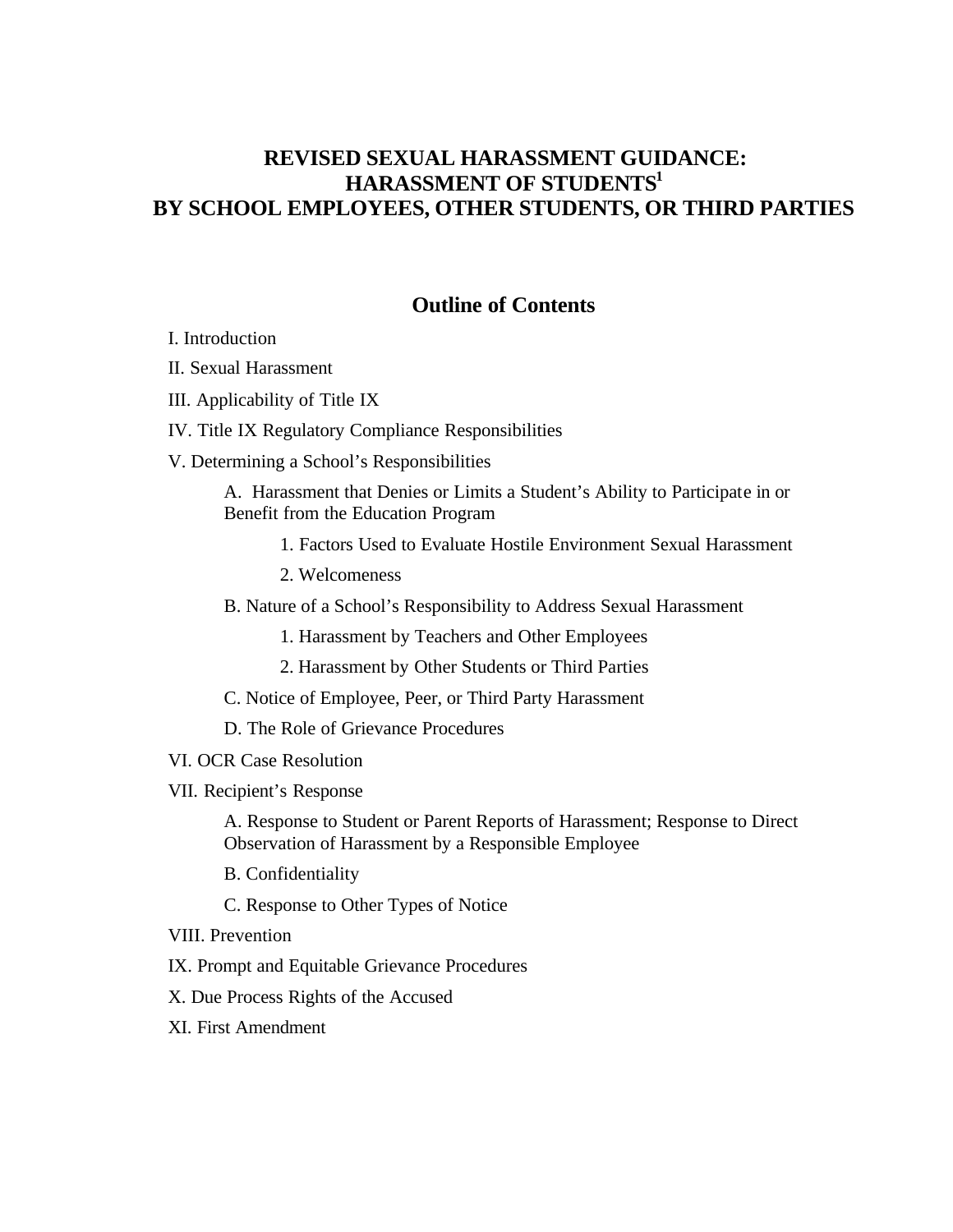# REVISED SEXUAL HARASSMENT GUIDANCE: HARASSMENT OF STUDENTS[1] BY SCHOOL EMPLOYEES, OTHER STUDENTS, OR THIRD PARTIES

## Outline of Contents

I. Introduction

II. Sexual Harassment

III. Applicability of Title IX

IV. Title IX Regulatory Compliance Responsibilities

V. Determining a School's Responsibilities

- A. Harassment that Denies or Limits a Student's Ability to Participate in or Benefit from the Education Program
  - 1. Factors Used to Evaluate Hostile Environment Sexual Harassment
  - 2. Welcomeness
- B. Nature of a School's Responsibility to Address Sexual Harassment
  - 1. Harassment by Teachers and Other Employees
  - 2. Harassment by Other Students or Third Parties
- C. Notice of Employee, Peer, or Third Party Harassment
- D. The Role of Grievance Procedures

VI. OCR Case Resolution

VII. Recipient's Response

- A. Response to Student or Parent Reports of Harassment; Response to Direct Observation of Harassment by a Responsible Employee
- B. Confidentiality
- C. Response to Other Types of Notice

VIII. Prevention

IX. Prompt and Equitable Grievance Procedures

X. Due Process Rights of the Accused

XI. First Amendment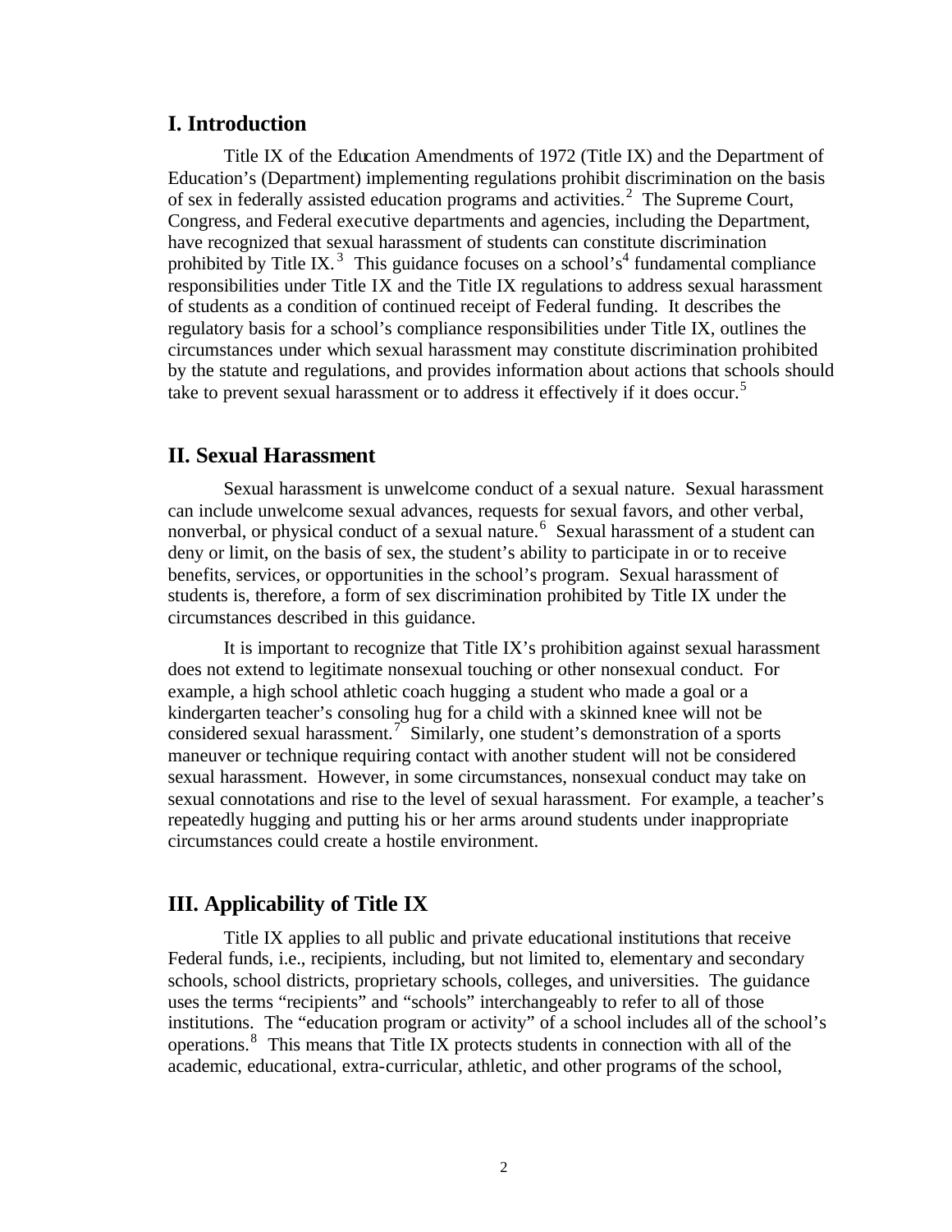## I. Introduction

Title IX of the Education Amendments of 1972 (Title IX) and the Department of Education's (Department) implementing regulations prohibit discrimination on the basis of sex in federally assisted education programs and activities.[2] The Supreme Court, Congress, and Federal executive departments and agencies, including the Department, have recognized that sexual harassment of students can constitute discrimination prohibited by Title IX.[3] This guidance focuses on a school's[4] fundamental compliance responsibilities under Title IX and the Title IX regulations to address sexual harassment of students as a condition of continued receipt of Federal funding. It describes the regulatory basis for a school's compliance responsibilities under Title IX, outlines the circumstances under which sexual harassment may constitute discrimination prohibited by the statute and regulations, and provides information about actions that schools should take to prevent sexual harassment or to address it effectively if it does occur.[5]

## II. Sexual Harassment

Sexual harassment is unwelcome conduct of a sexual nature. Sexual harassment can include unwelcome sexual advances, requests for sexual favors, and other verbal, nonverbal, or physical conduct of a sexual nature.[6] Sexual harassment of a student can deny or limit, on the basis of sex, the student's ability to participate in or to receive benefits, services, or opportunities in the school's program. Sexual harassment of students is, therefore, a form of sex discrimination prohibited by Title IX under the circumstances described in this guidance.

It is important to recognize that Title IX's prohibition against sexual harassment does not extend to legitimate nonsexual touching or other nonsexual conduct. For example, a high school athletic coach hugging a student who made a goal or a kindergarten teacher's consoling hug for a child with a skinned knee will not be considered sexual harassment.[7] Similarly, one student's demonstration of a sports maneuver or technique requiring contact with another student will not be considered sexual harassment. However, in some circumstances, nonsexual conduct may take on sexual connotations and rise to the level of sexual harassment. For example, a teacher's repeatedly hugging and putting his or her arms around students under inappropriate circumstances could create a hostile environment.

## III. Applicability of Title IX

Title IX applies to all public and private educational institutions that receive Federal funds, i.e., recipients, including, but not limited to, elementary and secondary schools, school districts, proprietary schools, colleges, and universities. The guidance uses the terms "recipients" and "schools" interchangeably to refer to all of those institutions. The "education program or activity" of a school includes all of the school's operations.[8] This means that Title IX protects students in connection with all of the academic, educational, extra-curricular, athletic, and other programs of the school,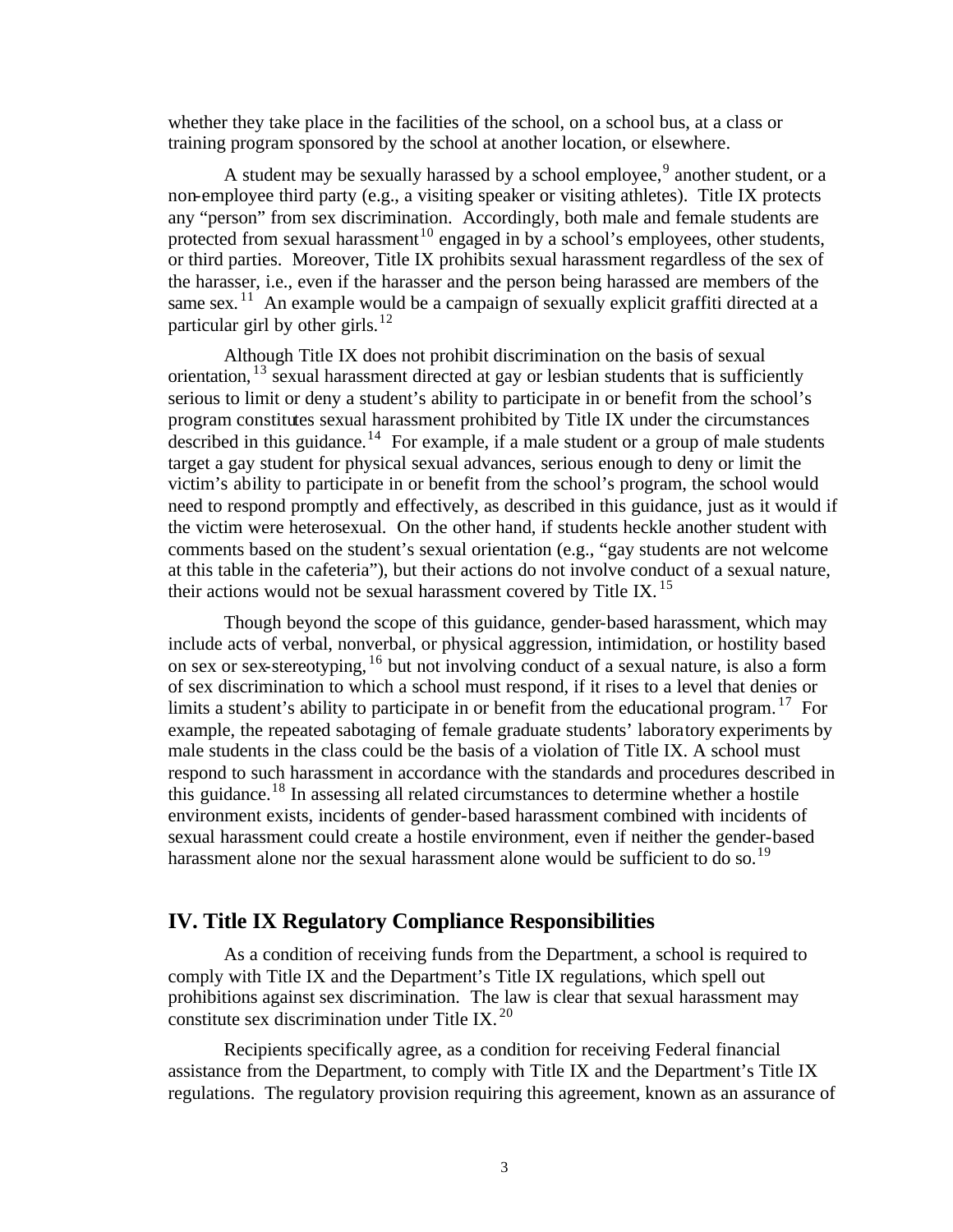whether they take place in the facilities of the school, on a school bus, at a class or training program sponsored by the school at another location, or elsewhere.

A student may be sexually harassed by a school employee,[9] another student, or a non-employee third party (e.g., a visiting speaker or visiting athletes). Title IX protects any "person" from sex discrimination. Accordingly, both male and female students are protected from sexual harassment[10] engaged in by a school's employees, other students, or third parties. Moreover, Title IX prohibits sexual harassment regardless of the sex of the harasser, i.e., even if the harasser and the person being harassed are members of the same sex.[11] An example would be a campaign of sexually explicit graffiti directed at a particular girl by other girls.[12]

Although Title IX does not prohibit discrimination on the basis of sexual orientation,[13] sexual harassment directed at gay or lesbian students that is sufficiently serious to limit or deny a student's ability to participate in or benefit from the school's program constitutes sexual harassment prohibited by Title IX under the circumstances described in this guidance.[14] For example, if a male student or a group of male students target a gay student for physical sexual advances, serious enough to deny or limit the victim's ability to participate in or benefit from the school's program, the school would need to respond promptly and effectively, as described in this guidance, just as it would if the victim were heterosexual. On the other hand, if students heckle another student with comments based on the student's sexual orientation (e.g., "gay students are not welcome at this table in the cafeteria"), but their actions do not involve conduct of a sexual nature, their actions would not be sexual harassment covered by Title IX.[15]

Though beyond the scope of this guidance, gender-based harassment, which may include acts of verbal, nonverbal, or physical aggression, intimidation, or hostility based on sex or sex-stereotyping,[16] but not involving conduct of a sexual nature, is also a form of sex discrimination to which a school must respond, if it rises to a level that denies or limits a student's ability to participate in or benefit from the educational program.[17] For example, the repeated sabotaging of female graduate students' laboratory experiments by male students in the class could be the basis of a violation of Title IX. A school must respond to such harassment in accordance with the standards and procedures described in this guidance.[18] In assessing all related circumstances to determine whether a hostile environment exists, incidents of gender-based harassment combined with incidents of sexual harassment could create a hostile environment, even if neither the gender-based harassment alone nor the sexual harassment alone would be sufficient to do so.[19]

## IV. Title IX Regulatory Compliance Responsibilities

As a condition of receiving funds from the Department, a school is required to comply with Title IX and the Department's Title IX regulations, which spell out prohibitions against sex discrimination. The law is clear that sexual harassment may constitute sex discrimination under Title IX.[20]

Recipients specifically agree, as a condition for receiving Federal financial assistance from the Department, to comply with Title IX and the Department's Title IX regulations. The regulatory provision requiring this agreement, known as an assurance of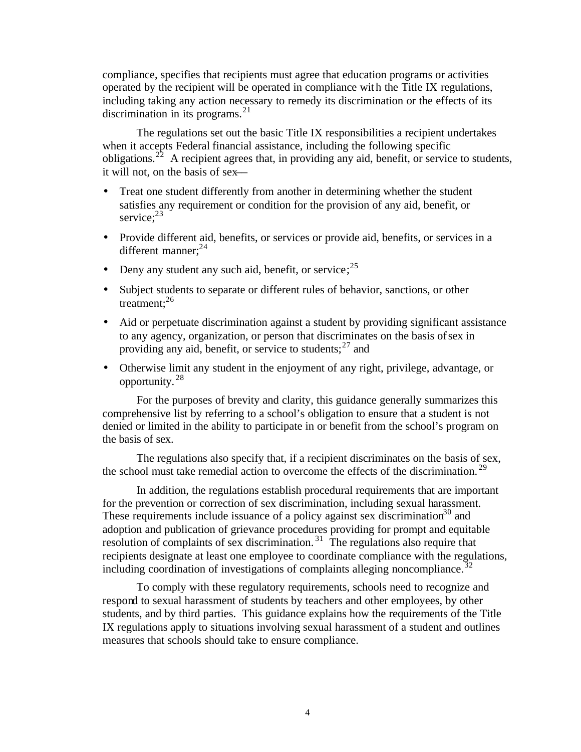compliance, specifies that recipients must agree that education programs or activities operated by the recipient will be operated in compliance with the Title IX regulations, including taking any action necessary to remedy its discrimination or the effects of its discrimination in its programs.[21]

The regulations set out the basic Title IX responsibilities a recipient undertakes when it accepts Federal financial assistance, including the following specific obligations.[22] A recipient agrees that, in providing any aid, benefit, or service to students, it will not, on the basis of sex—

- Treat one student differently from another in determining whether the student satisfies any requirement or condition for the provision of any aid, benefit, or service;[23]
- Provide different aid, benefits, or services or provide aid, benefits, or services in a different manner;[24]
- Deny any student any such aid, benefit, or service;[25]
- Subject students to separate or different rules of behavior, sanctions, or other treatment;[26]
- Aid or perpetuate discrimination against a student by providing significant assistance to any agency, organization, or person that discriminates on the basis of sex in providing any aid, benefit, or service to students;[27] and
- Otherwise limit any student in the enjoyment of any right, privilege, advantage, or opportunity.[28]

For the purposes of brevity and clarity, this guidance generally summarizes this comprehensive list by referring to a school's obligation to ensure that a student is not denied or limited in the ability to participate in or benefit from the school's program on the basis of sex.

The regulations also specify that, if a recipient discriminates on the basis of sex, the school must take remedial action to overcome the effects of the discrimination.[29]

In addition, the regulations establish procedural requirements that are important for the prevention or correction of sex discrimination, including sexual harassment. These requirements include issuance of a policy against sex discrimination[30] and adoption and publication of grievance procedures providing for prompt and equitable resolution of complaints of sex discrimination.[31] The regulations also require that recipients designate at least one employee to coordinate compliance with the regulations, including coordination of investigations of complaints alleging noncompliance.[32]

To comply with these regulatory requirements, schools need to recognize and respond to sexual harassment of students by teachers and other employees, by other students, and by third parties. This guidance explains how the requirements of the Title IX regulations apply to situations involving sexual harassment of a student and outlines measures that schools should take to ensure compliance.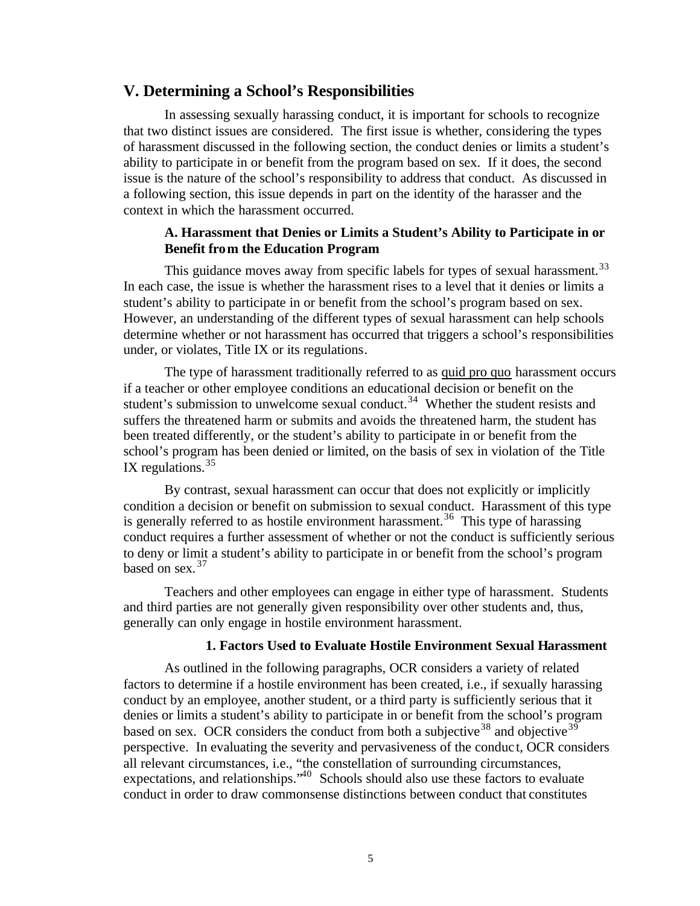## V. Determining a School's Responsibilities

In assessing sexually harassing conduct, it is important for schools to recognize that two distinct issues are considered. The first issue is whether, considering the types of harassment discussed in the following section, the conduct denies or limits a student's ability to participate in or benefit from the program based on sex. If it does, the second issue is the nature of the school's responsibility to address that conduct. As discussed in a following section, this issue depends in part on the identity of the harasser and the context in which the harassment occurred.

### A. Harassment that Denies or Limits a Student's Ability to Participate in or Benefit from the Education Program

This guidance moves away from specific labels for types of sexual harassment.[33] In each case, the issue is whether the harassment rises to a level that it denies or limits a student's ability to participate in or benefit from the school's program based on sex. However, an understanding of the different types of sexual harassment can help schools determine whether or not harassment has occurred that triggers a school's responsibilities under, or violates, Title IX or its regulations.

The type of harassment traditionally referred to as quid pro quo harassment occurs if a teacher or other employee conditions an educational decision or benefit on the student's submission to unwelcome sexual conduct.[34] Whether the student resists and suffers the threatened harm or submits and avoids the threatened harm, the student has been treated differently, or the student's ability to participate in or benefit from the school's program has been denied or limited, on the basis of sex in violation of the Title IX regulations.[35]

By contrast, sexual harassment can occur that does not explicitly or implicitly condition a decision or benefit on submission to sexual conduct. Harassment of this type is generally referred to as hostile environment harassment.[36] This type of harassing conduct requires a further assessment of whether or not the conduct is sufficiently serious to deny or limit a student's ability to participate in or benefit from the school's program based on sex.[37]

Teachers and other employees can engage in either type of harassment. Students and third parties are not generally given responsibility over other students and, thus, generally can only engage in hostile environment harassment.

#### 1. Factors Used to Evaluate Hostile Environment Sexual Harassment

As outlined in the following paragraphs, OCR considers a variety of related factors to determine if a hostile environment has been created, i.e., if sexually harassing conduct by an employee, another student, or a third party is sufficiently serious that it denies or limits a student's ability to participate in or benefit from the school's program based on sex. OCR considers the conduct from both a subjective[38] and objective[39] perspective. In evaluating the severity and pervasiveness of the conduct, OCR considers all relevant circumstances, i.e., "the constellation of surrounding circumstances, expectations, and relationships."[40] Schools should also use these factors to evaluate conduct in order to draw commonsense distinctions between conduct that constitutes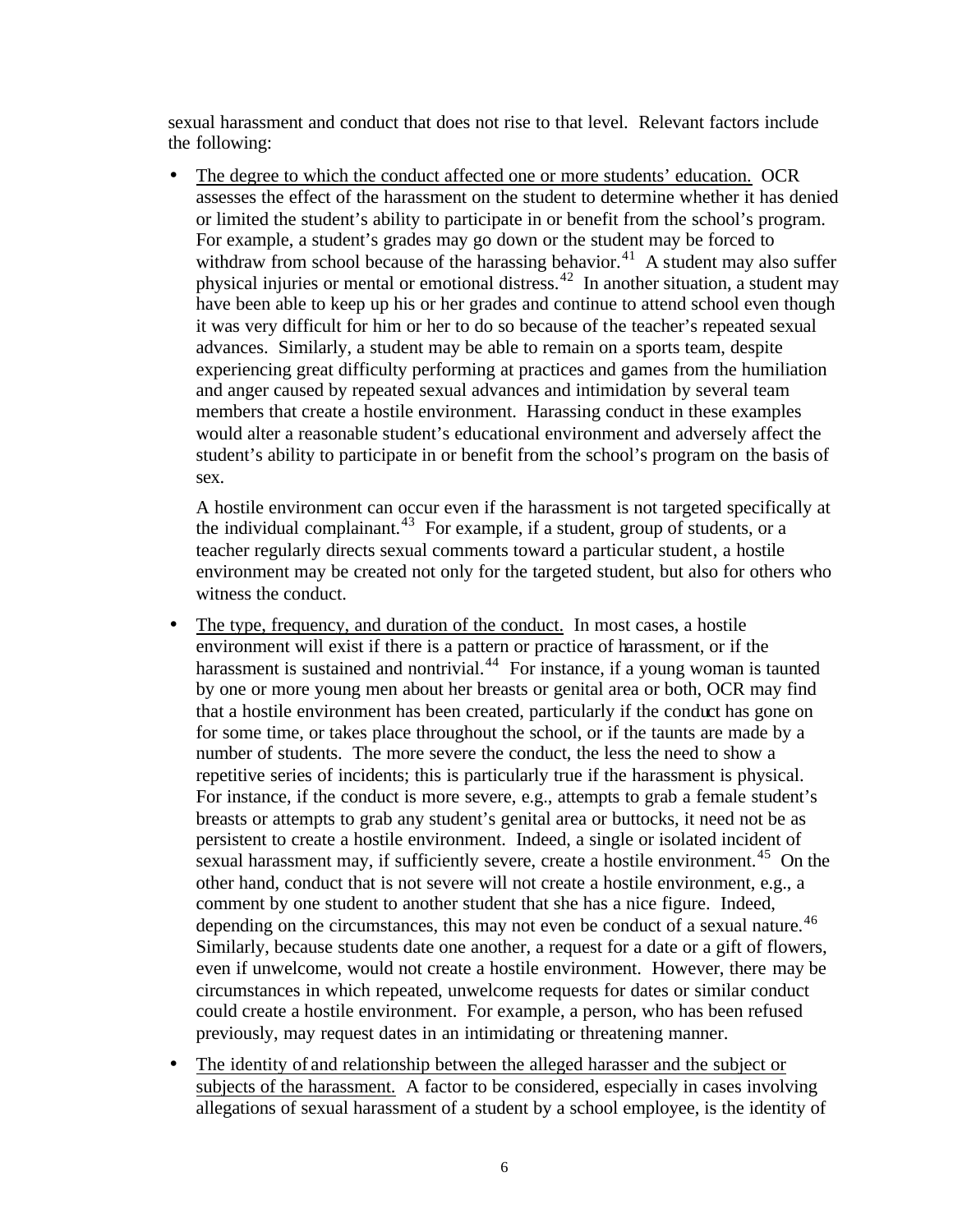sexual harassment and conduct that does not rise to that level. Relevant factors include the following:

- The degree to which the conduct affected one or more students' education. OCR assesses the effect of the harassment on the student to determine whether it has denied or limited the student's ability to participate in or benefit from the school's program. For example, a student's grades may go down or the student may be forced to withdraw from school because of the harassing behavior.[41] A student may also suffer physical injuries or mental or emotional distress.[42] In another situation, a student may have been able to keep up his or her grades and continue to attend school even though it was very difficult for him or her to do so because of the teacher's repeated sexual advances. Similarly, a student may be able to remain on a sports team, despite experiencing great difficulty performing at practices and games from the humiliation and anger caused by repeated sexual advances and intimidation by several team members that create a hostile environment. Harassing conduct in these examples would alter a reasonable student's educational environment and adversely affect the student's ability to participate in or benefit from the school's program on the basis of sex.

  A hostile environment can occur even if the harassment is not targeted specifically at the individual complainant.[43] For example, if a student, group of students, or a teacher regularly directs sexual comments toward a particular student, a hostile environment may be created not only for the targeted student, but also for others who witness the conduct.

- The type, frequency, and duration of the conduct. In most cases, a hostile environment will exist if there is a pattern or practice of harassment, or if the harassment is sustained and nontrivial.[44] For instance, if a young woman is taunted by one or more young men about her breasts or genital area or both, OCR may find that a hostile environment has been created, particularly if the conduct has gone on for some time, or takes place throughout the school, or if the taunts are made by a number of students. The more severe the conduct, the less the need to show a repetitive series of incidents; this is particularly true if the harassment is physical. For instance, if the conduct is more severe, e.g., attempts to grab a female student's breasts or attempts to grab any student's genital area or buttocks, it need not be as persistent to create a hostile environment. Indeed, a single or isolated incident of sexual harassment may, if sufficiently severe, create a hostile environment.[45] On the other hand, conduct that is not severe will not create a hostile environment, e.g., a comment by one student to another student that she has a nice figure. Indeed, depending on the circumstances, this may not even be conduct of a sexual nature.[46] Similarly, because students date one another, a request for a date or a gift of flowers, even if unwelcome, would not create a hostile environment. However, there may be circumstances in which repeated, unwelcome requests for dates or similar conduct could create a hostile environment. For example, a person, who has been refused previously, may request dates in an intimidating or threatening manner.

- The identity of and relationship between the alleged harasser and the subject or subjects of the harassment. A factor to be considered, especially in cases involving allegations of sexual harassment of a student by a school employee, is the identity of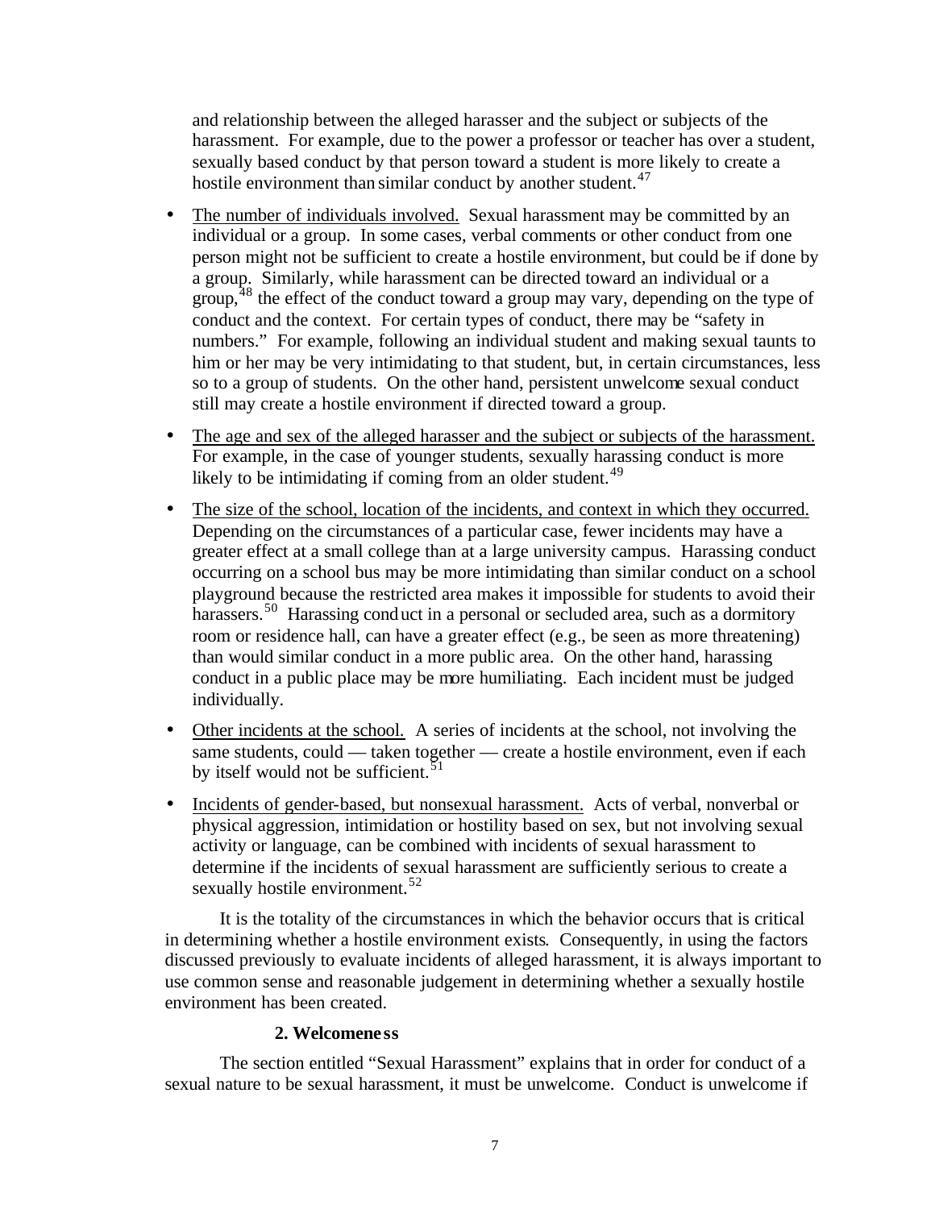and relationship between the alleged harasser and the subject or subjects of the harassment. For example, due to the power a professor or teacher has over a student, sexually based conduct by that person toward a student is more likely to create a hostile environment than similar conduct by another student.[47]

- The number of individuals involved. Sexual harassment may be committed by an individual or a group. In some cases, verbal comments or other conduct from one person might not be sufficient to create a hostile environment, but could be if done by a group. Similarly, while harassment can be directed toward an individual or a group,[48] the effect of the conduct toward a group may vary, depending on the type of conduct and the context. For certain types of conduct, there may be "safety in numbers." For example, following an individual student and making sexual taunts to him or her may be very intimidating to that student, but, in certain circumstances, less so to a group of students. On the other hand, persistent unwelcome sexual conduct still may create a hostile environment if directed toward a group.

- The age and sex of the alleged harasser and the subject or subjects of the harassment. For example, in the case of younger students, sexually harassing conduct is more likely to be intimidating if coming from an older student.[49]

- The size of the school, location of the incidents, and context in which they occurred. Depending on the circumstances of a particular case, fewer incidents may have a greater effect at a small college than at a large university campus. Harassing conduct occurring on a school bus may be more intimidating than similar conduct on a school playground because the restricted area makes it impossible for students to avoid their harassers.[50] Harassing conduct in a personal or secluded area, such as a dormitory room or residence hall, can have a greater effect (e.g., be seen as more threatening) than would similar conduct in a more public area. On the other hand, harassing conduct in a public place may be more humiliating. Each incident must be judged individually.

- Other incidents at the school. A series of incidents at the school, not involving the same students, could — taken together — create a hostile environment, even if each by itself would not be sufficient.[51]

- Incidents of gender-based, but nonsexual harassment. Acts of verbal, nonverbal or physical aggression, intimidation or hostility based on sex, but not involving sexual activity or language, can be combined with incidents of sexual harassment to determine if the incidents of sexual harassment are sufficiently serious to create a sexually hostile environment.[52]

It is the totality of the circumstances in which the behavior occurs that is critical in determining whether a hostile environment exists. Consequently, in using the factors discussed previously to evaluate incidents of alleged harassment, it is always important to use common sense and reasonable judgement in determining whether a sexually hostile environment has been created.

**2. Welcomeness**

The section entitled "Sexual Harassment" explains that in order for conduct of a sexual nature to be sexual harassment, it must be unwelcome. Conduct is unwelcome if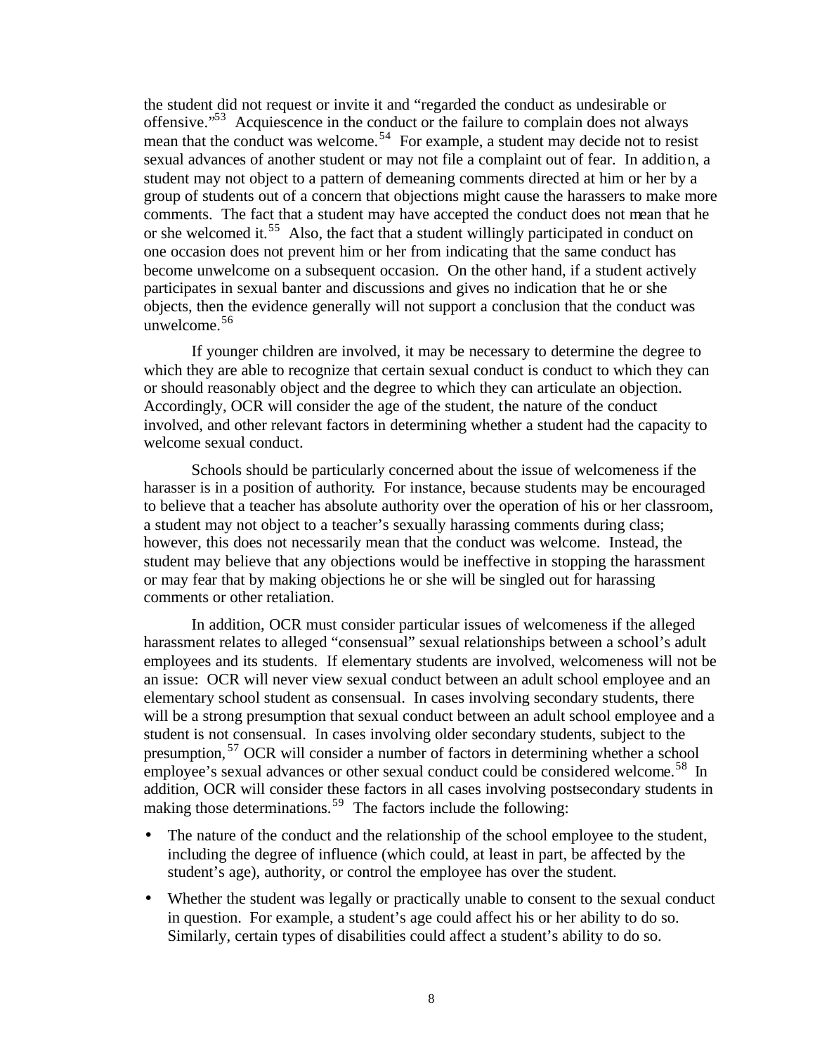the student did not request or invite it and "regarded the conduct as undesirable or offensive."[53] Acquiescence in the conduct or the failure to complain does not always mean that the conduct was welcome.[54] For example, a student may decide not to resist sexual advances of another student or may not file a complaint out of fear. In addition, a student may not object to a pattern of demeaning comments directed at him or her by a group of students out of a concern that objections might cause the harassers to make more comments. The fact that a student may have accepted the conduct does not mean that he or she welcomed it.[55] Also, the fact that a student willingly participated in conduct on one occasion does not prevent him or her from indicating that the same conduct has become unwelcome on a subsequent occasion. On the other hand, if a student actively participates in sexual banter and discussions and gives no indication that he or she objects, then the evidence generally will not support a conclusion that the conduct was unwelcome.[56]

If younger children are involved, it may be necessary to determine the degree to which they are able to recognize that certain sexual conduct is conduct to which they can or should reasonably object and the degree to which they can articulate an objection. Accordingly, OCR will consider the age of the student, the nature of the conduct involved, and other relevant factors in determining whether a student had the capacity to welcome sexual conduct.

Schools should be particularly concerned about the issue of welcomeness if the harasser is in a position of authority. For instance, because students may be encouraged to believe that a teacher has absolute authority over the operation of his or her classroom, a student may not object to a teacher's sexually harassing comments during class; however, this does not necessarily mean that the conduct was welcome. Instead, the student may believe that any objections would be ineffective in stopping the harassment or may fear that by making objections he or she will be singled out for harassing comments or other retaliation.

In addition, OCR must consider particular issues of welcomeness if the alleged harassment relates to alleged "consensual" sexual relationships between a school's adult employees and its students. If elementary students are involved, welcomeness will not be an issue: OCR will never view sexual conduct between an adult school employee and an elementary school student as consensual. In cases involving secondary students, there will be a strong presumption that sexual conduct between an adult school employee and a student is not consensual. In cases involving older secondary students, subject to the presumption,[57] OCR will consider a number of factors in determining whether a school employee's sexual advances or other sexual conduct could be considered welcome.[58] In addition, OCR will consider these factors in all cases involving postsecondary students in making those determinations.[59] The factors include the following:

- The nature of the conduct and the relationship of the school employee to the student, including the degree of influence (which could, at least in part, be affected by the student's age), authority, or control the employee has over the student.
- Whether the student was legally or practically unable to consent to the sexual conduct in question. For example, a student's age could affect his or her ability to do so. Similarly, certain types of disabilities could affect a student's ability to do so.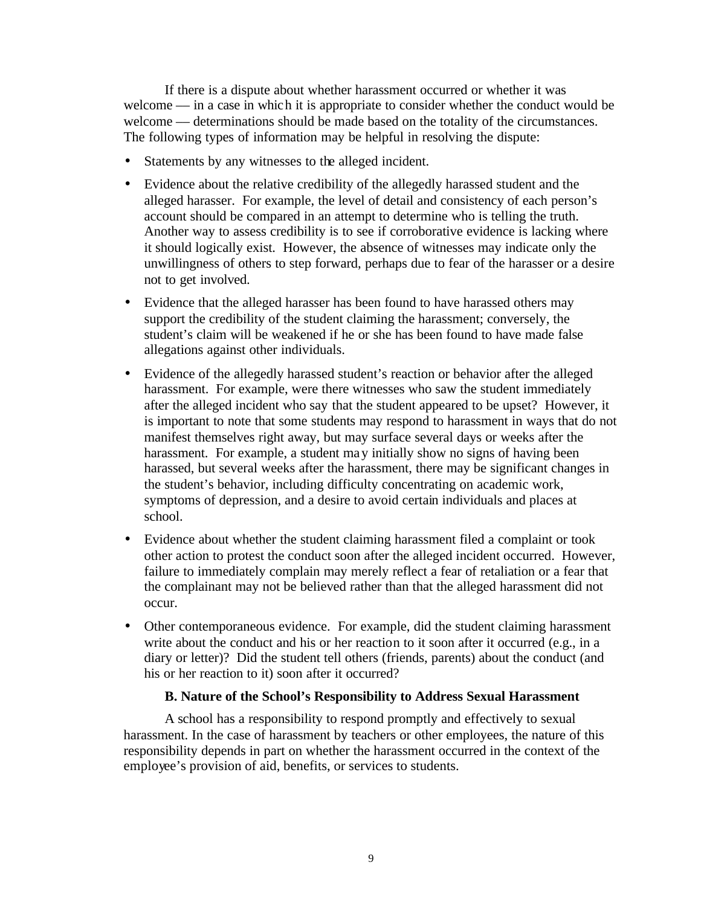If there is a dispute about whether harassment occurred or whether it was welcome — in a case in which it is appropriate to consider whether the conduct would be welcome — determinations should be made based on the totality of the circumstances. The following types of information may be helpful in resolving the dispute:

- Statements by any witnesses to the alleged incident.
- Evidence about the relative credibility of the allegedly harassed student and the alleged harasser. For example, the level of detail and consistency of each person's account should be compared in an attempt to determine who is telling the truth. Another way to assess credibility is to see if corroborative evidence is lacking where it should logically exist. However, the absence of witnesses may indicate only the unwillingness of others to step forward, perhaps due to fear of the harasser or a desire not to get involved.
- Evidence that the alleged harasser has been found to have harassed others may support the credibility of the student claiming the harassment; conversely, the student's claim will be weakened if he or she has been found to have made false allegations against other individuals.
- Evidence of the allegedly harassed student's reaction or behavior after the alleged harassment. For example, were there witnesses who saw the student immediately after the alleged incident who say that the student appeared to be upset? However, it is important to note that some students may respond to harassment in ways that do not manifest themselves right away, but may surface several days or weeks after the harassment. For example, a student may initially show no signs of having been harassed, but several weeks after the harassment, there may be significant changes in the student's behavior, including difficulty concentrating on academic work, symptoms of depression, and a desire to avoid certain individuals and places at school.
- Evidence about whether the student claiming harassment filed a complaint or took other action to protest the conduct soon after the alleged incident occurred. However, failure to immediately complain may merely reflect a fear of retaliation or a fear that the complainant may not be believed rather than that the alleged harassment did not occur.
- Other contemporaneous evidence. For example, did the student claiming harassment write about the conduct and his or her reaction to it soon after it occurred (e.g., in a diary or letter)? Did the student tell others (friends, parents) about the conduct (and his or her reaction to it) soon after it occurred?

### B. Nature of the School's Responsibility to Address Sexual Harassment

A school has a responsibility to respond promptly and effectively to sexual harassment. In the case of harassment by teachers or other employees, the nature of this responsibility depends in part on whether the harassment occurred in the context of the employee's provision of aid, benefits, or services to students.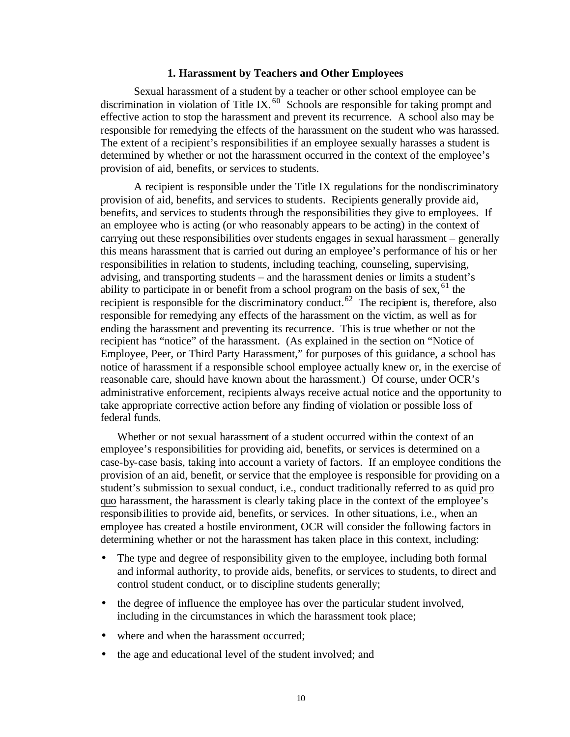### 1. Harassment by Teachers and Other Employees

Sexual harassment of a student by a teacher or other school employee can be discrimination in violation of Title IX.[60] Schools are responsible for taking prompt and effective action to stop the harassment and prevent its recurrence. A school also may be responsible for remedying the effects of the harassment on the student who was harassed. The extent of a recipient's responsibilities if an employee sexually harasses a student is determined by whether or not the harassment occurred in the context of the employee's provision of aid, benefits, or services to students.

A recipient is responsible under the Title IX regulations for the nondiscriminatory provision of aid, benefits, and services to students. Recipients generally provide aid, benefits, and services to students through the responsibilities they give to employees. If an employee who is acting (or who reasonably appears to be acting) in the context of carrying out these responsibilities over students engages in sexual harassment – generally this means harassment that is carried out during an employee's performance of his or her responsibilities in relation to students, including teaching, counseling, supervising, advising, and transporting students – and the harassment denies or limits a student's ability to participate in or benefit from a school program on the basis of sex,[61] the recipient is responsible for the discriminatory conduct.[62] The recipient is, therefore, also responsible for remedying any effects of the harassment on the victim, as well as for ending the harassment and preventing its recurrence. This is true whether or not the recipient has "notice" of the harassment. (As explained in the section on "Notice of Employee, Peer, or Third Party Harassment," for purposes of this guidance, a school has notice of harassment if a responsible school employee actually knew or, in the exercise of reasonable care, should have known about the harassment.) Of course, under OCR's administrative enforcement, recipients always receive actual notice and the opportunity to take appropriate corrective action before any finding of violation or possible loss of federal funds.

Whether or not sexual harassment of a student occurred within the context of an employee's responsibilities for providing aid, benefits, or services is determined on a case-by-case basis, taking into account a variety of factors. If an employee conditions the provision of an aid, benefit, or service that the employee is responsible for providing on a student's submission to sexual conduct, i.e., conduct traditionally referred to as quid pro quo harassment, the harassment is clearly taking place in the context of the employee's responsibilities to provide aid, benefits, or services. In other situations, i.e., when an employee has created a hostile environment, OCR will consider the following factors in determining whether or not the harassment has taken place in this context, including:

- The type and degree of responsibility given to the employee, including both formal and informal authority, to provide aids, benefits, or services to students, to direct and control student conduct, or to discipline students generally;
- the degree of influence the employee has over the particular student involved, including in the circumstances in which the harassment took place;
- where and when the harassment occurred;
- the age and educational level of the student involved; and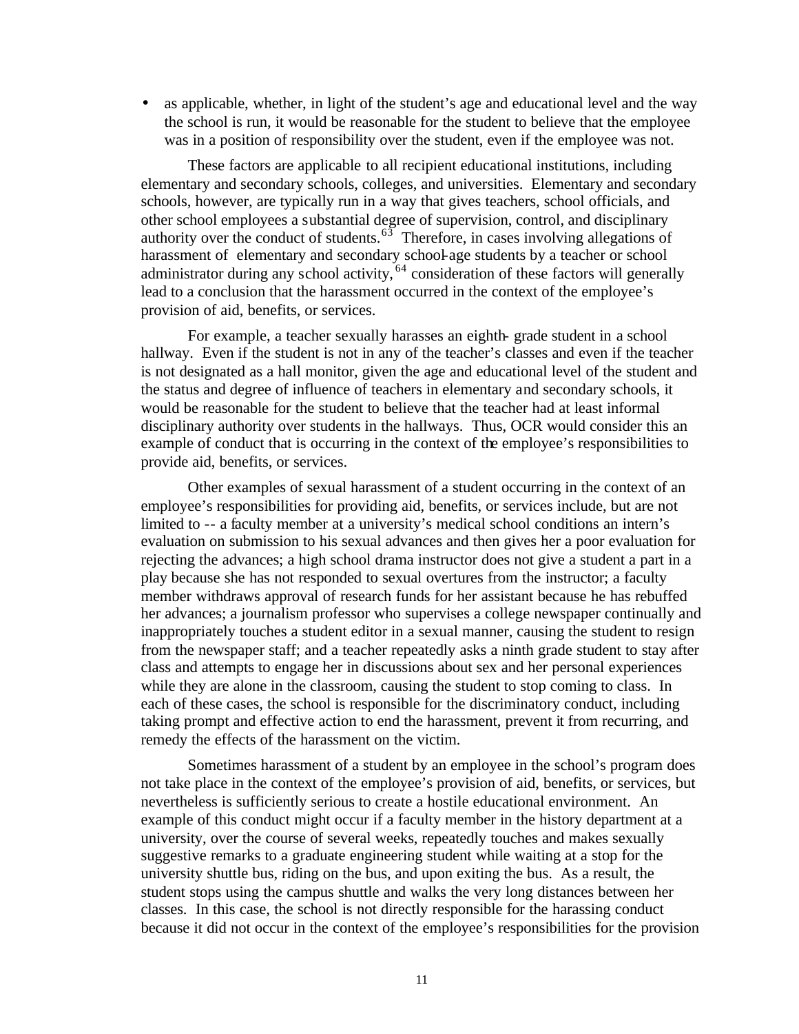- as applicable, whether, in light of the student's age and educational level and the way the school is run, it would be reasonable for the student to believe that the employee was in a position of responsibility over the student, even if the employee was not.

These factors are applicable to all recipient educational institutions, including elementary and secondary schools, colleges, and universities. Elementary and secondary schools, however, are typically run in a way that gives teachers, school officials, and other school employees a substantial degree of supervision, control, and disciplinary authority over the conduct of students.[63] Therefore, in cases involving allegations of harassment of elementary and secondary school-age students by a teacher or school administrator during any school activity,[64] consideration of these factors will generally lead to a conclusion that the harassment occurred in the context of the employee's provision of aid, benefits, or services.

For example, a teacher sexually harasses an eighth-grade student in a school hallway. Even if the student is not in any of the teacher's classes and even if the teacher is not designated as a hall monitor, given the age and educational level of the student and the status and degree of influence of teachers in elementary and secondary schools, it would be reasonable for the student to believe that the teacher had at least informal disciplinary authority over students in the hallways. Thus, OCR would consider this an example of conduct that is occurring in the context of the employee's responsibilities to provide aid, benefits, or services.

Other examples of sexual harassment of a student occurring in the context of an employee's responsibilities for providing aid, benefits, or services include, but are not limited to -- a faculty member at a university's medical school conditions an intern's evaluation on submission to his sexual advances and then gives her a poor evaluation for rejecting the advances; a high school drama instructor does not give a student a part in a play because she has not responded to sexual overtures from the instructor; a faculty member withdraws approval of research funds for her assistant because he has rebuffed her advances; a journalism professor who supervises a college newspaper continually and inappropriately touches a student editor in a sexual manner, causing the student to resign from the newspaper staff; and a teacher repeatedly asks a ninth grade student to stay after class and attempts to engage her in discussions about sex and her personal experiences while they are alone in the classroom, causing the student to stop coming to class. In each of these cases, the school is responsible for the discriminatory conduct, including taking prompt and effective action to end the harassment, prevent it from recurring, and remedy the effects of the harassment on the victim.

Sometimes harassment of a student by an employee in the school's program does not take place in the context of the employee's provision of aid, benefits, or services, but nevertheless is sufficiently serious to create a hostile educational environment. An example of this conduct might occur if a faculty member in the history department at a university, over the course of several weeks, repeatedly touches and makes sexually suggestive remarks to a graduate engineering student while waiting at a stop for the university shuttle bus, riding on the bus, and upon exiting the bus. As a result, the student stops using the campus shuttle and walks the very long distances between her classes. In this case, the school is not directly responsible for the harassing conduct because it did not occur in the context of the employee's responsibilities for the provision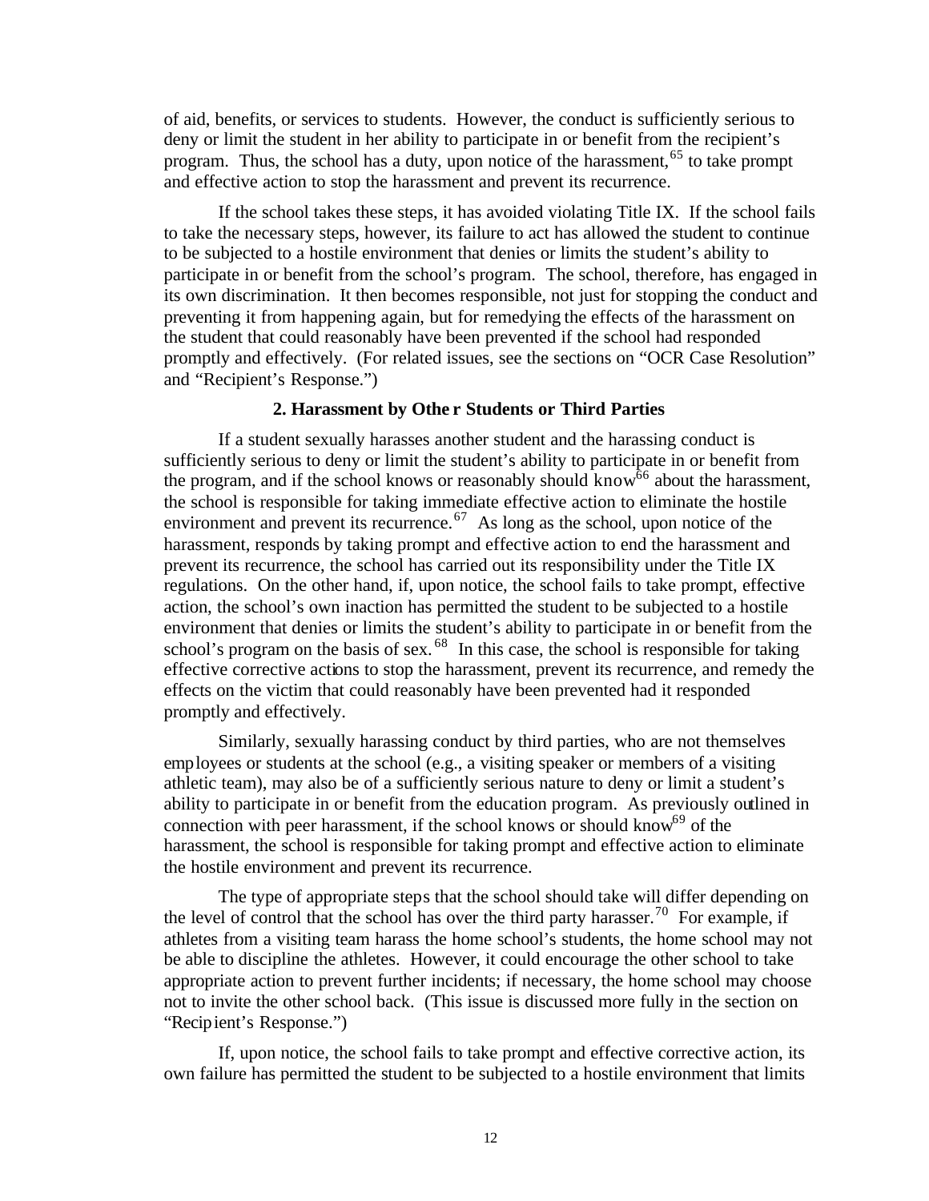of aid, benefits, or services to students. However, the conduct is sufficiently serious to deny or limit the student in her ability to participate in or benefit from the recipient's program. Thus, the school has a duty, upon notice of the harassment,[65] to take prompt and effective action to stop the harassment and prevent its recurrence.

If the school takes these steps, it has avoided violating Title IX. If the school fails to take the necessary steps, however, its failure to act has allowed the student to continue to be subjected to a hostile environment that denies or limits the student's ability to participate in or benefit from the school's program. The school, therefore, has engaged in its own discrimination. It then becomes responsible, not just for stopping the conduct and preventing it from happening again, but for remedying the effects of the harassment on the student that could reasonably have been prevented if the school had responded promptly and effectively. (For related issues, see the sections on "OCR Case Resolution" and "Recipient's Response.")

### 2. Harassment by Other Students or Third Parties

If a student sexually harasses another student and the harassing conduct is sufficiently serious to deny or limit the student's ability to participate in or benefit from the program, and if the school knows or reasonably should know[66] about the harassment, the school is responsible for taking immediate effective action to eliminate the hostile environment and prevent its recurrence.[67] As long as the school, upon notice of the harassment, responds by taking prompt and effective action to end the harassment and prevent its recurrence, the school has carried out its responsibility under the Title IX regulations. On the other hand, if, upon notice, the school fails to take prompt, effective action, the school's own inaction has permitted the student to be subjected to a hostile environment that denies or limits the student's ability to participate in or benefit from the school's program on the basis of sex.[68] In this case, the school is responsible for taking effective corrective actions to stop the harassment, prevent its recurrence, and remedy the effects on the victim that could reasonably have been prevented had it responded promptly and effectively.

Similarly, sexually harassing conduct by third parties, who are not themselves employees or students at the school (e.g., a visiting speaker or members of a visiting athletic team), may also be of a sufficiently serious nature to deny or limit a student's ability to participate in or benefit from the education program. As previously outlined in connection with peer harassment, if the school knows or should know[69] of the harassment, the school is responsible for taking prompt and effective action to eliminate the hostile environment and prevent its recurrence.

The type of appropriate steps that the school should take will differ depending on the level of control that the school has over the third party harasser.[70] For example, if athletes from a visiting team harass the home school's students, the home school may not be able to discipline the athletes. However, it could encourage the other school to take appropriate action to prevent further incidents; if necessary, the home school may choose not to invite the other school back. (This issue is discussed more fully in the section on "Recipient's Response.")

If, upon notice, the school fails to take prompt and effective corrective action, its own failure has permitted the student to be subjected to a hostile environment that limits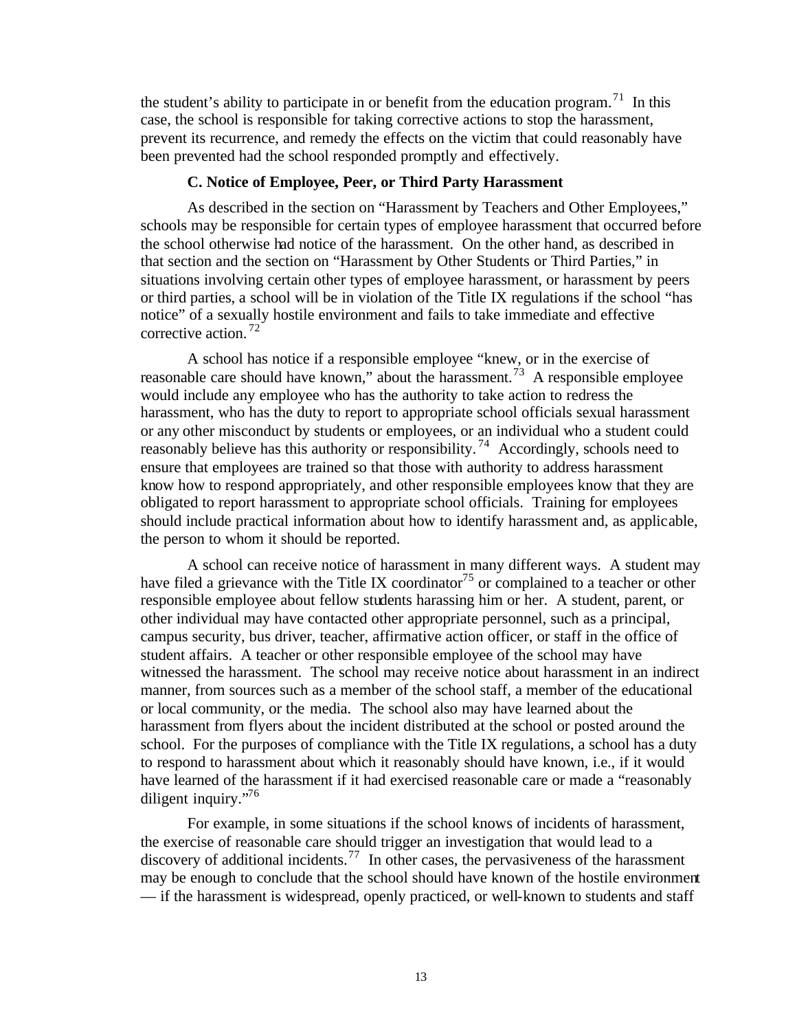the student's ability to participate in or benefit from the education program.[71] In this case, the school is responsible for taking corrective actions to stop the harassment, prevent its recurrence, and remedy the effects on the victim that could reasonably have been prevented had the school responded promptly and effectively.

### C. Notice of Employee, Peer, or Third Party Harassment

As described in the section on "Harassment by Teachers and Other Employees," schools may be responsible for certain types of employee harassment that occurred before the school otherwise had notice of the harassment. On the other hand, as described in that section and the section on "Harassment by Other Students or Third Parties," in situations involving certain other types of employee harassment, or harassment by peers or third parties, a school will be in violation of the Title IX regulations if the school "has notice" of a sexually hostile environment and fails to take immediate and effective corrective action.[72]

A school has notice if a responsible employee "knew, or in the exercise of reasonable care should have known," about the harassment.[73] A responsible employee would include any employee who has the authority to take action to redress the harassment, who has the duty to report to appropriate school officials sexual harassment or any other misconduct by students or employees, or an individual who a student could reasonably believe has this authority or responsibility.[74] Accordingly, schools need to ensure that employees are trained so that those with authority to address harassment know how to respond appropriately, and other responsible employees know that they are obligated to report harassment to appropriate school officials. Training for employees should include practical information about how to identify harassment and, as applicable, the person to whom it should be reported.

A school can receive notice of harassment in many different ways. A student may have filed a grievance with the Title IX coordinator[75] or complained to a teacher or other responsible employee about fellow students harassing him or her. A student, parent, or other individual may have contacted other appropriate personnel, such as a principal, campus security, bus driver, teacher, affirmative action officer, or staff in the office of student affairs. A teacher or other responsible employee of the school may have witnessed the harassment. The school may receive notice about harassment in an indirect manner, from sources such as a member of the school staff, a member of the educational or local community, or the media. The school also may have learned about the harassment from flyers about the incident distributed at the school or posted around the school. For the purposes of compliance with the Title IX regulations, a school has a duty to respond to harassment about which it reasonably should have known, i.e., if it would have learned of the harassment if it had exercised reasonable care or made a "reasonably diligent inquiry."[76]

For example, in some situations if the school knows of incidents of harassment, the exercise of reasonable care should trigger an investigation that would lead to a discovery of additional incidents.[77] In other cases, the pervasiveness of the harassment may be enough to conclude that the school should have known of the hostile environment — if the harassment is widespread, openly practiced, or well-known to students and staff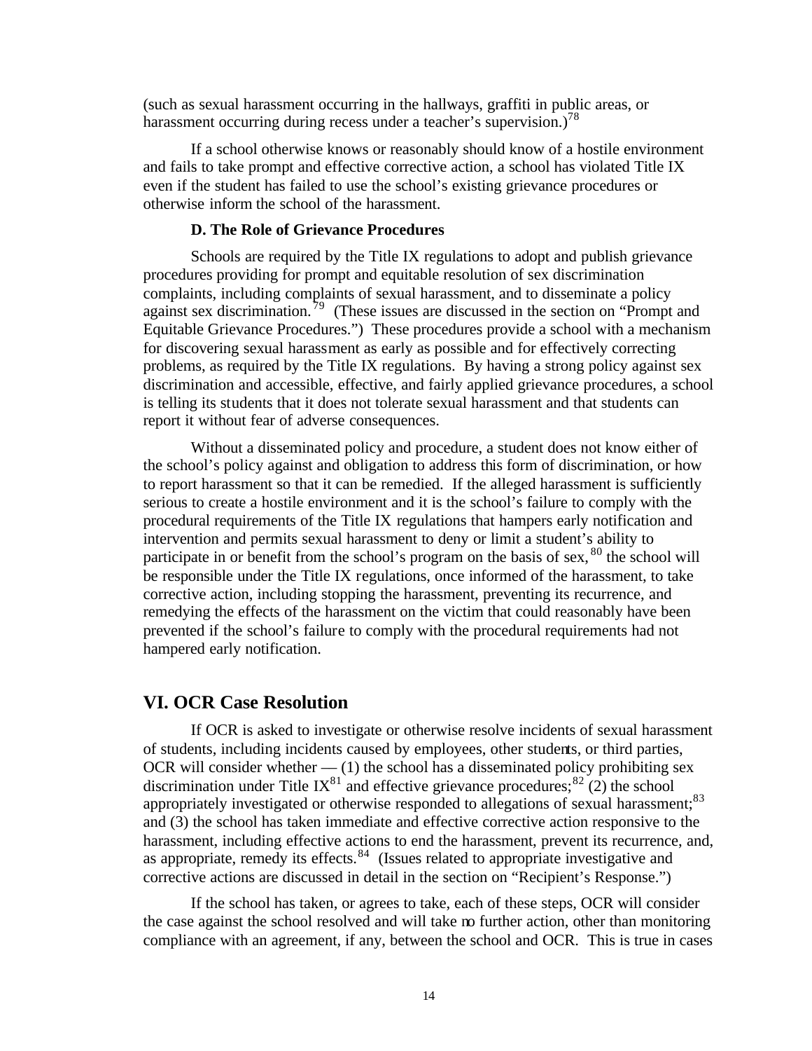(such as sexual harassment occurring in the hallways, graffiti in public areas, or harassment occurring during recess under a teacher's supervision.)[78]

If a school otherwise knows or reasonably should know of a hostile environment and fails to take prompt and effective corrective action, a school has violated Title IX even if the student has failed to use the school's existing grievance procedures or otherwise inform the school of the harassment.

### D. The Role of Grievance Procedures

Schools are required by the Title IX regulations to adopt and publish grievance procedures providing for prompt and equitable resolution of sex discrimination complaints, including complaints of sexual harassment, and to disseminate a policy against sex discrimination.[79] (These issues are discussed in the section on "Prompt and Equitable Grievance Procedures.") These procedures provide a school with a mechanism for discovering sexual harassment as early as possible and for effectively correcting problems, as required by the Title IX regulations. By having a strong policy against sex discrimination and accessible, effective, and fairly applied grievance procedures, a school is telling its students that it does not tolerate sexual harassment and that students can report it without fear of adverse consequences.

Without a disseminated policy and procedure, a student does not know either of the school's policy against and obligation to address this form of discrimination, or how to report harassment so that it can be remedied. If the alleged harassment is sufficiently serious to create a hostile environment and it is the school's failure to comply with the procedural requirements of the Title IX regulations that hampers early notification and intervention and permits sexual harassment to deny or limit a student's ability to participate in or benefit from the school's program on the basis of sex,[80] the school will be responsible under the Title IX regulations, once informed of the harassment, to take corrective action, including stopping the harassment, preventing its recurrence, and remedying the effects of the harassment on the victim that could reasonably have been prevented if the school's failure to comply with the procedural requirements had not hampered early notification.

## VI. OCR Case Resolution

If OCR is asked to investigate or otherwise resolve incidents of sexual harassment of students, including incidents caused by employees, other students, or third parties, OCR will consider whether — (1) the school has a disseminated policy prohibiting sex discrimination under Title IX[81] and effective grievance procedures;[82] (2) the school appropriately investigated or otherwise responded to allegations of sexual harassment;[83] and (3) the school has taken immediate and effective corrective action responsive to the harassment, including effective actions to end the harassment, prevent its recurrence, and, as appropriate, remedy its effects.[84] (Issues related to appropriate investigative and corrective actions are discussed in detail in the section on "Recipient's Response.")

If the school has taken, or agrees to take, each of these steps, OCR will consider the case against the school resolved and will take no further action, other than monitoring compliance with an agreement, if any, between the school and OCR. This is true in cases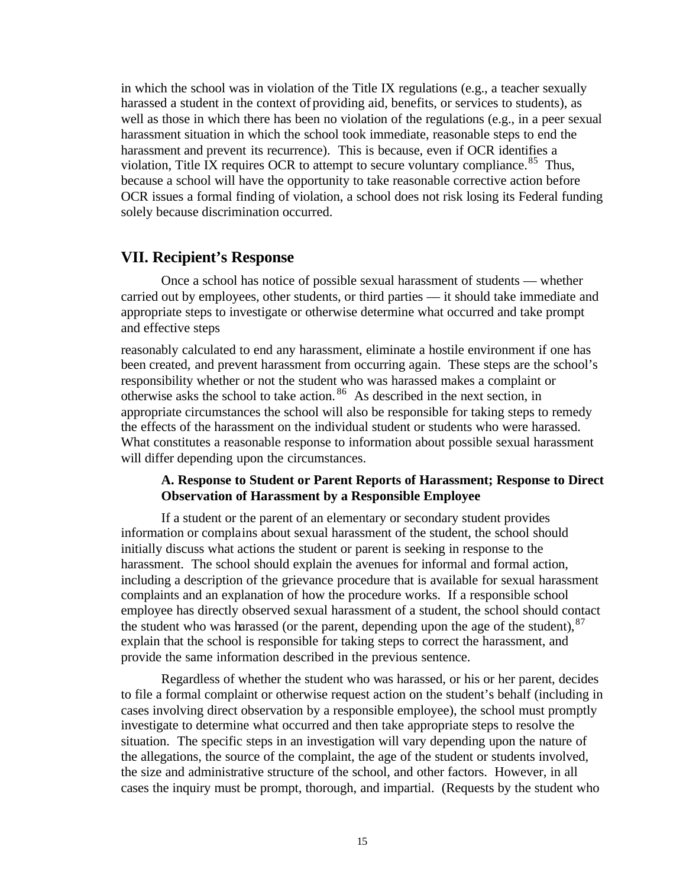in which the school was in violation of the Title IX regulations (e.g., a teacher sexually harassed a student in the context of providing aid, benefits, or services to students), as well as those in which there has been no violation of the regulations (e.g., in a peer sexual harassment situation in which the school took immediate, reasonable steps to end the harassment and prevent its recurrence). This is because, even if OCR identifies a violation, Title IX requires OCR to attempt to secure voluntary compliance.[85] Thus, because a school will have the opportunity to take reasonable corrective action before OCR issues a formal finding of violation, a school does not risk losing its Federal funding solely because discrimination occurred.

## VII. Recipient's Response

Once a school has notice of possible sexual harassment of students — whether carried out by employees, other students, or third parties — it should take immediate and appropriate steps to investigate or otherwise determine what occurred and take prompt and effective steps reasonably calculated to end any harassment, eliminate a hostile environment if one has been created, and prevent harassment from occurring again. These steps are the school's responsibility whether or not the student who was harassed makes a complaint or otherwise asks the school to take action.[86] As described in the next section, in appropriate circumstances the school will also be responsible for taking steps to remedy the effects of the harassment on the individual student or students who were harassed. What constitutes a reasonable response to information about possible sexual harassment will differ depending upon the circumstances.

### A. Response to Student or Parent Reports of Harassment; Response to Direct Observation of Harassment by a Responsible Employee

If a student or the parent of an elementary or secondary student provides information or complains about sexual harassment of the student, the school should initially discuss what actions the student or parent is seeking in response to the harassment. The school should explain the avenues for informal and formal action, including a description of the grievance procedure that is available for sexual harassment complaints and an explanation of how the procedure works. If a responsible school employee has directly observed sexual harassment of a student, the school should contact the student who was harassed (or the parent, depending upon the age of the student),[87] explain that the school is responsible for taking steps to correct the harassment, and provide the same information described in the previous sentence.

Regardless of whether the student who was harassed, or his or her parent, decides to file a formal complaint or otherwise request action on the student's behalf (including in cases involving direct observation by a responsible employee), the school must promptly investigate to determine what occurred and then take appropriate steps to resolve the situation. The specific steps in an investigation will vary depending upon the nature of the allegations, the source of the complaint, the age of the student or students involved, the size and administrative structure of the school, and other factors. However, in all cases the inquiry must be prompt, thorough, and impartial. (Requests by the student who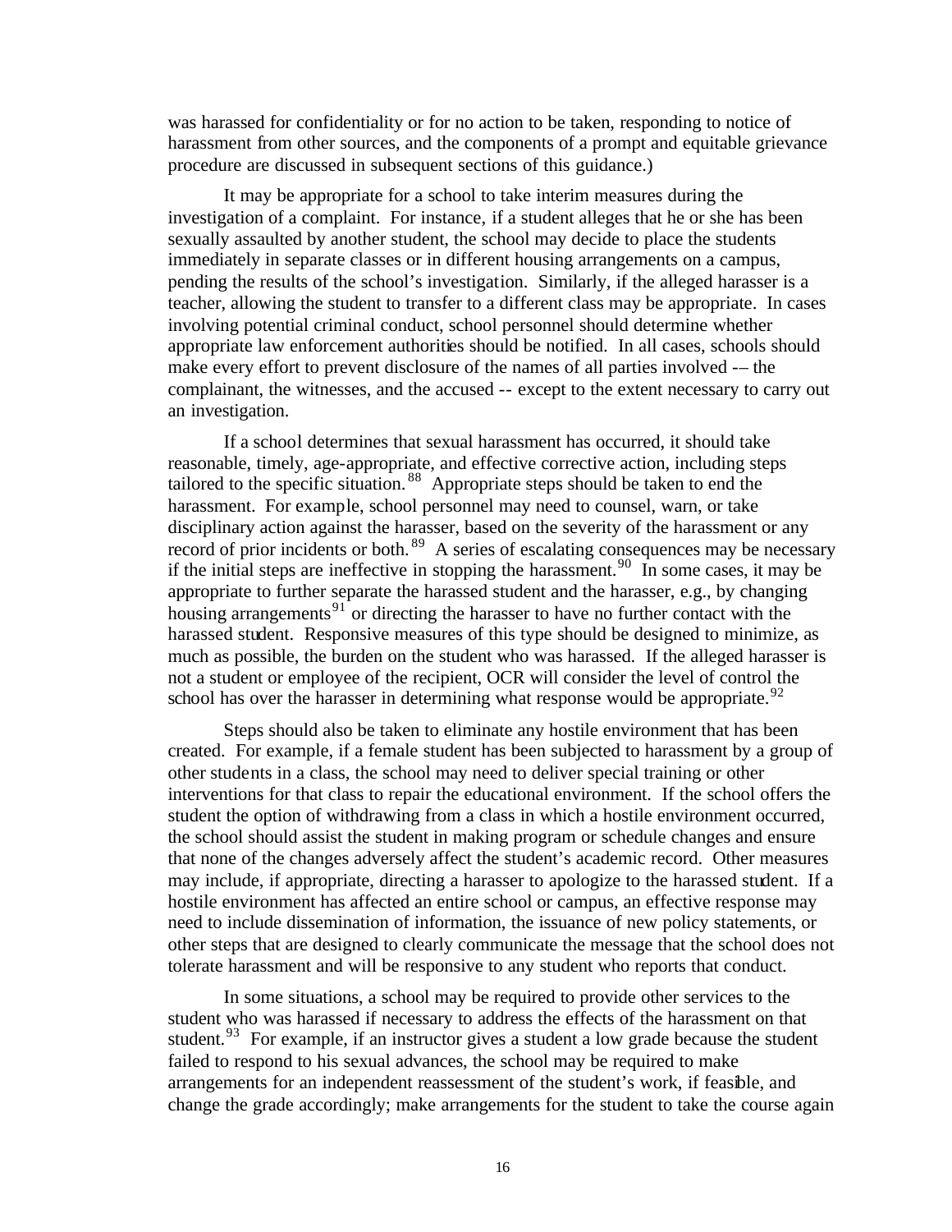was harassed for confidentiality or for no action to be taken, responding to notice of harassment from other sources, and the components of a prompt and equitable grievance procedure are discussed in subsequent sections of this guidance.)

It may be appropriate for a school to take interim measures during the investigation of a complaint. For instance, if a student alleges that he or she has been sexually assaulted by another student, the school may decide to place the students immediately in separate classes or in different housing arrangements on a campus, pending the results of the school's investigation. Similarly, if the alleged harasser is a teacher, allowing the student to transfer to a different class may be appropriate. In cases involving potential criminal conduct, school personnel should determine whether appropriate law enforcement authorities should be notified. In all cases, schools should make every effort to prevent disclosure of the names of all parties involved -– the complainant, the witnesses, and the accused -- except to the extent necessary to carry out an investigation.

If a school determines that sexual harassment has occurred, it should take reasonable, timely, age-appropriate, and effective corrective action, including steps tailored to the specific situation.[88] Appropriate steps should be taken to end the harassment. For example, school personnel may need to counsel, warn, or take disciplinary action against the harasser, based on the severity of the harassment or any record of prior incidents or both.[89] A series of escalating consequences may be necessary if the initial steps are ineffective in stopping the harassment.[90] In some cases, it may be appropriate to further separate the harassed student and the harasser, e.g., by changing housing arrangements[91] or directing the harasser to have no further contact with the harassed student. Responsive measures of this type should be designed to minimize, as much as possible, the burden on the student who was harassed. If the alleged harasser is not a student or employee of the recipient, OCR will consider the level of control the school has over the harasser in determining what response would be appropriate.[92]

Steps should also be taken to eliminate any hostile environment that has been created. For example, if a female student has been subjected to harassment by a group of other students in a class, the school may need to deliver special training or other interventions for that class to repair the educational environment. If the school offers the student the option of withdrawing from a class in which a hostile environment occurred, the school should assist the student in making program or schedule changes and ensure that none of the changes adversely affect the student's academic record. Other measures may include, if appropriate, directing a harasser to apologize to the harassed student. If a hostile environment has affected an entire school or campus, an effective response may need to include dissemination of information, the issuance of new policy statements, or other steps that are designed to clearly communicate the message that the school does not tolerate harassment and will be responsive to any student who reports that conduct.

In some situations, a school may be required to provide other services to the student who was harassed if necessary to address the effects of the harassment on that student.[93] For example, if an instructor gives a student a low grade because the student failed to respond to his sexual advances, the school may be required to make arrangements for an independent reassessment of the student's work, if feasible, and change the grade accordingly; make arrangements for the student to take the course again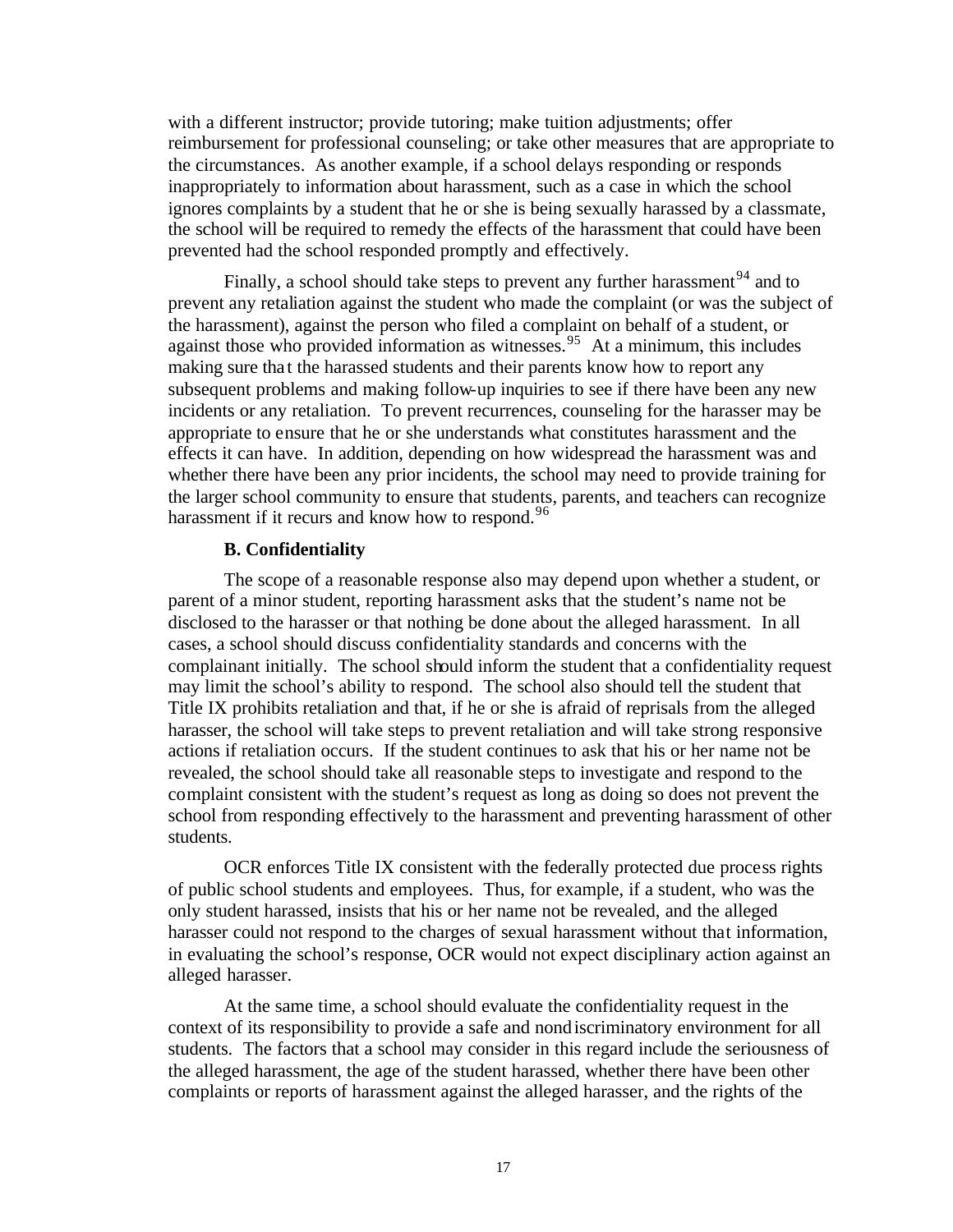with a different instructor; provide tutoring; make tuition adjustments; offer reimbursement for professional counseling; or take other measures that are appropriate to the circumstances. As another example, if a school delays responding or responds inappropriately to information about harassment, such as a case in which the school ignores complaints by a student that he or she is being sexually harassed by a classmate, the school will be required to remedy the effects of the harassment that could have been prevented had the school responded promptly and effectively.

Finally, a school should take steps to prevent any further harassment[94] and to prevent any retaliation against the student who made the complaint (or was the subject of the harassment), against the person who filed a complaint on behalf of a student, or against those who provided information as witnesses.[95] At a minimum, this includes making sure that the harassed students and their parents know how to report any subsequent problems and making follow-up inquiries to see if there have been any new incidents or any retaliation. To prevent recurrences, counseling for the harasser may be appropriate to ensure that he or she understands what constitutes harassment and the effects it can have. In addition, depending on how widespread the harassment was and whether there have been any prior incidents, the school may need to provide training for the larger school community to ensure that students, parents, and teachers can recognize harassment if it recurs and know how to respond.[96]

**B. Confidentiality**

The scope of a reasonable response also may depend upon whether a student, or parent of a minor student, reporting harassment asks that the student's name not be disclosed to the harasser or that nothing be done about the alleged harassment. In all cases, a school should discuss confidentiality standards and concerns with the complainant initially. The school should inform the student that a confidentiality request may limit the school's ability to respond. The school also should tell the student that Title IX prohibits retaliation and that, if he or she is afraid of reprisals from the alleged harasser, the school will take steps to prevent retaliation and will take strong responsive actions if retaliation occurs. If the student continues to ask that his or her name not be revealed, the school should take all reasonable steps to investigate and respond to the complaint consistent with the student's request as long as doing so does not prevent the school from responding effectively to the harassment and preventing harassment of other students.

OCR enforces Title IX consistent with the federally protected due process rights of public school students and employees. Thus, for example, if a student, who was the only student harassed, insists that his or her name not be revealed, and the alleged harasser could not respond to the charges of sexual harassment without that information, in evaluating the school's response, OCR would not expect disciplinary action against an alleged harasser.

At the same time, a school should evaluate the confidentiality request in the context of its responsibility to provide a safe and nondiscriminatory environment for all students. The factors that a school may consider in this regard include the seriousness of the alleged harassment, the age of the student harassed, whether there have been other complaints or reports of harassment against the alleged harasser, and the rights of the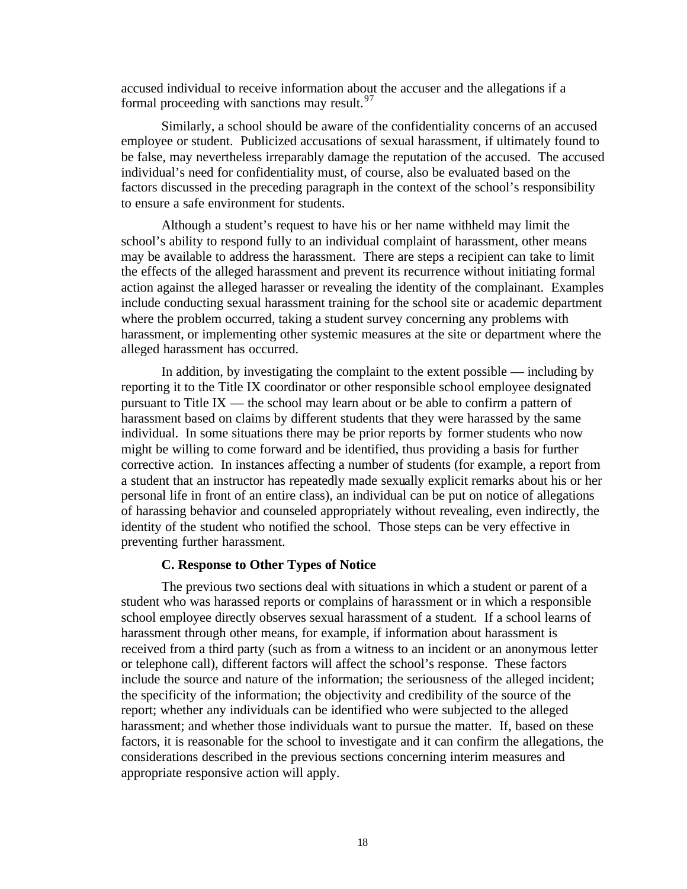accused individual to receive information about the accuser and the allegations if a formal proceeding with sanctions may result.[97]

Similarly, a school should be aware of the confidentiality concerns of an accused employee or student. Publicized accusations of sexual harassment, if ultimately found to be false, may nevertheless irreparably damage the reputation of the accused. The accused individual's need for confidentiality must, of course, also be evaluated based on the factors discussed in the preceding paragraph in the context of the school's responsibility to ensure a safe environment for students.

Although a student's request to have his or her name withheld may limit the school's ability to respond fully to an individual complaint of harassment, other means may be available to address the harassment. There are steps a recipient can take to limit the effects of the alleged harassment and prevent its recurrence without initiating formal action against the alleged harasser or revealing the identity of the complainant. Examples include conducting sexual harassment training for the school site or academic department where the problem occurred, taking a student survey concerning any problems with harassment, or implementing other systemic measures at the site or department where the alleged harassment has occurred.

In addition, by investigating the complaint to the extent possible — including by reporting it to the Title IX coordinator or other responsible school employee designated pursuant to Title IX — the school may learn about or be able to confirm a pattern of harassment based on claims by different students that they were harassed by the same individual. In some situations there may be prior reports by former students who now might be willing to come forward and be identified, thus providing a basis for further corrective action. In instances affecting a number of students (for example, a report from a student that an instructor has repeatedly made sexually explicit remarks about his or her personal life in front of an entire class), an individual can be put on notice of allegations of harassing behavior and counseled appropriately without revealing, even indirectly, the identity of the student who notified the school. Those steps can be very effective in preventing further harassment.

### C. Response to Other Types of Notice

The previous two sections deal with situations in which a student or parent of a student who was harassed reports or complains of harassment or in which a responsible school employee directly observes sexual harassment of a student. If a school learns of harassment through other means, for example, if information about harassment is received from a third party (such as from a witness to an incident or an anonymous letter or telephone call), different factors will affect the school's response. These factors include the source and nature of the information; the seriousness of the alleged incident; the specificity of the information; the objectivity and credibility of the source of the report; whether any individuals can be identified who were subjected to the alleged harassment; and whether those individuals want to pursue the matter. If, based on these factors, it is reasonable for the school to investigate and it can confirm the allegations, the considerations described in the previous sections concerning interim measures and appropriate responsive action will apply.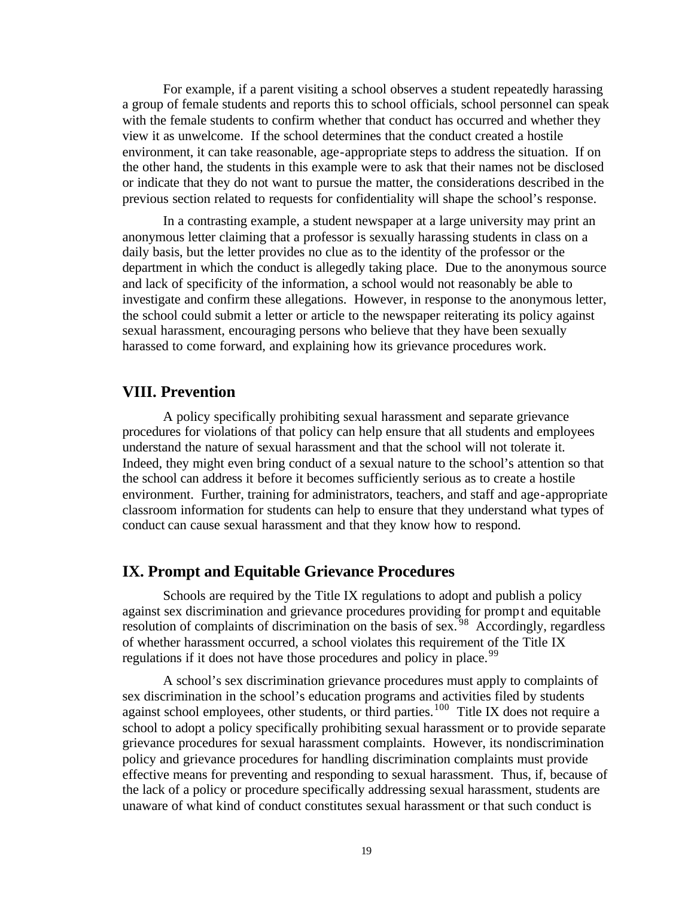For example, if a parent visiting a school observes a student repeatedly harassing a group of female students and reports this to school officials, school personnel can speak with the female students to confirm whether that conduct has occurred and whether they view it as unwelcome. If the school determines that the conduct created a hostile environment, it can take reasonable, age-appropriate steps to address the situation. If on the other hand, the students in this example were to ask that their names not be disclosed or indicate that they do not want to pursue the matter, the considerations described in the previous section related to requests for confidentiality will shape the school's response.

In a contrasting example, a student newspaper at a large university may print an anonymous letter claiming that a professor is sexually harassing students in class on a daily basis, but the letter provides no clue as to the identity of the professor or the department in which the conduct is allegedly taking place. Due to the anonymous source and lack of specificity of the information, a school would not reasonably be able to investigate and confirm these allegations. However, in response to the anonymous letter, the school could submit a letter or article to the newspaper reiterating its policy against sexual harassment, encouraging persons who believe that they have been sexually harassed to come forward, and explaining how its grievance procedures work.

## VIII. Prevention

A policy specifically prohibiting sexual harassment and separate grievance procedures for violations of that policy can help ensure that all students and employees understand the nature of sexual harassment and that the school will not tolerate it. Indeed, they might even bring conduct of a sexual nature to the school's attention so that the school can address it before it becomes sufficiently serious as to create a hostile environment. Further, training for administrators, teachers, and staff and age-appropriate classroom information for students can help to ensure that they understand what types of conduct can cause sexual harassment and that they know how to respond.

## IX. Prompt and Equitable Grievance Procedures

Schools are required by the Title IX regulations to adopt and publish a policy against sex discrimination and grievance procedures providing for prompt and equitable resolution of complaints of discrimination on the basis of sex.[98] Accordingly, regardless of whether harassment occurred, a school violates this requirement of the Title IX regulations if it does not have those procedures and policy in place.[99]

A school's sex discrimination grievance procedures must apply to complaints of sex discrimination in the school's education programs and activities filed by students against school employees, other students, or third parties.[100] Title IX does not require a school to adopt a policy specifically prohibiting sexual harassment or to provide separate grievance procedures for sexual harassment complaints. However, its nondiscrimination policy and grievance procedures for handling discrimination complaints must provide effective means for preventing and responding to sexual harassment. Thus, if, because of the lack of a policy or procedure specifically addressing sexual harassment, students are unaware of what kind of conduct constitutes sexual harassment or that such conduct is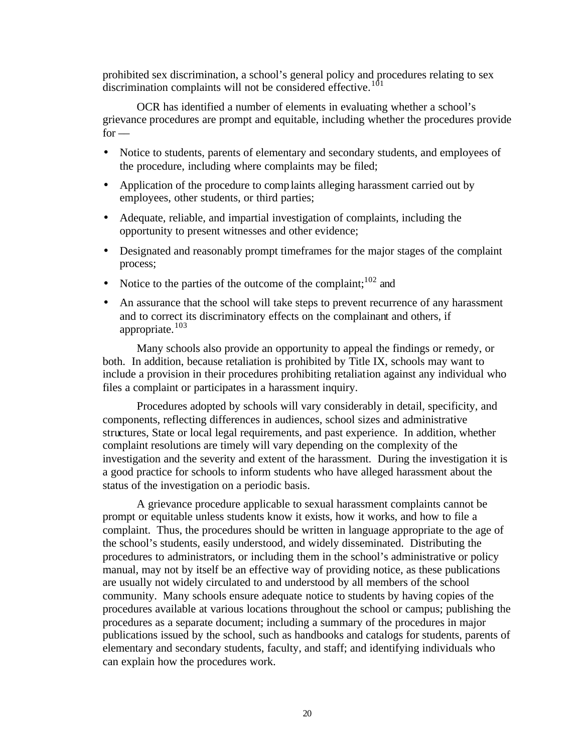prohibited sex discrimination, a school's general policy and procedures relating to sex discrimination complaints will not be considered effective.[101]

OCR has identified a number of elements in evaluating whether a school's grievance procedures are prompt and equitable, including whether the procedures provide for —

- Notice to students, parents of elementary and secondary students, and employees of the procedure, including where complaints may be filed;
- Application of the procedure to complaints alleging harassment carried out by employees, other students, or third parties;
- Adequate, reliable, and impartial investigation of complaints, including the opportunity to present witnesses and other evidence;
- Designated and reasonably prompt timeframes for the major stages of the complaint process;
- Notice to the parties of the outcome of the complaint;[102] and
- An assurance that the school will take steps to prevent recurrence of any harassment and to correct its discriminatory effects on the complainant and others, if appropriate.[103]

Many schools also provide an opportunity to appeal the findings or remedy, or both. In addition, because retaliation is prohibited by Title IX, schools may want to include a provision in their procedures prohibiting retaliation against any individual who files a complaint or participates in a harassment inquiry.

Procedures adopted by schools will vary considerably in detail, specificity, and components, reflecting differences in audiences, school sizes and administrative structures, State or local legal requirements, and past experience. In addition, whether complaint resolutions are timely will vary depending on the complexity of the investigation and the severity and extent of the harassment. During the investigation it is a good practice for schools to inform students who have alleged harassment about the status of the investigation on a periodic basis.

A grievance procedure applicable to sexual harassment complaints cannot be prompt or equitable unless students know it exists, how it works, and how to file a complaint. Thus, the procedures should be written in language appropriate to the age of the school's students, easily understood, and widely disseminated. Distributing the procedures to administrators, or including them in the school's administrative or policy manual, may not by itself be an effective way of providing notice, as these publications are usually not widely circulated to and understood by all members of the school community. Many schools ensure adequate notice to students by having copies of the procedures available at various locations throughout the school or campus; publishing the procedures as a separate document; including a summary of the procedures in major publications issued by the school, such as handbooks and catalogs for students, parents of elementary and secondary students, faculty, and staff; and identifying individuals who can explain how the procedures work.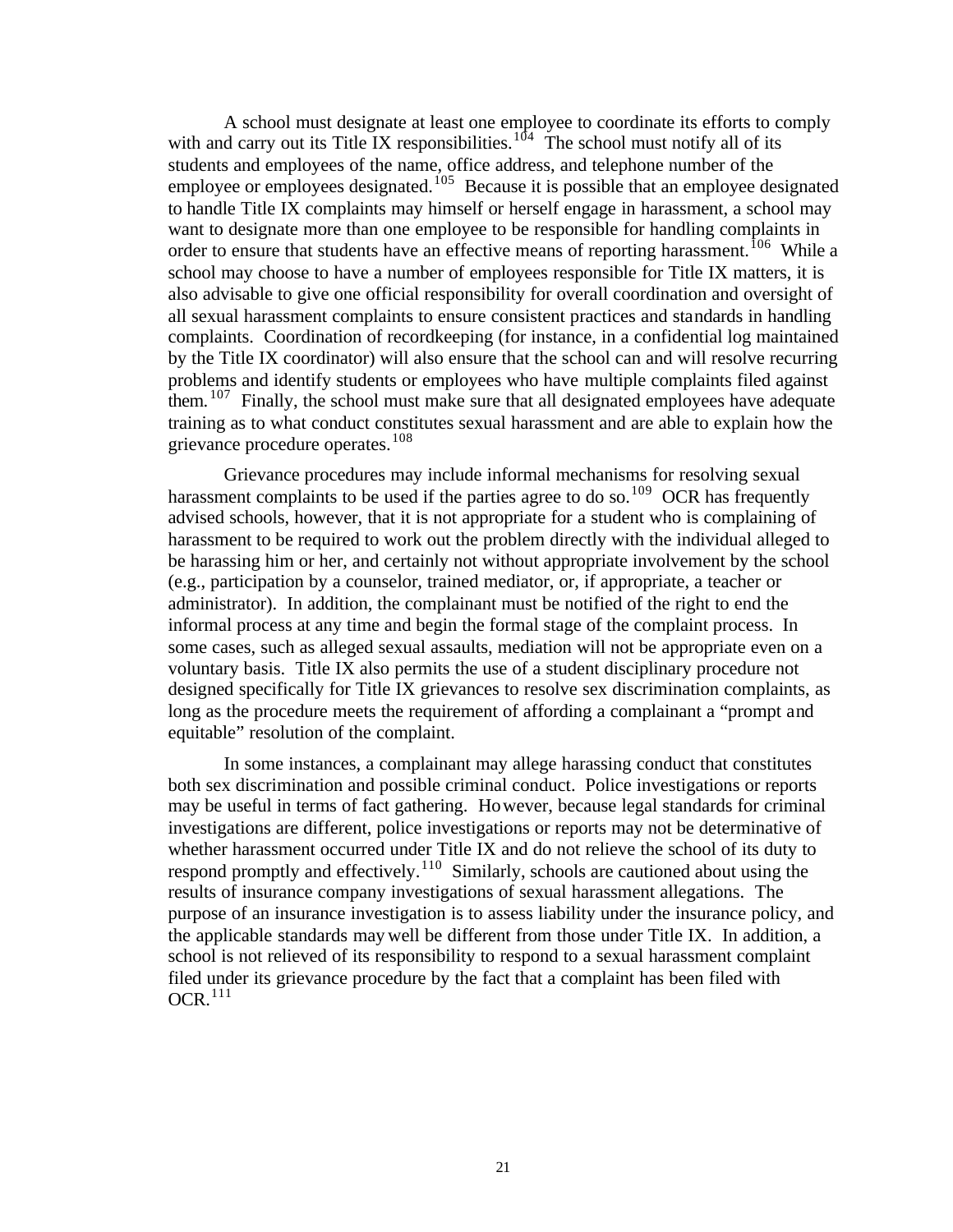A school must designate at least one employee to coordinate its efforts to comply with and carry out its Title IX responsibilities.[104] The school must notify all of its students and employees of the name, office address, and telephone number of the employee or employees designated.[105] Because it is possible that an employee designated to handle Title IX complaints may himself or herself engage in harassment, a school may want to designate more than one employee to be responsible for handling complaints in order to ensure that students have an effective means of reporting harassment.[106] While a school may choose to have a number of employees responsible for Title IX matters, it is also advisable to give one official responsibility for overall coordination and oversight of all sexual harassment complaints to ensure consistent practices and standards in handling complaints. Coordination of recordkeeping (for instance, in a confidential log maintained by the Title IX coordinator) will also ensure that the school can and will resolve recurring problems and identify students or employees who have multiple complaints filed against them.[107] Finally, the school must make sure that all designated employees have adequate training as to what conduct constitutes sexual harassment and are able to explain how the grievance procedure operates.[108]

Grievance procedures may include informal mechanisms for resolving sexual harassment complaints to be used if the parties agree to do so.[109] OCR has frequently advised schools, however, that it is not appropriate for a student who is complaining of harassment to be required to work out the problem directly with the individual alleged to be harassing him or her, and certainly not without appropriate involvement by the school (e.g., participation by a counselor, trained mediator, or, if appropriate, a teacher or administrator). In addition, the complainant must be notified of the right to end the informal process at any time and begin the formal stage of the complaint process. In some cases, such as alleged sexual assaults, mediation will not be appropriate even on a voluntary basis. Title IX also permits the use of a student disciplinary procedure not designed specifically for Title IX grievances to resolve sex discrimination complaints, as long as the procedure meets the requirement of affording a complainant a "prompt and equitable" resolution of the complaint.

In some instances, a complainant may allege harassing conduct that constitutes both sex discrimination and possible criminal conduct. Police investigations or reports may be useful in terms of fact gathering. However, because legal standards for criminal investigations are different, police investigations or reports may not be determinative of whether harassment occurred under Title IX and do not relieve the school of its duty to respond promptly and effectively.[110] Similarly, schools are cautioned about using the results of insurance company investigations of sexual harassment allegations. The purpose of an insurance investigation is to assess liability under the insurance policy, and the applicable standards may well be different from those under Title IX. In addition, a school is not relieved of its responsibility to respond to a sexual harassment complaint filed under its grievance procedure by the fact that a complaint has been filed with OCR.[111]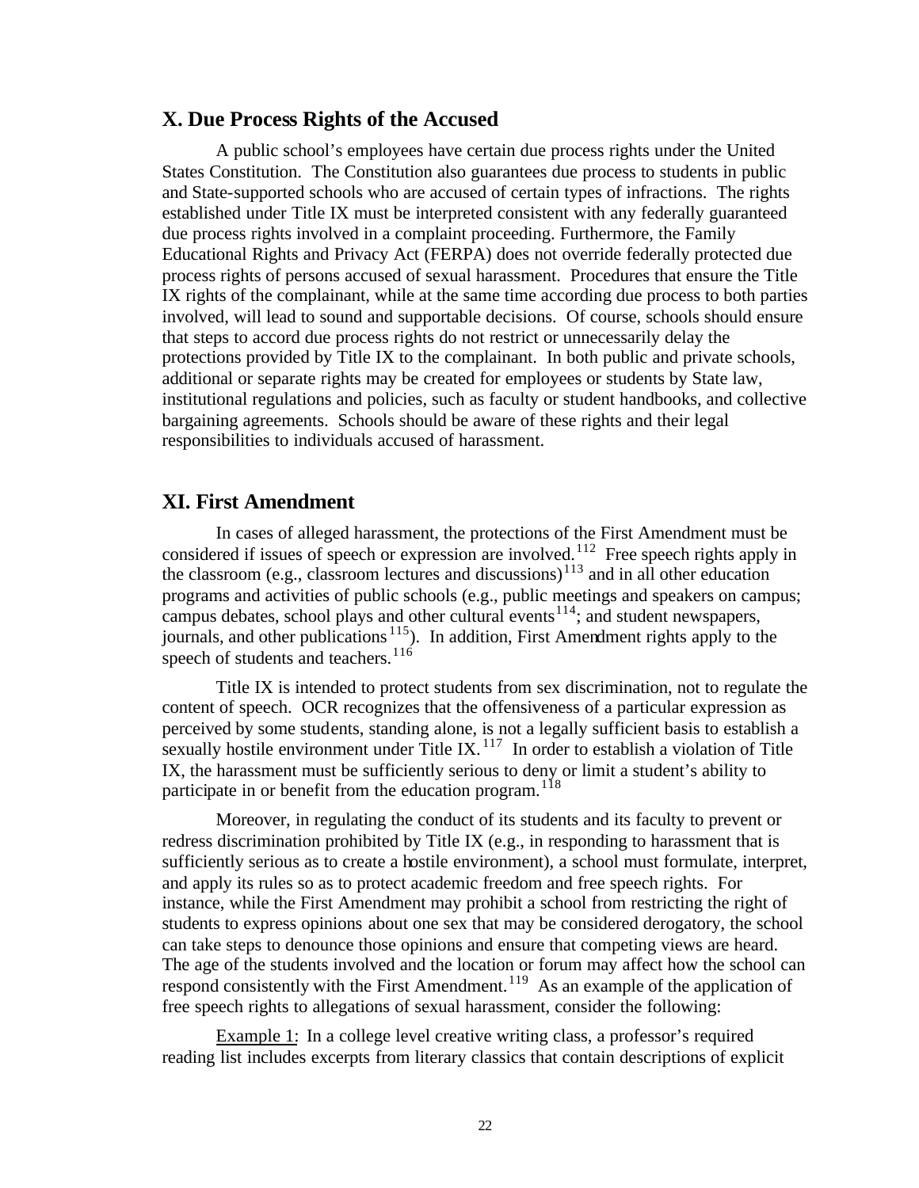## X. Due Process Rights of the Accused

A public school's employees have certain due process rights under the United States Constitution. The Constitution also guarantees due process to students in public and State-supported schools who are accused of certain types of infractions. The rights established under Title IX must be interpreted consistent with any federally guaranteed due process rights involved in a complaint proceeding. Furthermore, the Family Educational Rights and Privacy Act (FERPA) does not override federally protected due process rights of persons accused of sexual harassment. Procedures that ensure the Title IX rights of the complainant, while at the same time according due process to both parties involved, will lead to sound and supportable decisions. Of course, schools should ensure that steps to accord due process rights do not restrict or unnecessarily delay the protections provided by Title IX to the complainant. In both public and private schools, additional or separate rights may be created for employees or students by State law, institutional regulations and policies, such as faculty or student handbooks, and collective bargaining agreements. Schools should be aware of these rights and their legal responsibilities to individuals accused of harassment.

## XI. First Amendment

In cases of alleged harassment, the protections of the First Amendment must be considered if issues of speech or expression are involved.[112] Free speech rights apply in the classroom (e.g., classroom lectures and discussions)[113] and in all other education programs and activities of public schools (e.g., public meetings and speakers on campus; campus debates, school plays and other cultural events[114]; and student newspapers, journals, and other publications[115]). In addition, First Amendment rights apply to the speech of students and teachers.[116]

Title IX is intended to protect students from sex discrimination, not to regulate the content of speech. OCR recognizes that the offensiveness of a particular expression as perceived by some students, standing alone, is not a legally sufficient basis to establish a sexually hostile environment under Title IX.[117] In order to establish a violation of Title IX, the harassment must be sufficiently serious to deny or limit a student's ability to participate in or benefit from the education program.[118]

Moreover, in regulating the conduct of its students and its faculty to prevent or redress discrimination prohibited by Title IX (e.g., in responding to harassment that is sufficiently serious as to create a hostile environment), a school must formulate, interpret, and apply its rules so as to protect academic freedom and free speech rights. For instance, while the First Amendment may prohibit a school from restricting the right of students to express opinions about one sex that may be considered derogatory, the school can take steps to denounce those opinions and ensure that competing views are heard. The age of the students involved and the location or forum may affect how the school can respond consistently with the First Amendment.[119] As an example of the application of free speech rights to allegations of sexual harassment, consider the following:

Example 1: In a college level creative writing class, a professor's required reading list includes excerpts from literary classics that contain descriptions of explicit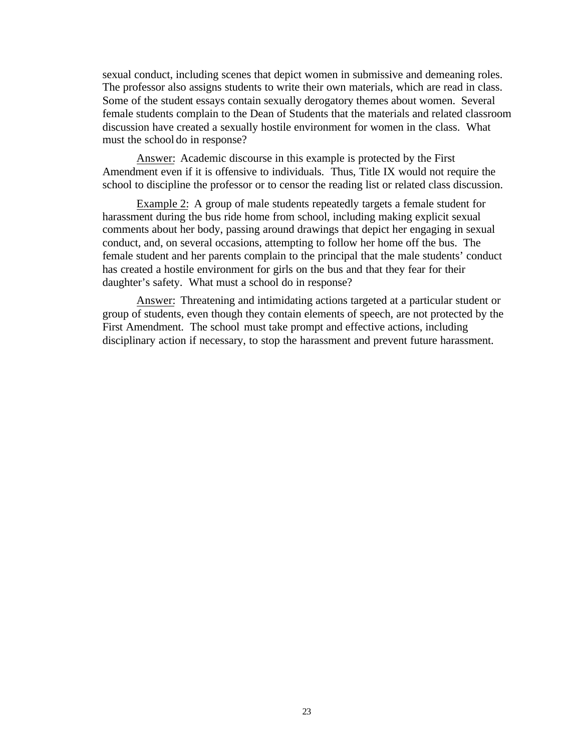sexual conduct, including scenes that depict women in submissive and demeaning roles. The professor also assigns students to write their own materials, which are read in class. Some of the student essays contain sexually derogatory themes about women. Several female students complain to the Dean of Students that the materials and related classroom discussion have created a sexually hostile environment for women in the class. What must the school do in response?

Answer: Academic discourse in this example is protected by the First Amendment even if it is offensive to individuals. Thus, Title IX would not require the school to discipline the professor or to censor the reading list or related class discussion.

Example 2: A group of male students repeatedly targets a female student for harassment during the bus ride home from school, including making explicit sexual comments about her body, passing around drawings that depict her engaging in sexual conduct, and, on several occasions, attempting to follow her home off the bus. The female student and her parents complain to the principal that the male students' conduct has created a hostile environment for girls on the bus and that they fear for their daughter's safety. What must a school do in response?

Answer: Threatening and intimidating actions targeted at a particular student or group of students, even though they contain elements of speech, are not protected by the First Amendment. The school must take prompt and effective actions, including disciplinary action if necessary, to stop the harassment and prevent future harassment.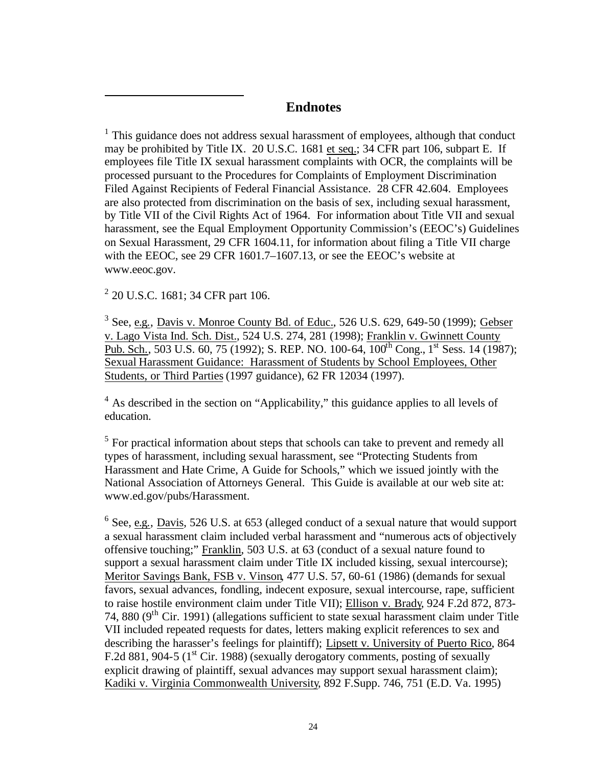## Endnotes

[1] This guidance does not address sexual harassment of employees, although that conduct may be prohibited by Title IX. 20 U.S.C. 1681 et seq.; 34 CFR part 106, subpart E. If employees file Title IX sexual harassment complaints with OCR, the complaints will be processed pursuant to the Procedures for Complaints of Employment Discrimination Filed Against Recipients of Federal Financial Assistance. 28 CFR 42.604. Employees are also protected from discrimination on the basis of sex, including sexual harassment, by Title VII of the Civil Rights Act of 1964. For information about Title VII and sexual harassment, see the Equal Employment Opportunity Commission's (EEOC's) Guidelines on Sexual Harassment, 29 CFR 1604.11, for information about filing a Title VII charge with the EEOC, see 29 CFR 1601.7–1607.13, or see the EEOC's website at www.eeoc.gov.

[2] 20 U.S.C. 1681; 34 CFR part 106.

[3] See, e.g., Davis v. Monroe County Bd. of Educ., 526 U.S. 629, 649-50 (1999); Gebser v. Lago Vista Ind. Sch. Dist., 524 U.S. 274, 281 (1998); Franklin v. Gwinnett County Pub. Sch., 503 U.S. 60, 75 (1992); S. REP. NO. 100-64, 100th Cong., 1st Sess. 14 (1987); Sexual Harassment Guidance: Harassment of Students by School Employees, Other Students, or Third Parties (1997 guidance), 62 FR 12034 (1997).

[4] As described in the section on "Applicability," this guidance applies to all levels of education.

[5] For practical information about steps that schools can take to prevent and remedy all types of harassment, including sexual harassment, see "Protecting Students from Harassment and Hate Crime, A Guide for Schools," which we issued jointly with the National Association of Attorneys General. This Guide is available at our web site at: www.ed.gov/pubs/Harassment.

[6] See, e.g., Davis, 526 U.S. at 653 (alleged conduct of a sexual nature that would support a sexual harassment claim included verbal harassment and "numerous acts of objectively offensive touching;" Franklin, 503 U.S. at 63 (conduct of a sexual nature found to support a sexual harassment claim under Title IX included kissing, sexual intercourse); Meritor Savings Bank, FSB v. Vinson, 477 U.S. 57, 60-61 (1986) (demands for sexual favors, sexual advances, fondling, indecent exposure, sexual intercourse, rape, sufficient to raise hostile environment claim under Title VII); Ellison v. Brady, 924 F.2d 872, 873-74, 880 (9th Cir. 1991) (allegations sufficient to state sexual harassment claim under Title VII included repeated requests for dates, letters making explicit references to sex and describing the harasser's feelings for plaintiff); Lipsett v. University of Puerto Rico, 864 F.2d 881, 904-5 (1st Cir. 1988) (sexually derogatory comments, posting of sexually explicit drawing of plaintiff, sexual advances may support sexual harassment claim); Kadiki v. Virginia Commonwealth University, 892 F.Supp. 746, 751 (E.D. Va. 1995)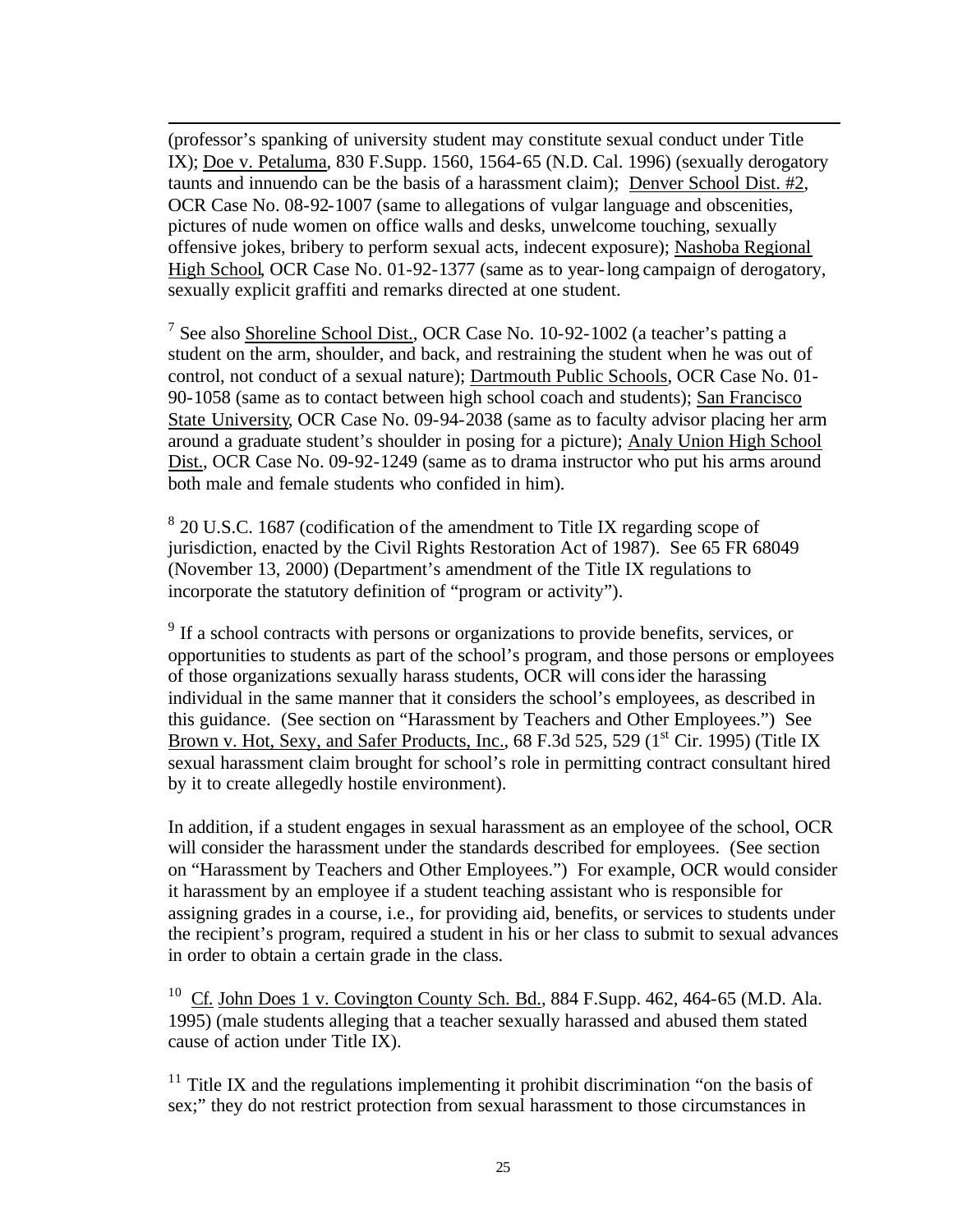(professor's spanking of university student may constitute sexual conduct under Title IX); Doe v. Petaluma, 830 F.Supp. 1560, 1564-65 (N.D. Cal. 1996) (sexually derogatory taunts and innuendo can be the basis of a harassment claim); Denver School Dist. #2, OCR Case No. 08-92-1007 (same to allegations of vulgar language and obscenities, pictures of nude women on office walls and desks, unwelcome touching, sexually offensive jokes, bribery to perform sexual acts, indecent exposure); Nashoba Regional High School, OCR Case No. 01-92-1377 (same as to year-long campaign of derogatory, sexually explicit graffiti and remarks directed at one student.

[7] See also Shoreline School Dist., OCR Case No. 10-92-1002 (a teacher's patting a student on the arm, shoulder, and back, and restraining the student when he was out of control, not conduct of a sexual nature); Dartmouth Public Schools, OCR Case No. 01-90-1058 (same as to contact between high school coach and students); San Francisco State University, OCR Case No. 09-94-2038 (same as to faculty advisor placing her arm around a graduate student's shoulder in posing for a picture); Analy Union High School Dist., OCR Case No. 09-92-1249 (same as to drama instructor who put his arms around both male and female students who confided in him).

[8] 20 U.S.C. 1687 (codification of the amendment to Title IX regarding scope of jurisdiction, enacted by the Civil Rights Restoration Act of 1987). See 65 FR 68049 (November 13, 2000) (Department's amendment of the Title IX regulations to incorporate the statutory definition of "program or activity").

[9] If a school contracts with persons or organizations to provide benefits, services, or opportunities to students as part of the school's program, and those persons or employees of those organizations sexually harass students, OCR will consider the harassing individual in the same manner that it considers the school's employees, as described in this guidance. (See section on "Harassment by Teachers and Other Employees.") See Brown v. Hot, Sexy, and Safer Products, Inc., 68 F.3d 525, 529 (1st Cir. 1995) (Title IX sexual harassment claim brought for school's role in permitting contract consultant hired by it to create allegedly hostile environment).

In addition, if a student engages in sexual harassment as an employee of the school, OCR will consider the harassment under the standards described for employees. (See section on "Harassment by Teachers and Other Employees.") For example, OCR would consider it harassment by an employee if a student teaching assistant who is responsible for assigning grades in a course, i.e., for providing aid, benefits, or services to students under the recipient's program, required a student in his or her class to submit to sexual advances in order to obtain a certain grade in the class.

[10] Cf. John Does 1 v. Covington County Sch. Bd., 884 F.Supp. 462, 464-65 (M.D. Ala. 1995) (male students alleging that a teacher sexually harassed and abused them stated cause of action under Title IX).

[11] Title IX and the regulations implementing it prohibit discrimination "on the basis of sex;" they do not restrict protection from sexual harassment to those circumstances in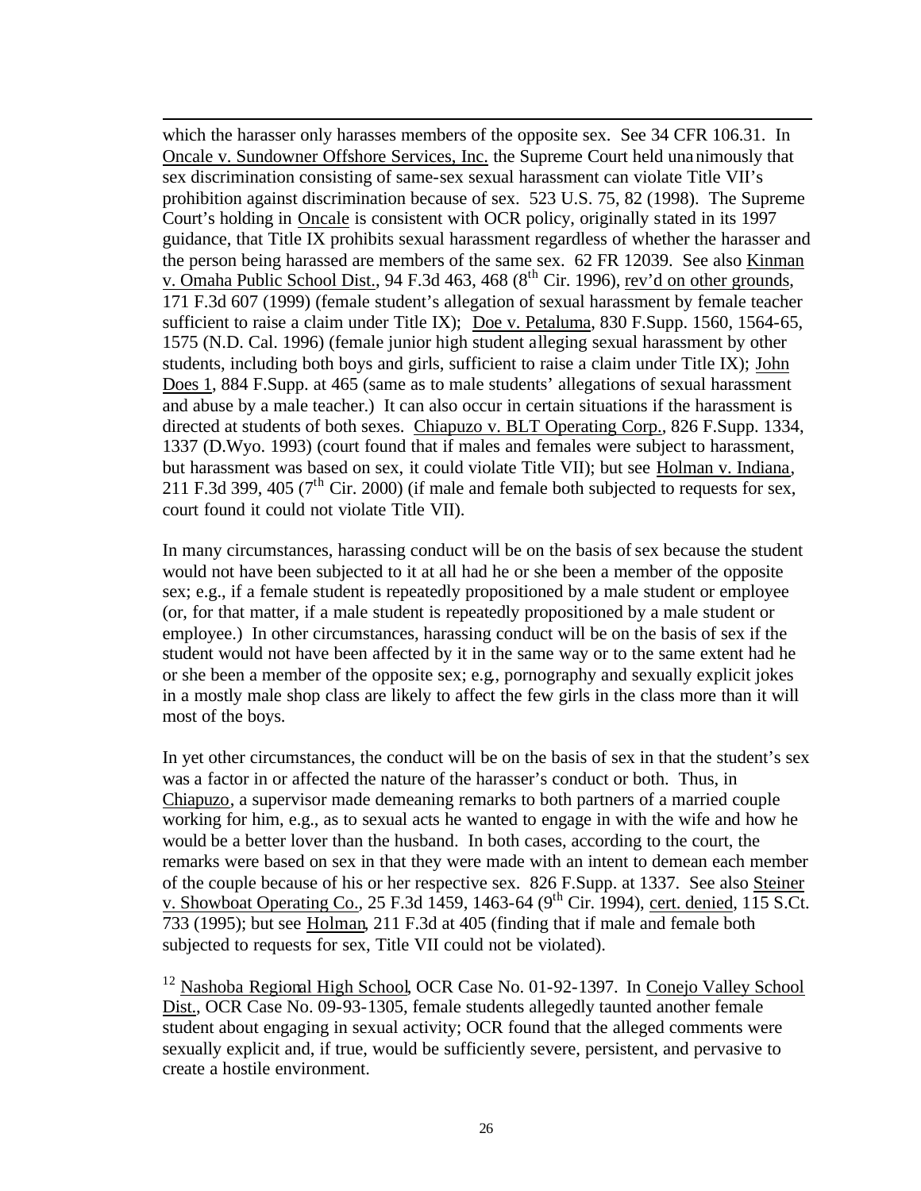which the harasser only harasses members of the opposite sex. See 34 CFR 106.31. In Oncale v. Sundowner Offshore Services, Inc. the Supreme Court held unanimously that sex discrimination consisting of same-sex sexual harassment can violate Title VII's prohibition against discrimination because of sex. 523 U.S. 75, 82 (1998). The Supreme Court's holding in Oncale is consistent with OCR policy, originally stated in its 1997 guidance, that Title IX prohibits sexual harassment regardless of whether the harasser and the person being harassed are members of the same sex. 62 FR 12039. See also Kinman v. Omaha Public School Dist., 94 F.3d 463, 468 (8th Cir. 1996), rev'd on other grounds, 171 F.3d 607 (1999) (female student's allegation of sexual harassment by female teacher sufficient to raise a claim under Title IX); Doe v. Petaluma, 830 F.Supp. 1560, 1564-65, 1575 (N.D. Cal. 1996) (female junior high student alleging sexual harassment by other students, including both boys and girls, sufficient to raise a claim under Title IX); John Does 1, 884 F.Supp. at 465 (same as to male students' allegations of sexual harassment and abuse by a male teacher.) It can also occur in certain situations if the harassment is directed at students of both sexes. Chiapuzo v. BLT Operating Corp., 826 F.Supp. 1334, 1337 (D.Wyo. 1993) (court found that if males and females were subject to harassment, but harassment was based on sex, it could violate Title VII); but see Holman v. Indiana, 211 F.3d 399, 405 (7th Cir. 2000) (if male and female both subjected to requests for sex, court found it could not violate Title VII).

In many circumstances, harassing conduct will be on the basis of sex because the student would not have been subjected to it at all had he or she been a member of the opposite sex; e.g., if a female student is repeatedly propositioned by a male student or employee (or, for that matter, if a male student is repeatedly propositioned by a male student or employee.) In other circumstances, harassing conduct will be on the basis of sex if the student would not have been affected by it in the same way or to the same extent had he or she been a member of the opposite sex; e.g., pornography and sexually explicit jokes in a mostly male shop class are likely to affect the few girls in the class more than it will most of the boys.

In yet other circumstances, the conduct will be on the basis of sex in that the student's sex was a factor in or affected the nature of the harasser's conduct or both. Thus, in Chiapuzo, a supervisor made demeaning remarks to both partners of a married couple working for him, e.g., as to sexual acts he wanted to engage in with the wife and how he would be a better lover than the husband. In both cases, according to the court, the remarks were based on sex in that they were made with an intent to demean each member of the couple because of his or her respective sex. 826 F.Supp. at 1337. See also Steiner v. Showboat Operating Co., 25 F.3d 1459, 1463-64 (9th Cir. 1994), cert. denied, 115 S.Ct. 733 (1995); but see Holman, 211 F.3d at 405 (finding that if male and female both subjected to requests for sex, Title VII could not be violated).

[12] Nashoba Regional High School, OCR Case No. 01-92-1397. In Conejo Valley School Dist., OCR Case No. 09-93-1305, female students allegedly taunted another female student about engaging in sexual activity; OCR found that the alleged comments were sexually explicit and, if true, would be sufficiently severe, persistent, and pervasive to create a hostile environment.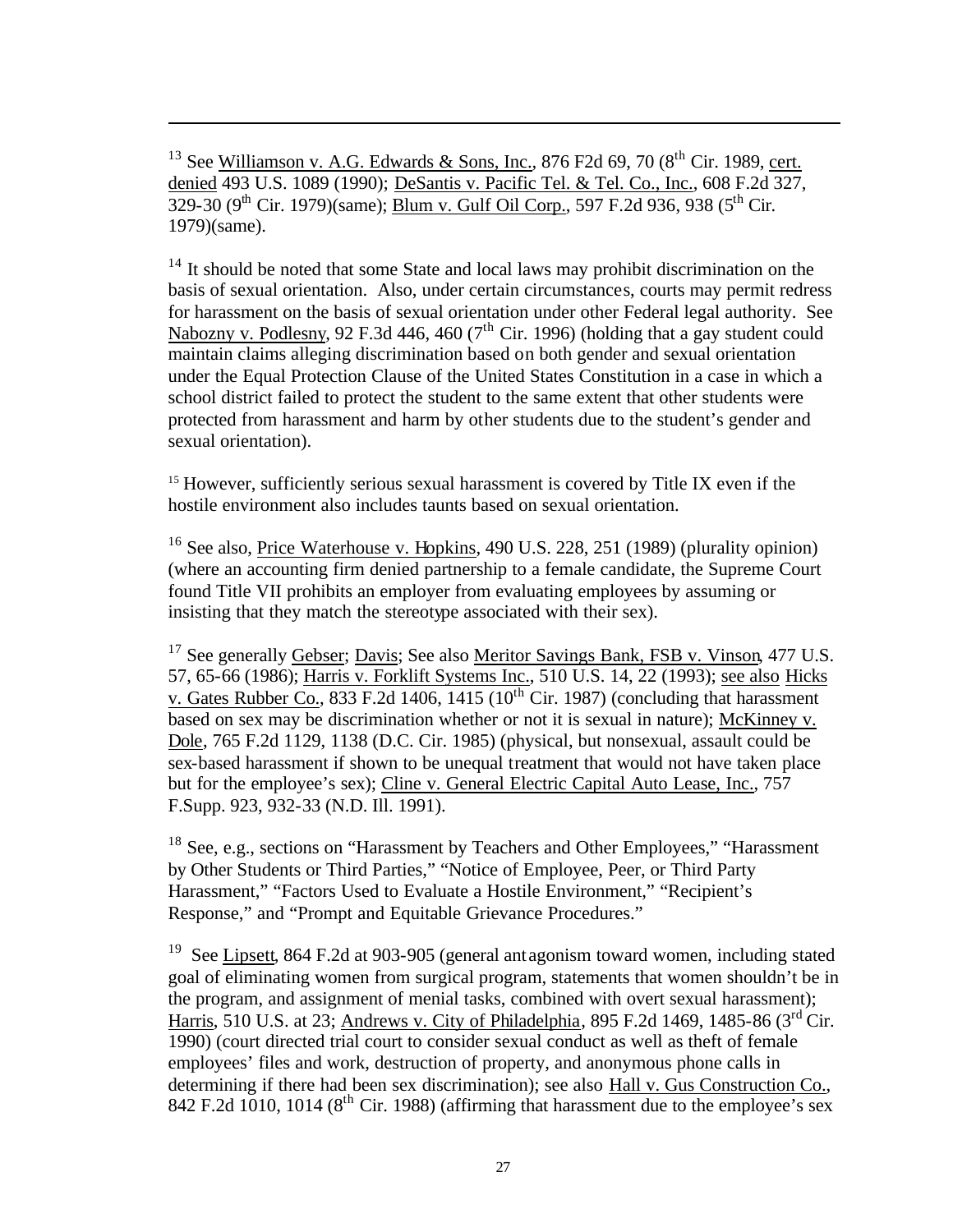[13] See Williamson v. A.G. Edwards & Sons, Inc., 876 F2d 69, 70 (8th Cir. 1989, cert. denied 493 U.S. 1089 (1990); DeSantis v. Pacific Tel. & Tel. Co., Inc., 608 F.2d 327, 329-30 (9th Cir. 1979)(same); Blum v. Gulf Oil Corp., 597 F.2d 936, 938 (5th Cir. 1979)(same).

[14] It should be noted that some State and local laws may prohibit discrimination on the basis of sexual orientation. Also, under certain circumstances, courts may permit redress for harassment on the basis of sexual orientation under other Federal legal authority. See Nabozny v. Podlesny, 92 F.3d 446, 460 (7th Cir. 1996) (holding that a gay student could maintain claims alleging discrimination based on both gender and sexual orientation under the Equal Protection Clause of the United States Constitution in a case in which a school district failed to protect the student to the same extent that other students were protected from harassment and harm by other students due to the student's gender and sexual orientation).

[15] However, sufficiently serious sexual harassment is covered by Title IX even if the hostile environment also includes taunts based on sexual orientation.

[16] See also, Price Waterhouse v. Hopkins, 490 U.S. 228, 251 (1989) (plurality opinion) (where an accounting firm denied partnership to a female candidate, the Supreme Court found Title VII prohibits an employer from evaluating employees by assuming or insisting that they match the stereotype associated with their sex).

[17] See generally Gebser; Davis; See also Meritor Savings Bank, FSB v. Vinson, 477 U.S. 57, 65-66 (1986); Harris v. Forklift Systems Inc., 510 U.S. 14, 22 (1993); see also Hicks v. Gates Rubber Co., 833 F.2d 1406, 1415 (10th Cir. 1987) (concluding that harassment based on sex may be discrimination whether or not it is sexual in nature); McKinney v. Dole, 765 F.2d 1129, 1138 (D.C. Cir. 1985) (physical, but nonsexual, assault could be sex-based harassment if shown to be unequal treatment that would not have taken place but for the employee's sex); Cline v. General Electric Capital Auto Lease, Inc., 757 F.Supp. 923, 932-33 (N.D. Ill. 1991).

[18] See, e.g., sections on "Harassment by Teachers and Other Employees," "Harassment by Other Students or Third Parties," "Notice of Employee, Peer, or Third Party Harassment," "Factors Used to Evaluate a Hostile Environment," "Recipient's Response," and "Prompt and Equitable Grievance Procedures."

[19] See Lipsett, 864 F.2d at 903-905 (general antagonism toward women, including stated goal of eliminating women from surgical program, statements that women shouldn't be in the program, and assignment of menial tasks, combined with overt sexual harassment); Harris, 510 U.S. at 23; Andrews v. City of Philadelphia, 895 F.2d 1469, 1485-86 (3rd Cir. 1990) (court directed trial court to consider sexual conduct as well as theft of female employees' files and work, destruction of property, and anonymous phone calls in determining if there had been sex discrimination); see also Hall v. Gus Construction Co., 842 F.2d 1010, 1014 (8th Cir. 1988) (affirming that harassment due to the employee's sex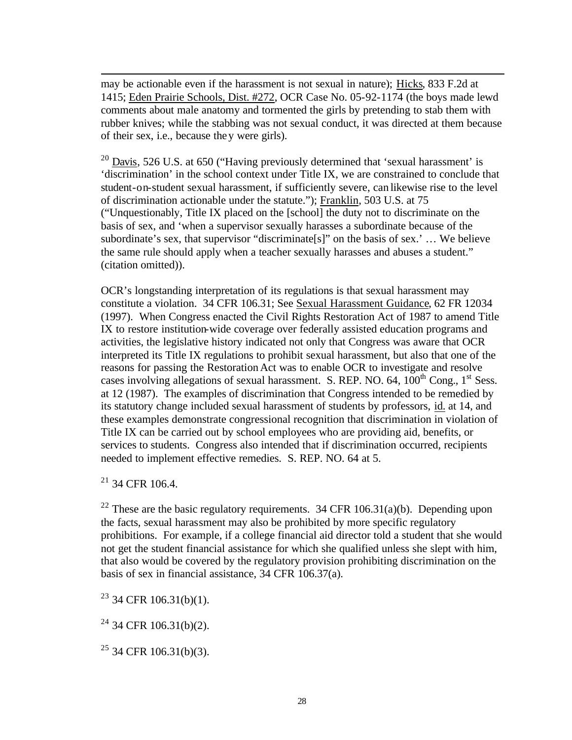may be actionable even if the harassment is not sexual in nature); Hicks, 833 F.2d at 1415; Eden Prairie Schools, Dist. #272, OCR Case No. 05-92-1174 (the boys made lewd comments about male anatomy and tormented the girls by pretending to stab them with rubber knives; while the stabbing was not sexual conduct, it was directed at them because of their sex, i.e., because they were girls).

[20] Davis, 526 U.S. at 650 ("Having previously determined that 'sexual harassment' is 'discrimination' in the school context under Title IX, we are constrained to conclude that student-on-student sexual harassment, if sufficiently severe, can likewise rise to the level of discrimination actionable under the statute."); Franklin, 503 U.S. at 75 ("Unquestionably, Title IX placed on the [school] the duty not to discriminate on the basis of sex, and 'when a supervisor sexually harasses a subordinate because of the subordinate's sex, that supervisor "discriminate[s]" on the basis of sex.' … We believe the same rule should apply when a teacher sexually harasses and abuses a student." (citation omitted)).

OCR's longstanding interpretation of its regulations is that sexual harassment may constitute a violation. 34 CFR 106.31; See Sexual Harassment Guidance, 62 FR 12034 (1997). When Congress enacted the Civil Rights Restoration Act of 1987 to amend Title IX to restore institution-wide coverage over federally assisted education programs and activities, the legislative history indicated not only that Congress was aware that OCR interpreted its Title IX regulations to prohibit sexual harassment, but also that one of the reasons for passing the Restoration Act was to enable OCR to investigate and resolve cases involving allegations of sexual harassment. S. REP. NO. 64, 100th Cong., 1st Sess. at 12 (1987). The examples of discrimination that Congress intended to be remedied by its statutory change included sexual harassment of students by professors, id. at 14, and these examples demonstrate congressional recognition that discrimination in violation of Title IX can be carried out by school employees who are providing aid, benefits, or services to students. Congress also intended that if discrimination occurred, recipients needed to implement effective remedies. S. REP. NO. 64 at 5.

[21] 34 CFR 106.4.

[22] These are the basic regulatory requirements. 34 CFR 106.31(a)(b). Depending upon the facts, sexual harassment may also be prohibited by more specific regulatory prohibitions. For example, if a college financial aid director told a student that she would not get the student financial assistance for which she qualified unless she slept with him, that also would be covered by the regulatory provision prohibiting discrimination on the basis of sex in financial assistance, 34 CFR 106.37(a).

[23] 34 CFR 106.31(b)(1).

[24] 34 CFR 106.31(b)(2).

[25] 34 CFR 106.31(b)(3).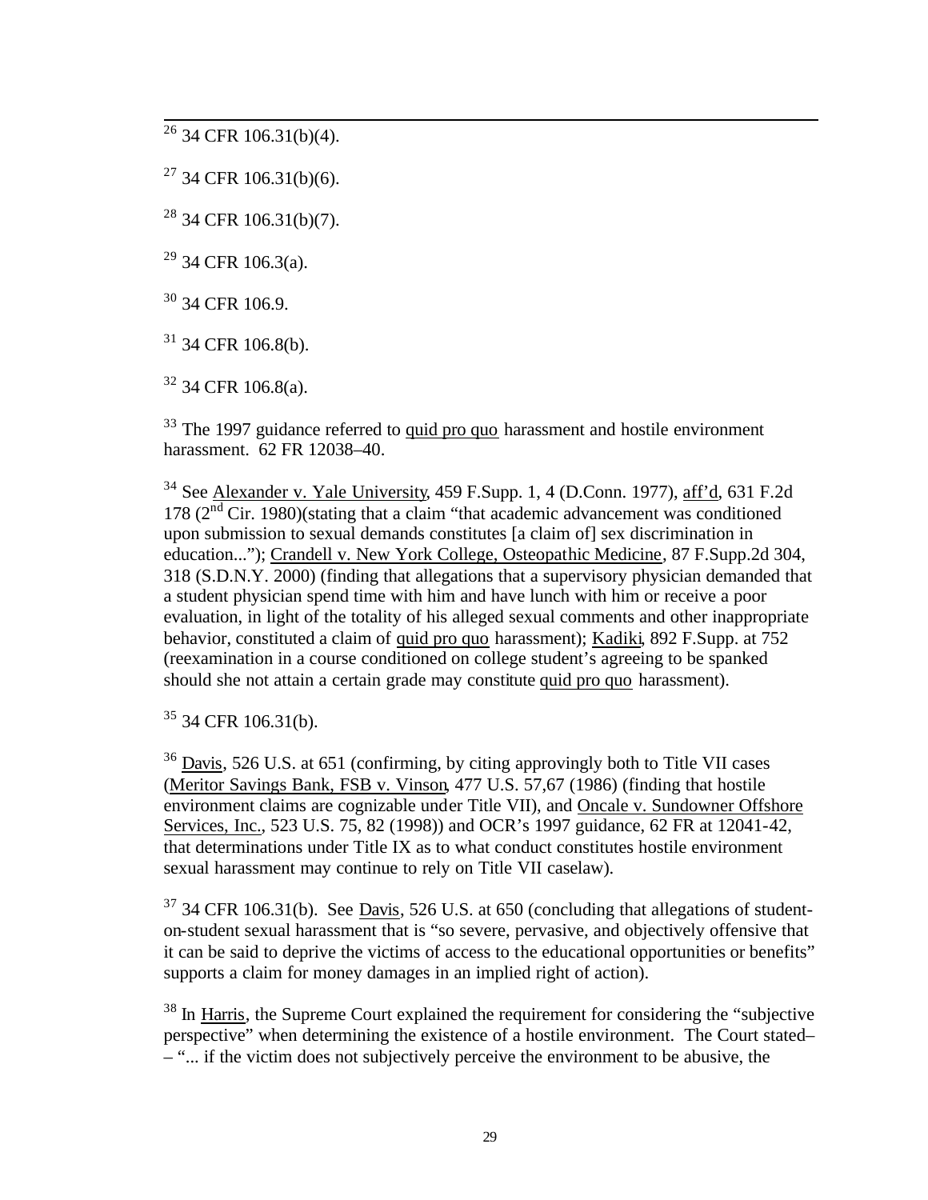[26] 34 CFR 106.31(b)(4).

[27] 34 CFR 106.31(b)(6).

[28] 34 CFR 106.31(b)(7).

[29] 34 CFR 106.3(a).

[30] 34 CFR 106.9.

[31] 34 CFR 106.8(b).

[32] 34 CFR 106.8(a).

[33] The 1997 guidance referred to quid pro quo harassment and hostile environment harassment. 62 FR 12038–40.

[34] See Alexander v. Yale University, 459 F.Supp. 1, 4 (D.Conn. 1977), aff'd, 631 F.2d 178 (2nd Cir. 1980)(stating that a claim "that academic advancement was conditioned upon submission to sexual demands constitutes [a claim of] sex discrimination in education..."); Crandell v. New York College, Osteopathic Medicine, 87 F.Supp.2d 304, 318 (S.D.N.Y. 2000) (finding that allegations that a supervisory physician demanded that a student physician spend time with him and have lunch with him or receive a poor evaluation, in light of the totality of his alleged sexual comments and other inappropriate behavior, constituted a claim of quid pro quo harassment); Kadiki, 892 F.Supp. at 752 (reexamination in a course conditioned on college student's agreeing to be spanked should she not attain a certain grade may constitute quid pro quo harassment).

[35] 34 CFR 106.31(b).

[36] Davis, 526 U.S. at 651 (confirming, by citing approvingly both to Title VII cases (Meritor Savings Bank, FSB v. Vinson, 477 U.S. 57,67 (1986) (finding that hostile environment claims are cognizable under Title VII), and Oncale v. Sundowner Offshore Services, Inc., 523 U.S. 75, 82 (1998)) and OCR's 1997 guidance, 62 FR at 12041-42, that determinations under Title IX as to what conduct constitutes hostile environment sexual harassment may continue to rely on Title VII caselaw).

[37] 34 CFR 106.31(b). See Davis, 526 U.S. at 650 (concluding that allegations of student-on-student sexual harassment that is "so severe, pervasive, and objectively offensive that it can be said to deprive the victims of access to the educational opportunities or benefits" supports a claim for money damages in an implied right of action).

[38] In Harris, the Supreme Court explained the requirement for considering the "subjective perspective" when determining the existence of a hostile environment. The Court stated–– "... if the victim does not subjectively perceive the environment to be abusive, the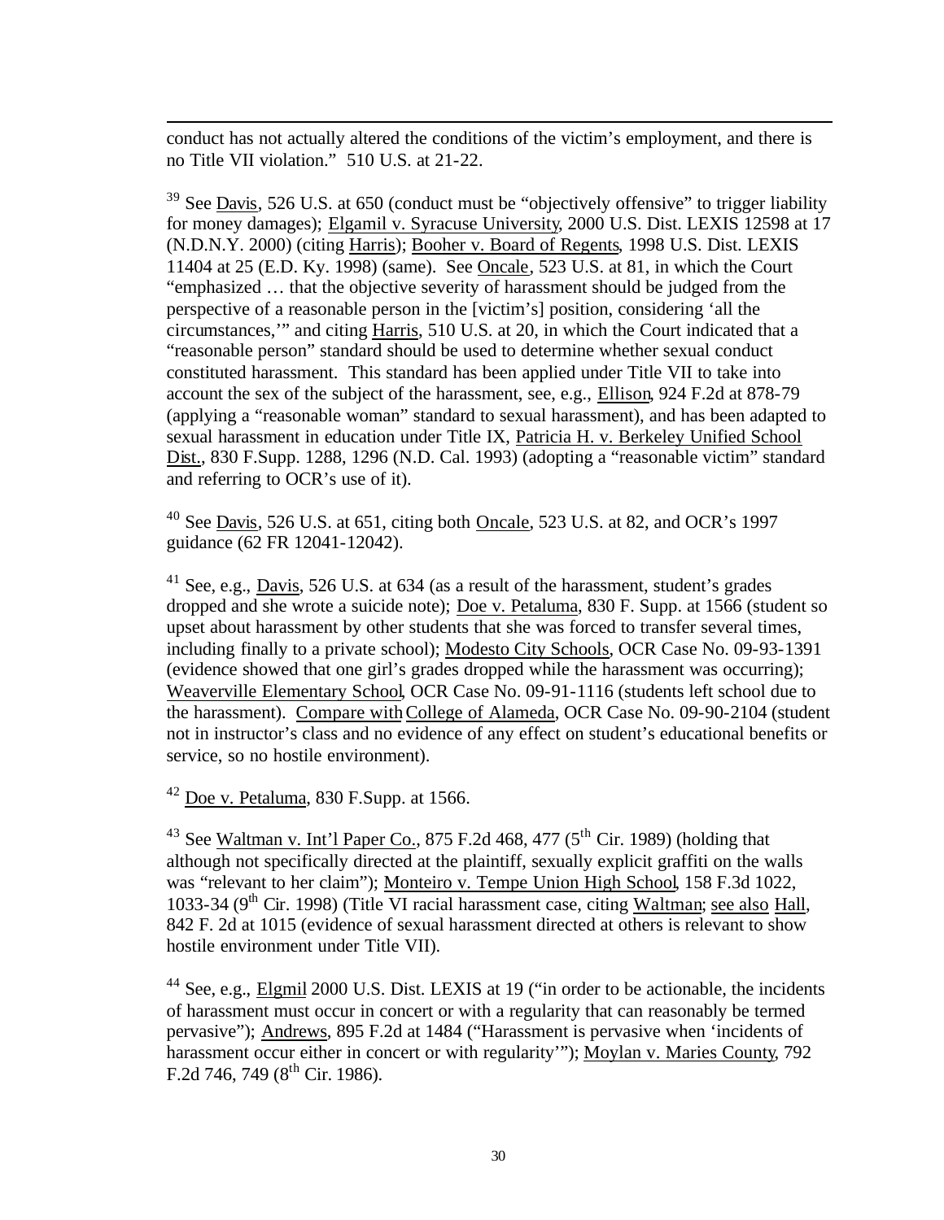conduct has not actually altered the conditions of the victim's employment, and there is no Title VII violation." 510 U.S. at 21-22.

[39] See Davis, 526 U.S. at 650 (conduct must be "objectively offensive" to trigger liability for money damages); Elgamil v. Syracuse University, 2000 U.S. Dist. LEXIS 12598 at 17 (N.D.N.Y. 2000) (citing Harris); Booher v. Board of Regents, 1998 U.S. Dist. LEXIS 11404 at 25 (E.D. Ky. 1998) (same). See Oncale, 523 U.S. at 81, in which the Court "emphasized … that the objective severity of harassment should be judged from the perspective of a reasonable person in the [victim's] position, considering 'all the circumstances,'" and citing Harris, 510 U.S. at 20, in which the Court indicated that a "reasonable person" standard should be used to determine whether sexual conduct constituted harassment. This standard has been applied under Title VII to take into account the sex of the subject of the harassment, see, e.g., Ellison, 924 F.2d at 878-79 (applying a "reasonable woman" standard to sexual harassment), and has been adapted to sexual harassment in education under Title IX, Patricia H. v. Berkeley Unified School Dist., 830 F.Supp. 1288, 1296 (N.D. Cal. 1993) (adopting a "reasonable victim" standard and referring to OCR's use of it).

[40] See Davis, 526 U.S. at 651, citing both Oncale, 523 U.S. at 82, and OCR's 1997 guidance (62 FR 12041-12042).

[41] See, e.g., Davis, 526 U.S. at 634 (as a result of the harassment, student's grades dropped and she wrote a suicide note); Doe v. Petaluma, 830 F. Supp. at 1566 (student so upset about harassment by other students that she was forced to transfer several times, including finally to a private school); Modesto City Schools, OCR Case No. 09-93-1391 (evidence showed that one girl's grades dropped while the harassment was occurring); Weaverville Elementary School, OCR Case No. 09-91-1116 (students left school due to the harassment). Compare with College of Alameda, OCR Case No. 09-90-2104 (student not in instructor's class and no evidence of any effect on student's educational benefits or service, so no hostile environment).

[42] Doe v. Petaluma, 830 F.Supp. at 1566.

[43] See Waltman v. Int'l Paper Co., 875 F.2d 468, 477 (5th Cir. 1989) (holding that although not specifically directed at the plaintiff, sexually explicit graffiti on the walls was "relevant to her claim"); Monteiro v. Tempe Union High School, 158 F.3d 1022, 1033-34 (9th Cir. 1998) (Title VI racial harassment case, citing Waltman; see also Hall, 842 F. 2d at 1015 (evidence of sexual harassment directed at others is relevant to show hostile environment under Title VII).

[44] See, e.g., Elgmil 2000 U.S. Dist. LEXIS at 19 ("in order to be actionable, the incidents of harassment must occur in concert or with a regularity that can reasonably be termed pervasive"); Andrews, 895 F.2d at 1484 ("Harassment is pervasive when 'incidents of harassment occur either in concert or with regularity'"); Moylan v. Maries County, 792 F.2d 746, 749 (8th Cir. 1986).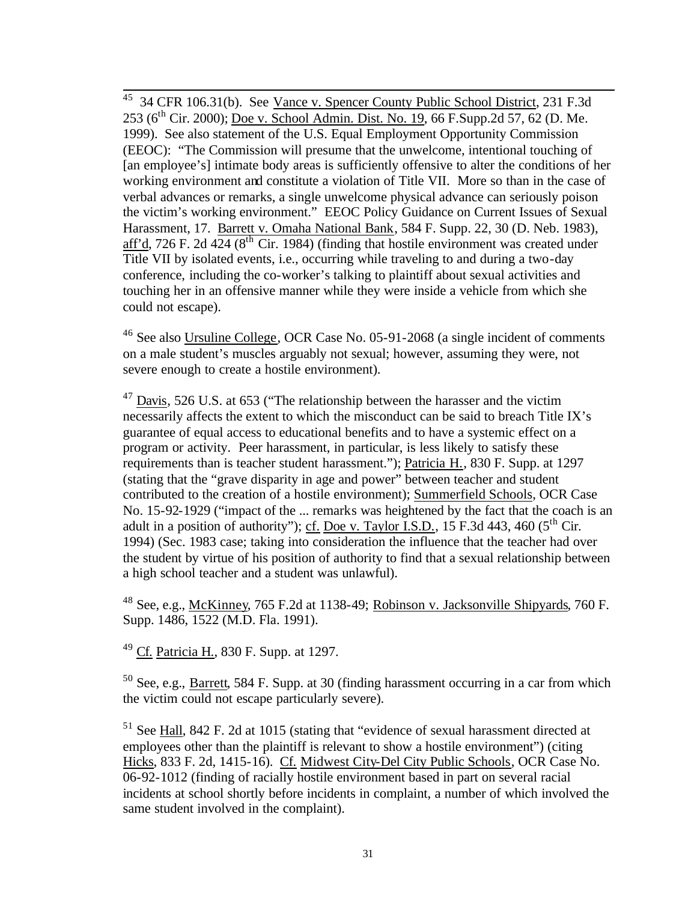[45] 34 CFR 106.31(b). See Vance v. Spencer County Public School District, 231 F.3d 253 (6th Cir. 2000); Doe v. School Admin. Dist. No. 19, 66 F.Supp.2d 57, 62 (D. Me. 1999). See also statement of the U.S. Equal Employment Opportunity Commission (EEOC): "The Commission will presume that the unwelcome, intentional touching of [an employee's] intimate body areas is sufficiently offensive to alter the conditions of her working environment and constitute a violation of Title VII. More so than in the case of verbal advances or remarks, a single unwelcome physical advance can seriously poison the victim's working environment." EEOC Policy Guidance on Current Issues of Sexual Harassment, 17. Barrett v. Omaha National Bank, 584 F. Supp. 22, 30 (D. Neb. 1983), aff'd, 726 F. 2d 424 (8th Cir. 1984) (finding that hostile environment was created under Title VII by isolated events, i.e., occurring while traveling to and during a two-day conference, including the co-worker's talking to plaintiff about sexual activities and touching her in an offensive manner while they were inside a vehicle from which she could not escape).

[46] See also Ursuline College, OCR Case No. 05-91-2068 (a single incident of comments on a male student's muscles arguably not sexual; however, assuming they were, not severe enough to create a hostile environment).

[47] Davis, 526 U.S. at 653 ("The relationship between the harasser and the victim necessarily affects the extent to which the misconduct can be said to breach Title IX's guarantee of equal access to educational benefits and to have a systemic effect on a program or activity. Peer harassment, in particular, is less likely to satisfy these requirements than is teacher student harassment."); Patricia H., 830 F. Supp. at 1297 (stating that the "grave disparity in age and power" between teacher and student contributed to the creation of a hostile environment); Summerfield Schools, OCR Case No. 15-92-1929 ("impact of the ... remarks was heightened by the fact that the coach is an adult in a position of authority"); cf. Doe v. Taylor I.S.D., 15 F.3d 443, 460 (5th Cir. 1994) (Sec. 1983 case; taking into consideration the influence that the teacher had over the student by virtue of his position of authority to find that a sexual relationship between a high school teacher and a student was unlawful).

[48] See, e.g., McKinney, 765 F.2d at 1138-49; Robinson v. Jacksonville Shipyards, 760 F. Supp. 1486, 1522 (M.D. Fla. 1991).

[49] Cf. Patricia H., 830 F. Supp. at 1297.

[50] See, e.g., Barrett, 584 F. Supp. at 30 (finding harassment occurring in a car from which the victim could not escape particularly severe).

[51] See Hall, 842 F. 2d at 1015 (stating that "evidence of sexual harassment directed at employees other than the plaintiff is relevant to show a hostile environment") (citing Hicks, 833 F. 2d, 1415-16). Cf. Midwest City-Del City Public Schools, OCR Case No. 06-92-1012 (finding of racially hostile environment based in part on several racial incidents at school shortly before incidents in complaint, a number of which involved the same student involved in the complaint).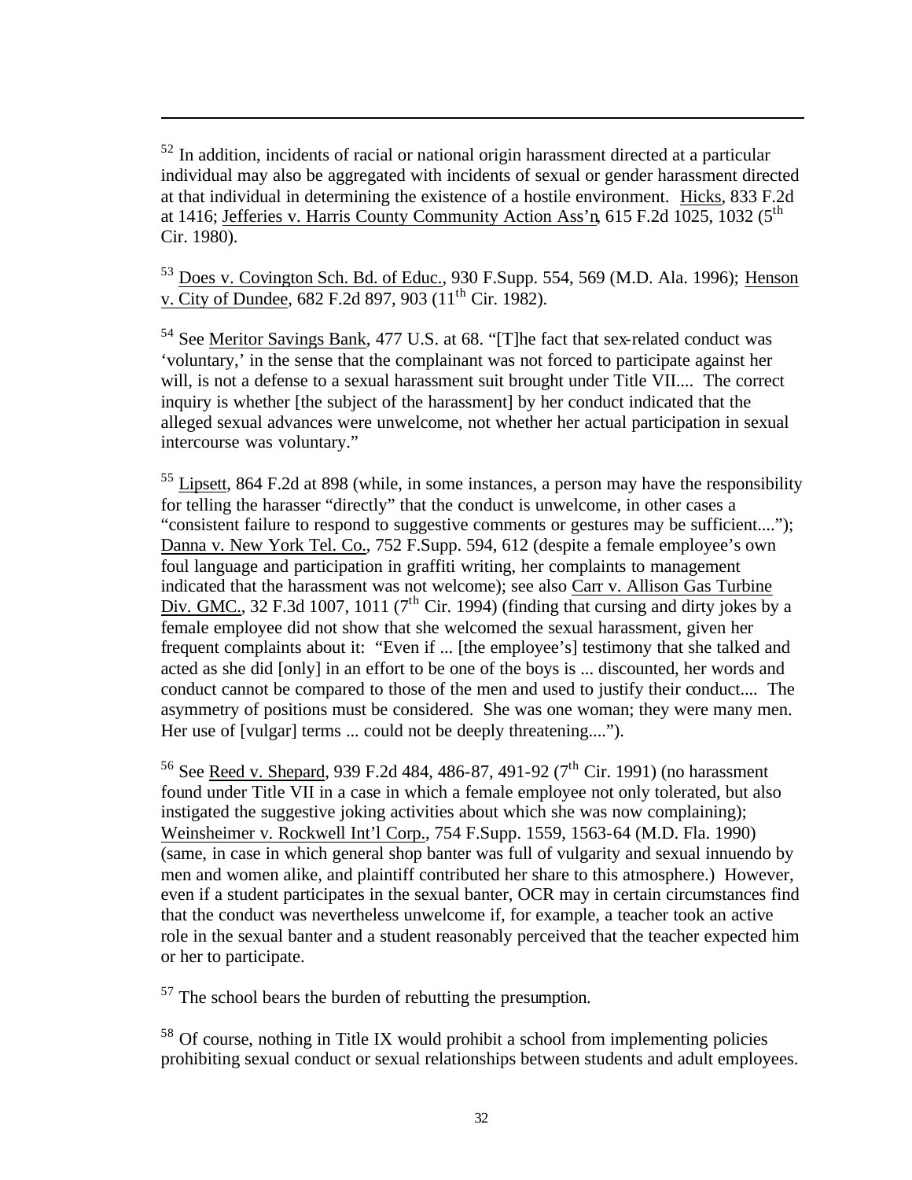---

[52] In addition, incidents of racial or national origin harassment directed at a particular individual may also be aggregated with incidents of sexual or gender harassment directed at that individual in determining the existence of a hostile environment. Hicks, 833 F.2d at 1416; Jefferies v. Harris County Community Action Ass'n, 615 F.2d 1025, 1032 (5th Cir. 1980).

[53] Does v. Covington Sch. Bd. of Educ., 930 F.Supp. 554, 569 (M.D. Ala. 1996); Henson v. City of Dundee, 682 F.2d 897, 903 (11th Cir. 1982).

[54] See Meritor Savings Bank, 477 U.S. at 68. "[T]he fact that sex-related conduct was 'voluntary,' in the sense that the complainant was not forced to participate against her will, is not a defense to a sexual harassment suit brought under Title VII.... The correct inquiry is whether [the subject of the harassment] by her conduct indicated that the alleged sexual advances were unwelcome, not whether her actual participation in sexual intercourse was voluntary."

[55] Lipsett, 864 F.2d at 898 (while, in some instances, a person may have the responsibility for telling the harasser "directly" that the conduct is unwelcome, in other cases a "consistent failure to respond to suggestive comments or gestures may be sufficient...."); Danna v. New York Tel. Co., 752 F.Supp. 594, 612 (despite a female employee's own foul language and participation in graffiti writing, her complaints to management indicated that the harassment was not welcome); see also Carr v. Allison Gas Turbine Div. GMC., 32 F.3d 1007, 1011 (7th Cir. 1994) (finding that cursing and dirty jokes by a female employee did not show that she welcomed the sexual harassment, given her frequent complaints about it: "Even if ... [the employee's] testimony that she talked and acted as she did [only] in an effort to be one of the boys is ... discounted, her words and conduct cannot be compared to those of the men and used to justify their conduct.... The asymmetry of positions must be considered. She was one woman; they were many men. Her use of [vulgar] terms ... could not be deeply threatening....").

[56] See Reed v. Shepard, 939 F.2d 484, 486-87, 491-92 (7th Cir. 1991) (no harassment found under Title VII in a case in which a female employee not only tolerated, but also instigated the suggestive joking activities about which she was now complaining); Weinsheimer v. Rockwell Int'l Corp., 754 F.Supp. 1559, 1563-64 (M.D. Fla. 1990) (same, in case in which general shop banter was full of vulgarity and sexual innuendo by men and women alike, and plaintiff contributed her share to this atmosphere.) However, even if a student participates in the sexual banter, OCR may in certain circumstances find that the conduct was nevertheless unwelcome if, for example, a teacher took an active role in the sexual banter and a student reasonably perceived that the teacher expected him or her to participate.

[57] The school bears the burden of rebutting the presumption.

[58] Of course, nothing in Title IX would prohibit a school from implementing policies prohibiting sexual conduct or sexual relationships between students and adult employees.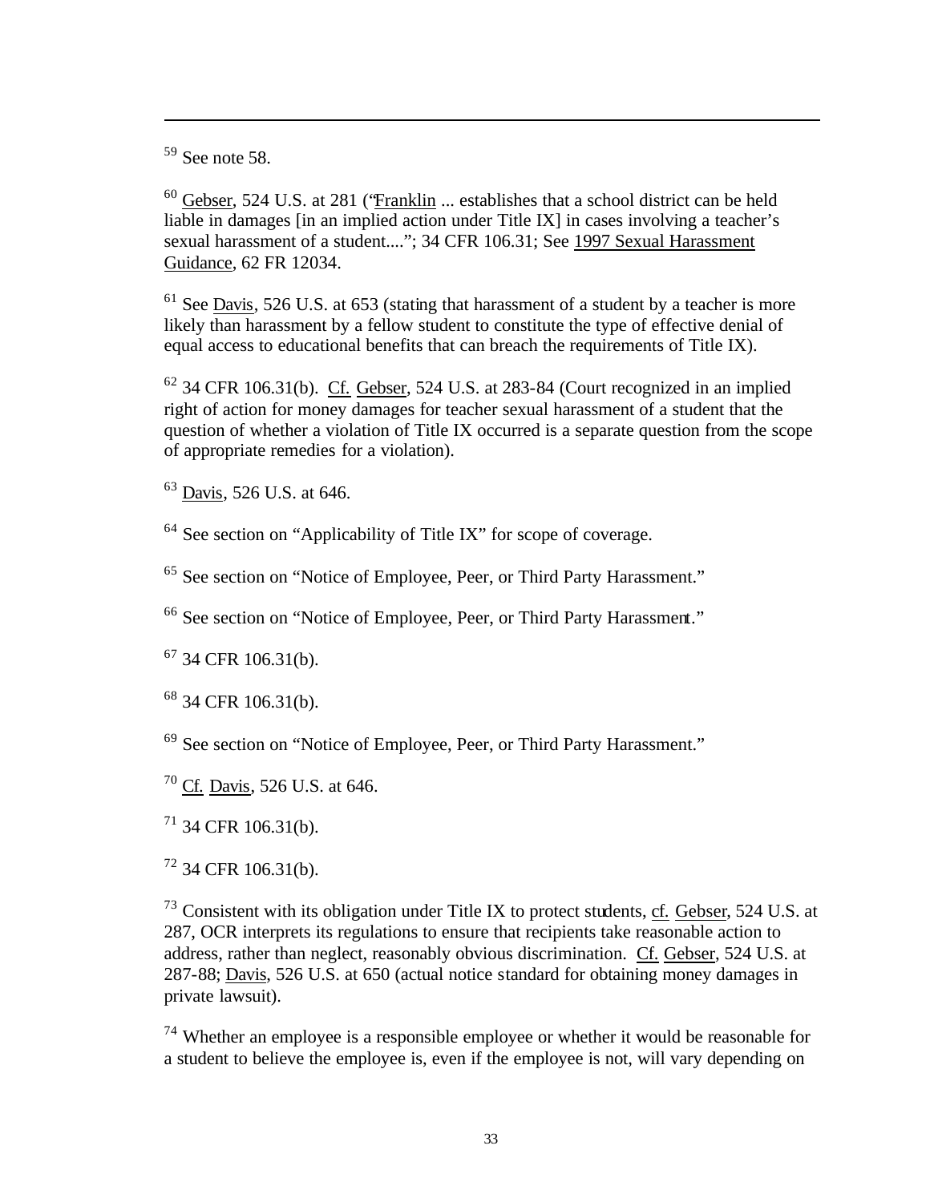[59] See note 58.

[60] Gebser, 524 U.S. at 281 ("Franklin ... establishes that a school district can be held liable in damages [in an implied action under Title IX] in cases involving a teacher's sexual harassment of a student...."; 34 CFR 106.31; See 1997 Sexual Harassment Guidance, 62 FR 12034.

[61] See Davis, 526 U.S. at 653 (stating that harassment of a student by a teacher is more likely than harassment by a fellow student to constitute the type of effective denial of equal access to educational benefits that can breach the requirements of Title IX).

[62] 34 CFR 106.31(b). Cf. Gebser, 524 U.S. at 283-84 (Court recognized in an implied right of action for money damages for teacher sexual harassment of a student that the question of whether a violation of Title IX occurred is a separate question from the scope of appropriate remedies for a violation).

[63] Davis, 526 U.S. at 646.

[64] See section on "Applicability of Title IX" for scope of coverage.

[65] See section on "Notice of Employee, Peer, or Third Party Harassment."

[66] See section on "Notice of Employee, Peer, or Third Party Harassment."

[67] 34 CFR 106.31(b).

[68] 34 CFR 106.31(b).

[69] See section on "Notice of Employee, Peer, or Third Party Harassment."

[70] Cf. Davis, 526 U.S. at 646.

[71] 34 CFR 106.31(b).

[72] 34 CFR 106.31(b).

[73] Consistent with its obligation under Title IX to protect students, cf. Gebser, 524 U.S. at 287, OCR interprets its regulations to ensure that recipients take reasonable action to address, rather than neglect, reasonably obvious discrimination. Cf. Gebser, 524 U.S. at 287-88; Davis, 526 U.S. at 650 (actual notice standard for obtaining money damages in private lawsuit).

[74] Whether an employee is a responsible employee or whether it would be reasonable for a student to believe the employee is, even if the employee is not, will vary depending on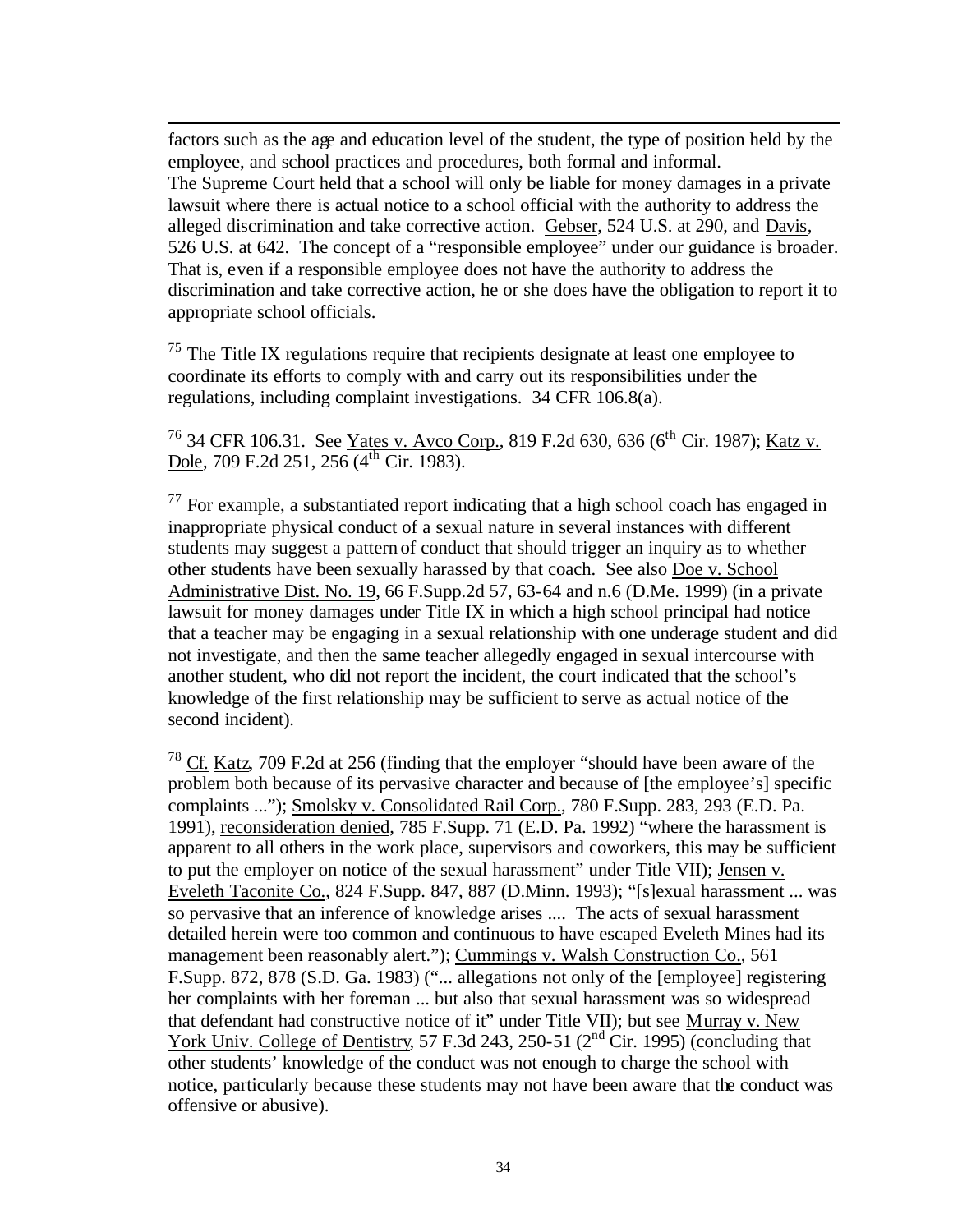factors such as the age and education level of the student, the type of position held by the employee, and school practices and procedures, both formal and informal.

The Supreme Court held that a school will only be liable for money damages in a private lawsuit where there is actual notice to a school official with the authority to address the alleged discrimination and take corrective action. Gebser, 524 U.S. at 290, and Davis, 526 U.S. at 642. The concept of a "responsible employee" under our guidance is broader. That is, even if a responsible employee does not have the authority to address the discrimination and take corrective action, he or she does have the obligation to report it to appropriate school officials.

[75] The Title IX regulations require that recipients designate at least one employee to coordinate its efforts to comply with and carry out its responsibilities under the regulations, including complaint investigations. 34 CFR 106.8(a).

[76] 34 CFR 106.31. See Yates v. Avco Corp., 819 F.2d 630, 636 (6th Cir. 1987); Katz v. Dole, 709 F.2d 251, 256 (4th Cir. 1983).

[77] For example, a substantiated report indicating that a high school coach has engaged in inappropriate physical conduct of a sexual nature in several instances with different students may suggest a pattern of conduct that should trigger an inquiry as to whether other students have been sexually harassed by that coach. See also Doe v. School Administrative Dist. No. 19, 66 F.Supp.2d 57, 63-64 and n.6 (D.Me. 1999) (in a private lawsuit for money damages under Title IX in which a high school principal had notice that a teacher may be engaging in a sexual relationship with one underage student and did not investigate, and then the same teacher allegedly engaged in sexual intercourse with another student, who did not report the incident, the court indicated that the school's knowledge of the first relationship may be sufficient to serve as actual notice of the second incident).

[78] Cf. Katz, 709 F.2d at 256 (finding that the employer "should have been aware of the problem both because of its pervasive character and because of [the employee's] specific complaints ..."); Smolsky v. Consolidated Rail Corp., 780 F.Supp. 283, 293 (E.D. Pa. 1991), reconsideration denied, 785 F.Supp. 71 (E.D. Pa. 1992) "where the harassment is apparent to all others in the work place, supervisors and coworkers, this may be sufficient to put the employer on notice of the sexual harassment" under Title VII); Jensen v. Eveleth Taconite Co., 824 F.Supp. 847, 887 (D.Minn. 1993); "[s]exual harassment ... was so pervasive that an inference of knowledge arises .... The acts of sexual harassment detailed herein were too common and continuous to have escaped Eveleth Mines had its management been reasonably alert."); Cummings v. Walsh Construction Co., 561 F.Supp. 872, 878 (S.D. Ga. 1983) ("... allegations not only of the [employee] registering her complaints with her foreman ... but also that sexual harassment was so widespread that defendant had constructive notice of it" under Title VII); but see Murray v. New York Univ. College of Dentistry, 57 F.3d 243, 250-51 (2nd Cir. 1995) (concluding that other students' knowledge of the conduct was not enough to charge the school with notice, particularly because these students may not have been aware that the conduct was offensive or abusive).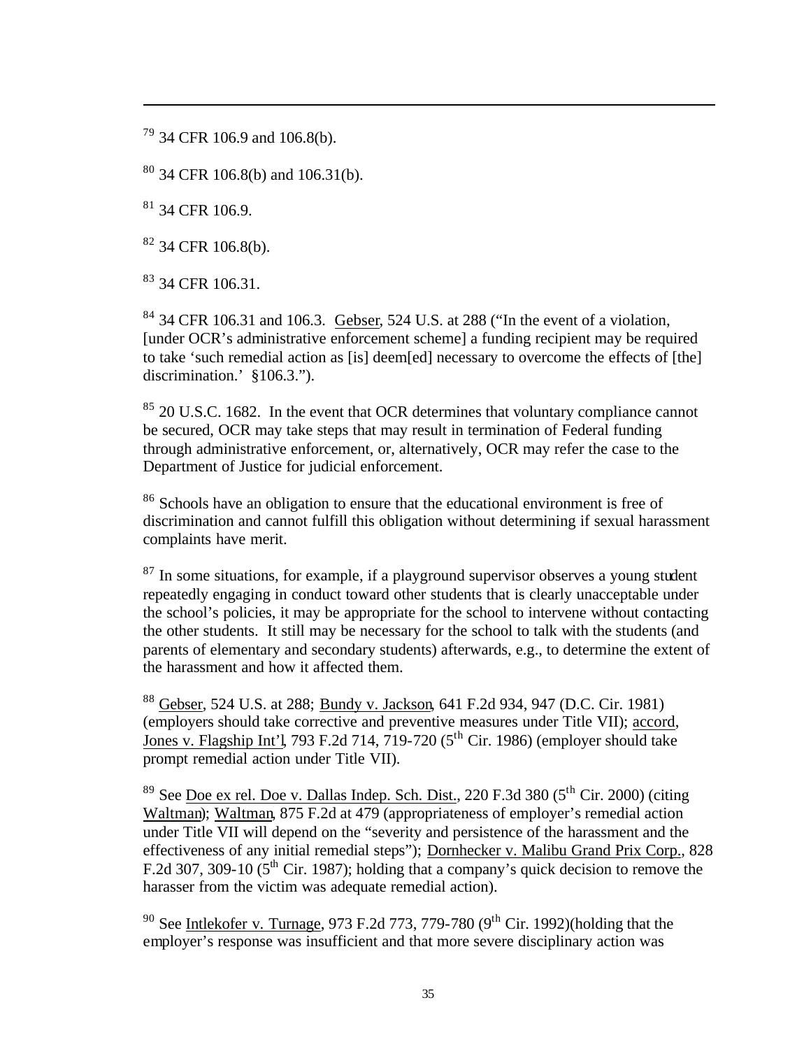[79] 34 CFR 106.9 and 106.8(b).

[80] 34 CFR 106.8(b) and 106.31(b).

[81] 34 CFR 106.9.

[82] 34 CFR 106.8(b).

[83] 34 CFR 106.31.

[84] 34 CFR 106.31 and 106.3. Gebser, 524 U.S. at 288 ("In the event of a violation, [under OCR's administrative enforcement scheme] a funding recipient may be required to take 'such remedial action as [is] deem[ed] necessary to overcome the effects of [the] discrimination.' §106.3.").

[85] 20 U.S.C. 1682. In the event that OCR determines that voluntary compliance cannot be secured, OCR may take steps that may result in termination of Federal funding through administrative enforcement, or, alternatively, OCR may refer the case to the Department of Justice for judicial enforcement.

[86] Schools have an obligation to ensure that the educational environment is free of discrimination and cannot fulfill this obligation without determining if sexual harassment complaints have merit.

[87] In some situations, for example, if a playground supervisor observes a young student repeatedly engaging in conduct toward other students that is clearly unacceptable under the school's policies, it may be appropriate for the school to intervene without contacting the other students. It still may be necessary for the school to talk with the students (and parents of elementary and secondary students) afterwards, e.g., to determine the extent of the harassment and how it affected them.

[88] Gebser, 524 U.S. at 288; Bundy v. Jackson, 641 F.2d 934, 947 (D.C. Cir. 1981) (employers should take corrective and preventive measures under Title VII); accord, Jones v. Flagship Int'l, 793 F.2d 714, 719-720 (5th Cir. 1986) (employer should take prompt remedial action under Title VII).

[89] See Doe ex rel. Doe v. Dallas Indep. Sch. Dist., 220 F.3d 380 (5th Cir. 2000) (citing Waltman); Waltman, 875 F.2d at 479 (appropriateness of employer's remedial action under Title VII will depend on the "severity and persistence of the harassment and the effectiveness of any initial remedial steps"); Dornhecker v. Malibu Grand Prix Corp., 828 F.2d 307, 309-10 (5th Cir. 1987); holding that a company's quick decision to remove the harasser from the victim was adequate remedial action).

[90] See Intlekofer v. Turnage, 973 F.2d 773, 779-780 (9th Cir. 1992)(holding that the employer's response was insufficient and that more severe disciplinary action was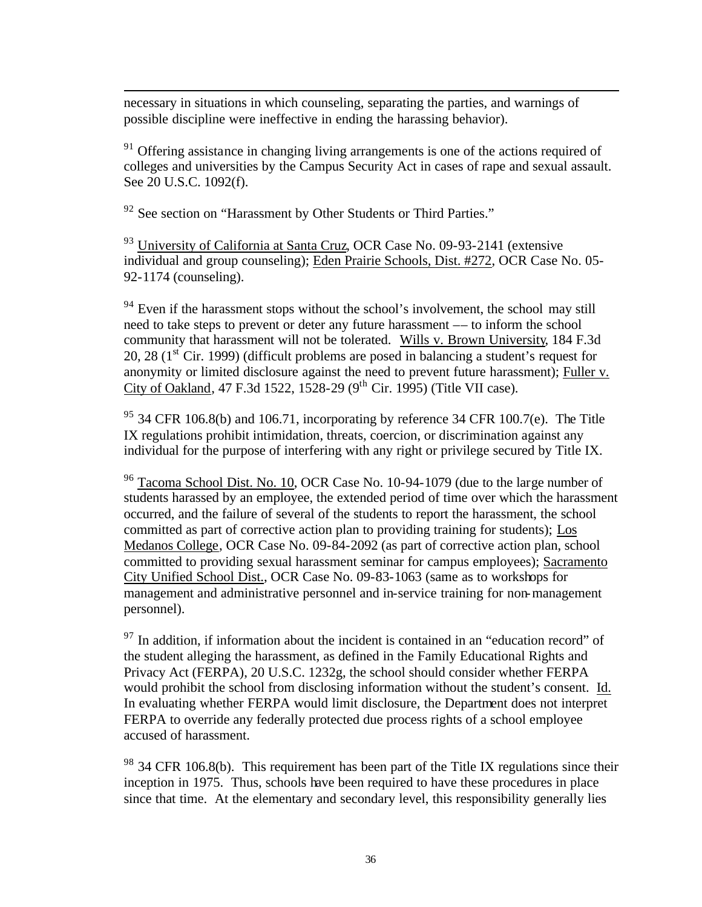necessary in situations in which counseling, separating the parties, and warnings of possible discipline were ineffective in ending the harassing behavior).

[91] Offering assistance in changing living arrangements is one of the actions required of colleges and universities by the Campus Security Act in cases of rape and sexual assault. See 20 U.S.C. 1092(f).

[92] See section on "Harassment by Other Students or Third Parties."

[93] University of California at Santa Cruz, OCR Case No. 09-93-2141 (extensive individual and group counseling); Eden Prairie Schools, Dist. #272, OCR Case No. 05-92-1174 (counseling).

[94] Even if the harassment stops without the school's involvement, the school may still need to take steps to prevent or deter any future harassment –– to inform the school community that harassment will not be tolerated. Wills v. Brown University, 184 F.3d 20, 28 (1st Cir. 1999) (difficult problems are posed in balancing a student's request for anonymity or limited disclosure against the need to prevent future harassment); Fuller v. City of Oakland, 47 F.3d 1522, 1528-29 (9th Cir. 1995) (Title VII case).

[95] 34 CFR 106.8(b) and 106.71, incorporating by reference 34 CFR 100.7(e). The Title IX regulations prohibit intimidation, threats, coercion, or discrimination against any individual for the purpose of interfering with any right or privilege secured by Title IX.

[96] Tacoma School Dist. No. 10, OCR Case No. 10-94-1079 (due to the large number of students harassed by an employee, the extended period of time over which the harassment occurred, and the failure of several of the students to report the harassment, the school committed as part of corrective action plan to providing training for students); Los Medanos College, OCR Case No. 09-84-2092 (as part of corrective action plan, school committed to providing sexual harassment seminar for campus employees); Sacramento City Unified School Dist., OCR Case No. 09-83-1063 (same as to workshops for management and administrative personnel and in-service training for non-management personnel).

[97] In addition, if information about the incident is contained in an "education record" of the student alleging the harassment, as defined in the Family Educational Rights and Privacy Act (FERPA), 20 U.S.C. 1232g, the school should consider whether FERPA would prohibit the school from disclosing information without the student's consent. Id. In evaluating whether FERPA would limit disclosure, the Department does not interpret FERPA to override any federally protected due process rights of a school employee accused of harassment.

[98] 34 CFR 106.8(b). This requirement has been part of the Title IX regulations since their inception in 1975. Thus, schools have been required to have these procedures in place since that time. At the elementary and secondary level, this responsibility generally lies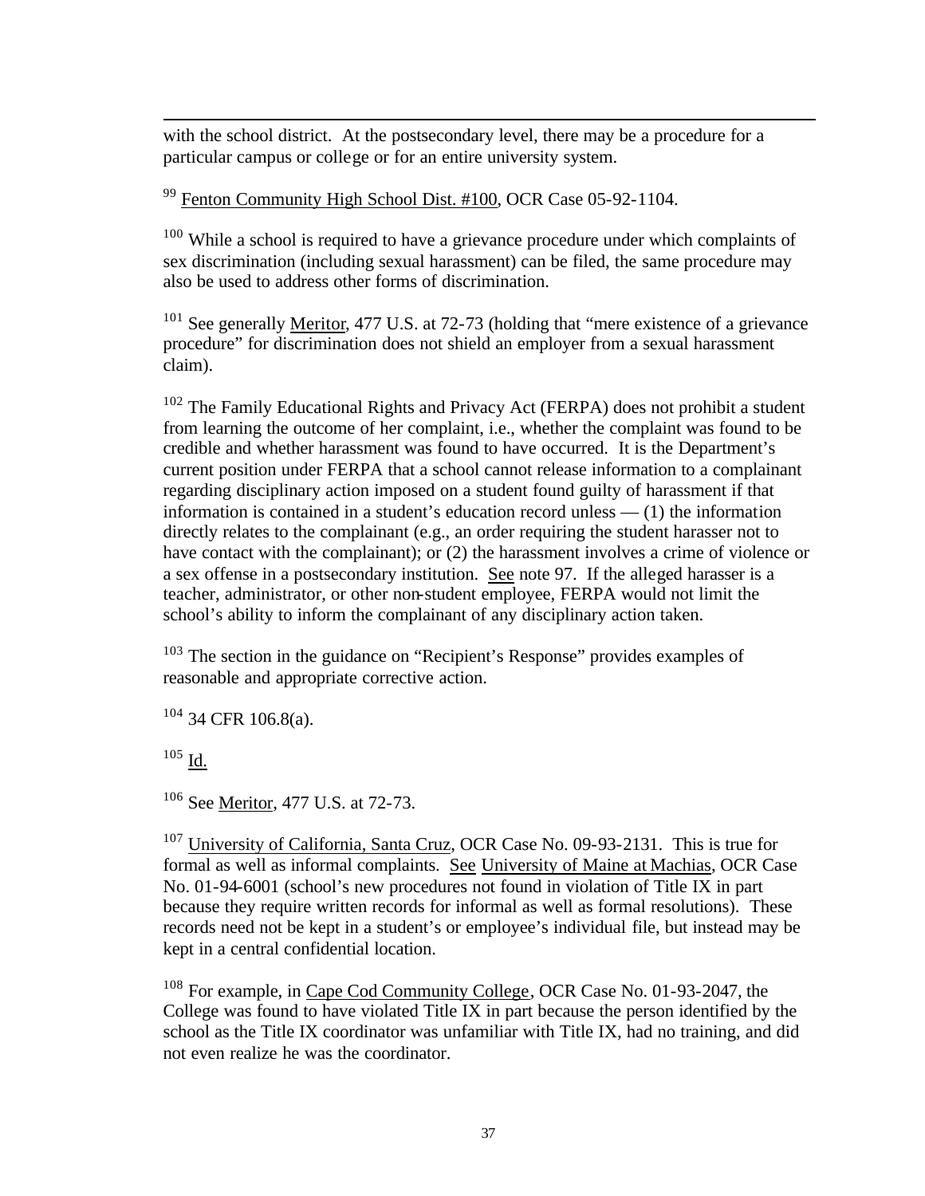with the school district. At the postsecondary level, there may be a procedure for a particular campus or college or for an entire university system.

[99] Fenton Community High School Dist. #100, OCR Case 05-92-1104.

[100] While a school is required to have a grievance procedure under which complaints of sex discrimination (including sexual harassment) can be filed, the same procedure may also be used to address other forms of discrimination.

[101] See generally Meritor, 477 U.S. at 72-73 (holding that "mere existence of a grievance procedure" for discrimination does not shield an employer from a sexual harassment claim).

[102] The Family Educational Rights and Privacy Act (FERPA) does not prohibit a student from learning the outcome of her complaint, i.e., whether the complaint was found to be credible and whether harassment was found to have occurred. It is the Department's current position under FERPA that a school cannot release information to a complainant regarding disciplinary action imposed on a student found guilty of harassment if that information is contained in a student's education record unless — (1) the information directly relates to the complainant (e.g., an order requiring the student harasser not to have contact with the complainant); or (2) the harassment involves a crime of violence or a sex offense in a postsecondary institution. See note 97. If the alleged harasser is a teacher, administrator, or other non-student employee, FERPA would not limit the school's ability to inform the complainant of any disciplinary action taken.

[103] The section in the guidance on "Recipient's Response" provides examples of reasonable and appropriate corrective action.

[104] 34 CFR 106.8(a).

[105] Id.

[106] See Meritor, 477 U.S. at 72-73.

[107] University of California, Santa Cruz, OCR Case No. 09-93-2131. This is true for formal as well as informal complaints. See University of Maine at Machias, OCR Case No. 01-94-6001 (school's new procedures not found in violation of Title IX in part because they require written records for informal as well as formal resolutions). These records need not be kept in a student's or employee's individual file, but instead may be kept in a central confidential location.

[108] For example, in Cape Cod Community College, OCR Case No. 01-93-2047, the College was found to have violated Title IX in part because the person identified by the school as the Title IX coordinator was unfamiliar with Title IX, had no training, and did not even realize he was the coordinator.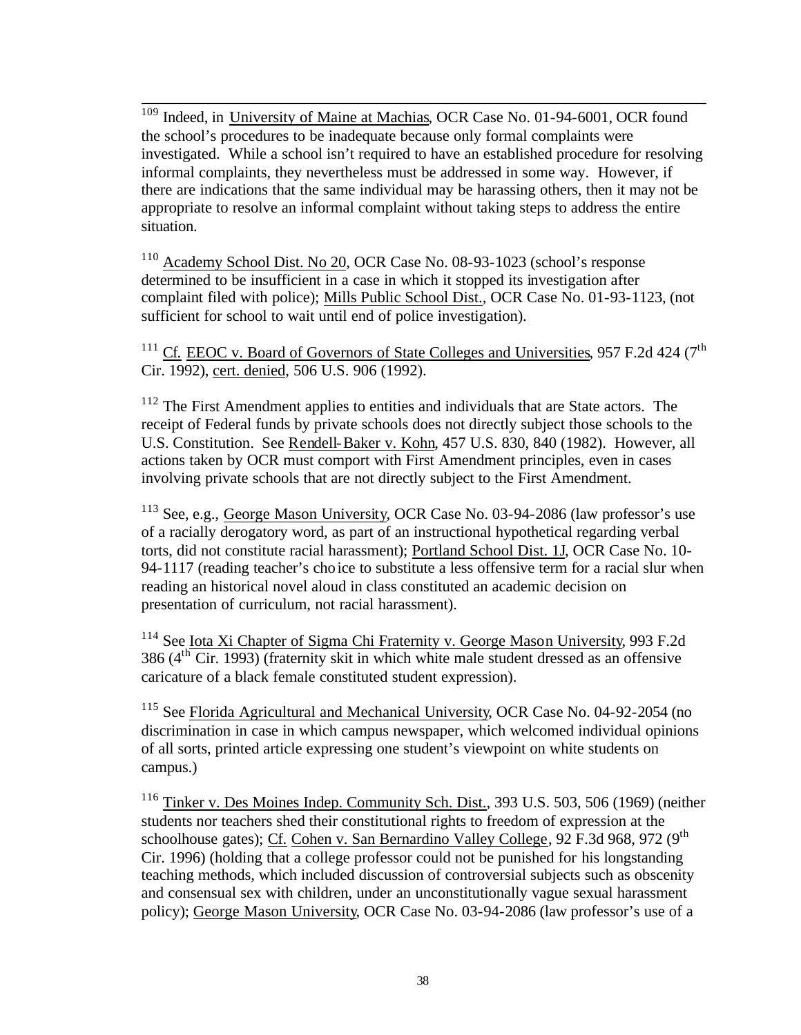[109] Indeed, in University of Maine at Machias, OCR Case No. 01-94-6001, OCR found the school's procedures to be inadequate because only formal complaints were investigated. While a school isn't required to have an established procedure for resolving informal complaints, they nevertheless must be addressed in some way. However, if there are indications that the same individual may be harassing others, then it may not be appropriate to resolve an informal complaint without taking steps to address the entire situation.

[110] Academy School Dist. No 20, OCR Case No. 08-93-1023 (school's response determined to be insufficient in a case in which it stopped its investigation after complaint filed with police); Mills Public School Dist., OCR Case No. 01-93-1123, (not sufficient for school to wait until end of police investigation).

[111] Cf. EEOC v. Board of Governors of State Colleges and Universities, 957 F.2d 424 (7th Cir. 1992), cert. denied, 506 U.S. 906 (1992).

[112] The First Amendment applies to entities and individuals that are State actors. The receipt of Federal funds by private schools does not directly subject those schools to the U.S. Constitution. See Rendell-Baker v. Kohn, 457 U.S. 830, 840 (1982). However, all actions taken by OCR must comport with First Amendment principles, even in cases involving private schools that are not directly subject to the First Amendment.

[113] See, e.g., George Mason University, OCR Case No. 03-94-2086 (law professor's use of a racially derogatory word, as part of an instructional hypothetical regarding verbal torts, did not constitute racial harassment); Portland School Dist. 1J, OCR Case No. 10-94-1117 (reading teacher's choice to substitute a less offensive term for a racial slur when reading an historical novel aloud in class constituted an academic decision on presentation of curriculum, not racial harassment).

[114] See Iota Xi Chapter of Sigma Chi Fraternity v. George Mason University, 993 F.2d 386 (4th Cir. 1993) (fraternity skit in which white male student dressed as an offensive caricature of a black female constituted student expression).

[115] See Florida Agricultural and Mechanical University, OCR Case No. 04-92-2054 (no discrimination in case in which campus newspaper, which welcomed individual opinions of all sorts, printed article expressing one student's viewpoint on white students on campus.)

[116] Tinker v. Des Moines Indep. Community Sch. Dist., 393 U.S. 503, 506 (1969) (neither students nor teachers shed their constitutional rights to freedom of expression at the schoolhouse gates); Cf. Cohen v. San Bernardino Valley College, 92 F.3d 968, 972 (9th Cir. 1996) (holding that a college professor could not be punished for his longstanding teaching methods, which included discussion of controversial subjects such as obscenity and consensual sex with children, under an unconstitutionally vague sexual harassment policy); George Mason University, OCR Case No. 03-94-2086 (law professor's use of a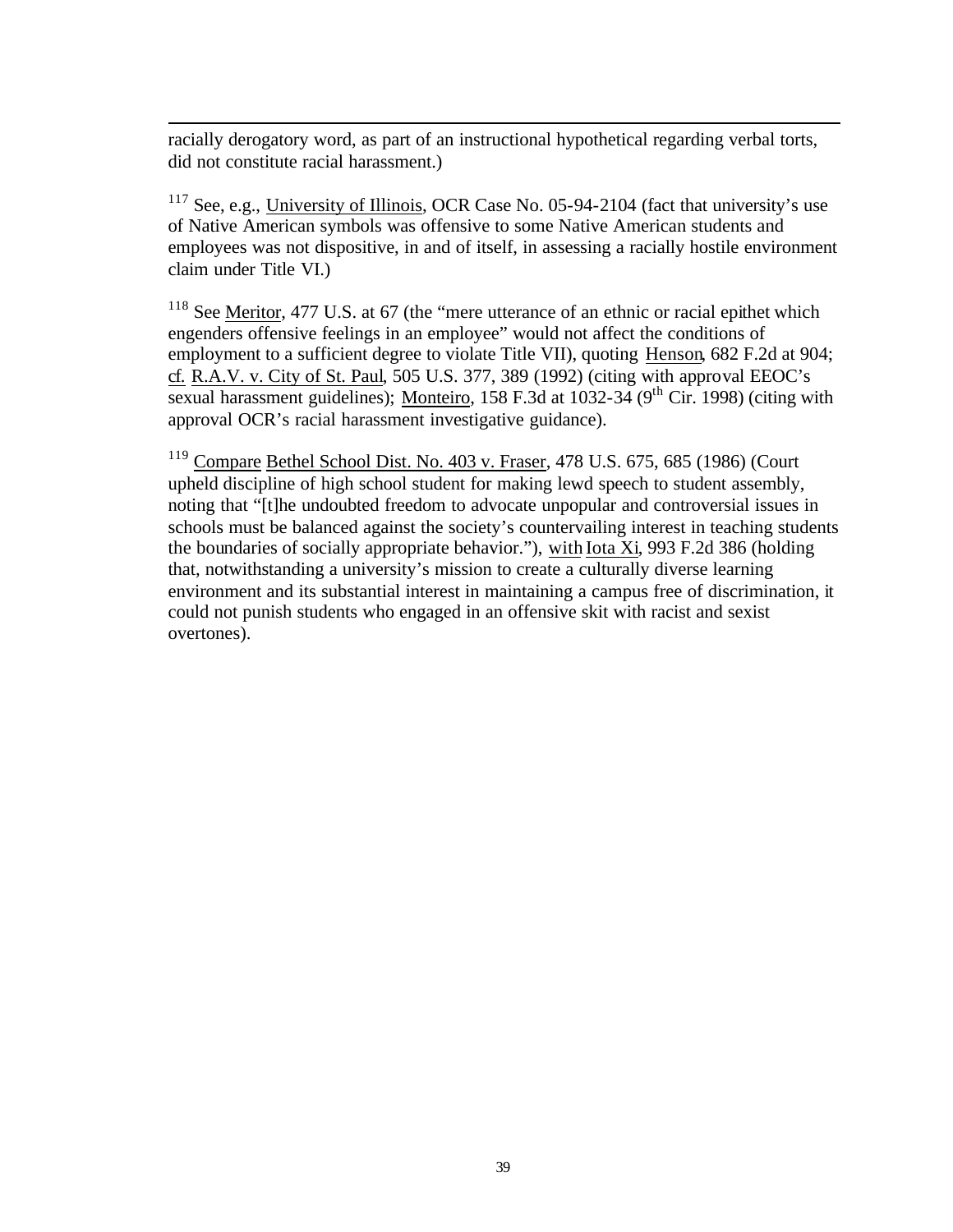racially derogatory word, as part of an instructional hypothetical regarding verbal torts, did not constitute racial harassment.)

[117] See, e.g., University of Illinois, OCR Case No. 05-94-2104 (fact that university's use of Native American symbols was offensive to some Native American students and employees was not dispositive, in and of itself, in assessing a racially hostile environment claim under Title VI.)

[118] See Meritor, 477 U.S. at 67 (the "mere utterance of an ethnic or racial epithet which engenders offensive feelings in an employee" would not affect the conditions of employment to a sufficient degree to violate Title VII), quoting Henson, 682 F.2d at 904; cf. R.A.V. v. City of St. Paul, 505 U.S. 377, 389 (1992) (citing with approval EEOC's sexual harassment guidelines); Monteiro, 158 F.3d at 1032-34 (9th Cir. 1998) (citing with approval OCR's racial harassment investigative guidance).

[119] Compare Bethel School Dist. No. 403 v. Fraser, 478 U.S. 675, 685 (1986) (Court upheld discipline of high school student for making lewd speech to student assembly, noting that "[t]he undoubted freedom to advocate unpopular and controversial issues in schools must be balanced against the society's countervailing interest in teaching students the boundaries of socially appropriate behavior."), with Iota Xi, 993 F.2d 386 (holding that, notwithstanding a university's mission to create a culturally diverse learning environment and its substantial interest in maintaining a campus free of discrimination, it could not punish students who engaged in an offensive skit with racist and sexist overtones).